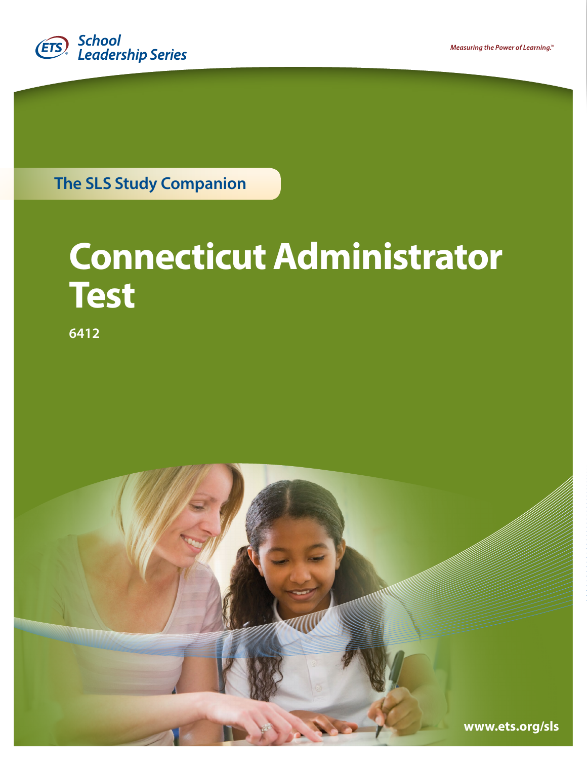ETS School Leadership Series

*Measuring the Power of Learning.*™

**The SLS Study Companion**

# Connecticut Administrator Test

**6412**

**www.ets.org/sls**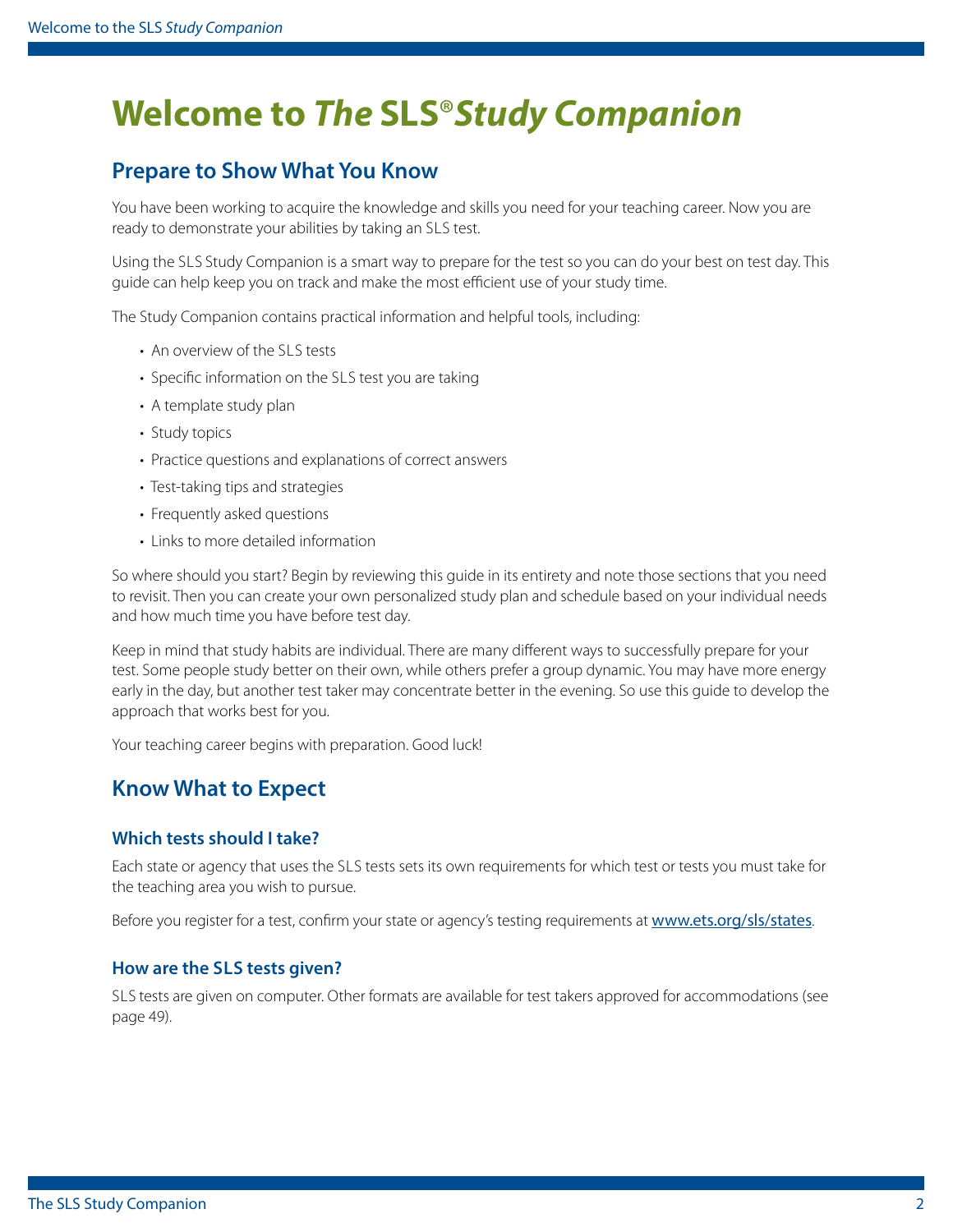# Welcome to *The* SLS® *Study Companion*

## Prepare to Show What You Know

You have been working to acquire the knowledge and skills you need for your teaching career. Now you are ready to demonstrate your abilities by taking an SLS test.

Using the SLS Study Companion is a smart way to prepare for the test so you can do your best on test day. This guide can help keep you on track and make the most efficient use of your study time.

The Study Companion contains practical information and helpful tools, including:

- An overview of the SLS tests
- Specific information on the SLS test you are taking
- A template study plan
- Study topics
- Practice questions and explanations of correct answers
- Test-taking tips and strategies
- Frequently asked questions
- Links to more detailed information

So where should you start? Begin by reviewing this guide in its entirety and note those sections that you need to revisit. Then you can create your own personalized study plan and schedule based on your individual needs and how much time you have before test day.

Keep in mind that study habits are individual. There are many different ways to successfully prepare for your test. Some people study better on their own, while others prefer a group dynamic. You may have more energy early in the day, but another test taker may concentrate better in the evening. So use this guide to develop the approach that works best for you.

Your teaching career begins with preparation. Good luck!

## Know What to Expect

### Which tests should I take?

Each state or agency that uses the SLS tests sets its own requirements for which test or tests you must take for the teaching area you wish to pursue.

Before you register for a test, confirm your state or agency's testing requirements at [www.ets.org/sls/states](www.ets.org/sls/states).

### How are the SLS tests given?

SLS tests are given on computer. Other formats are available for test takers approved for accommodations (see page 49).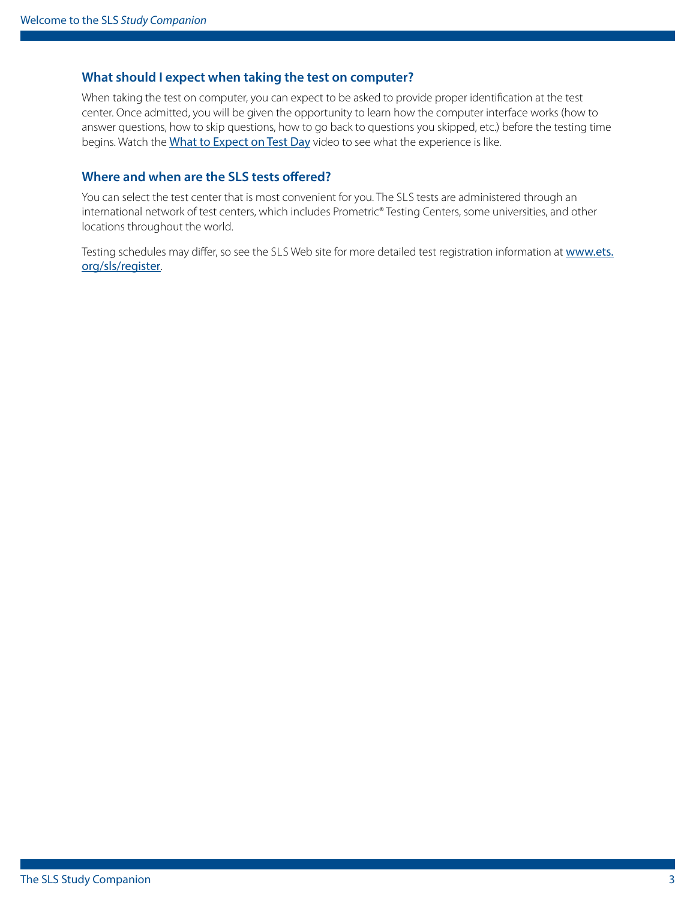### What should I expect when taking the test on computer?

When taking the test on computer, you can expect to be asked to provide proper identification at the test center. Once admitted, you will be given the opportunity to learn how the computer interface works (how to answer questions, how to skip questions, how to go back to questions you skipped, etc.) before the testing time begins. Watch the What to Expect on Test Day video to see what the experience is like.

### Where and when are the SLS tests offered?

You can select the test center that is most convenient for you. The SLS tests are administered through an international network of test centers, which includes Prometric® Testing Centers, some universities, and other locations throughout the world.

Testing schedules may differ, so see the SLS Web site for more detailed test registration information at www.ets.org/sls/register.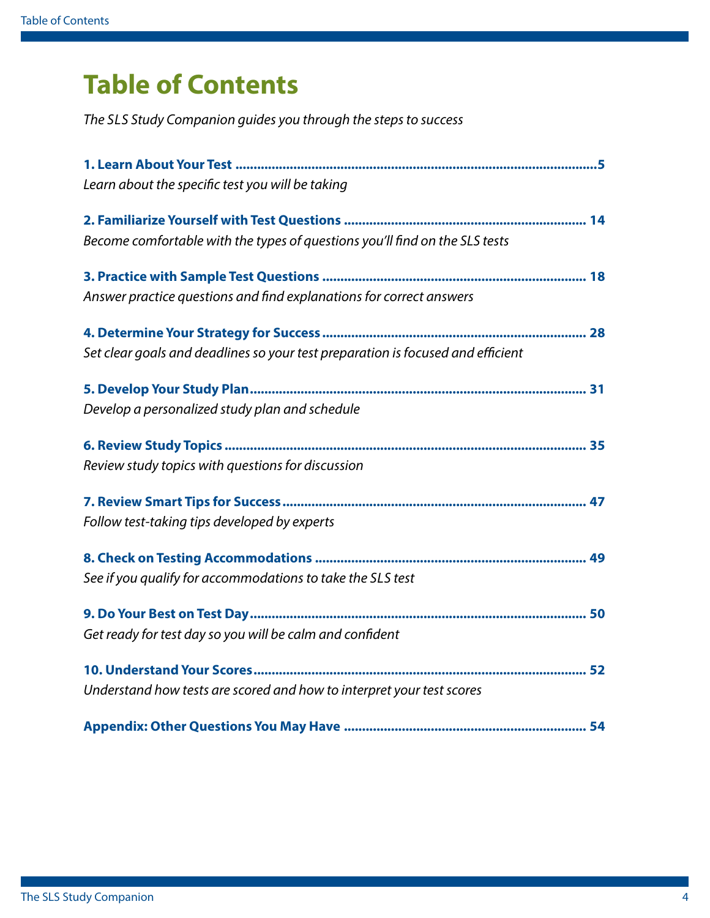# Table of Contents

*The SLS Study Companion guides you through the steps to success*

**1. Learn About Your Test .......................................................................................... 5**
*Learn about the specific test you will be taking*

**2. Familiarize Yourself with Test Questions .................................................................. 14**
*Become comfortable with the types of questions you'll find on the SLS tests*

**3. Practice with Sample Test Questions ...................................................................... 18**
*Answer practice questions and find explanations for correct answers*

**4. Determine Your Strategy for Success ...................................................................... 28**
*Set clear goals and deadlines so your test preparation is focused and efficient*

**5. Develop Your Study Plan ........................................................................................ 31**
*Develop a personalized study plan and schedule*

**6. Review Study Topics ................................................................................................ 35**
*Review study topics with questions for discussion*

**7. Review Smart Tips for Success ................................................................................ 47**
*Follow test-taking tips developed by experts*

**8. Check on Testing Accommodations ......................................................................... 49**
*See if you qualify for accommodations to take the SLS test*

**9. Do Your Best on Test Day ........................................................................................ 50**
*Get ready for test day so you will be calm and confident*

**10. Understand Your Scores ......................................................................................... 52**
*Understand how tests are scored and how to interpret your test scores*

**Appendix: Other Questions You May Have .................................................................. 54**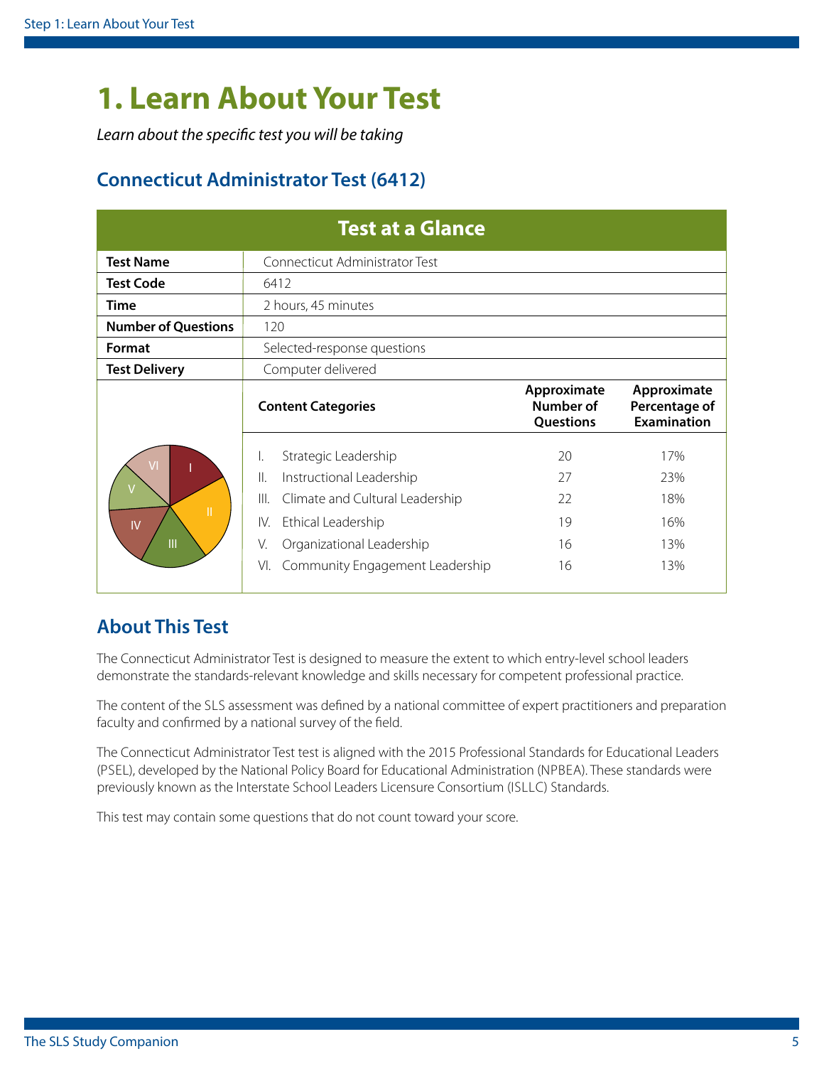# 1. Learn About Your Test

*Learn about the specific test you will be taking*

## Connecticut Administrator Test (6412)

| Test at a Glance | |
|---|---|
| **Test Name** | Connecticut Administrator Test |
| **Test Code** | 6412 |
| **Time** | 2 hours, 45 minutes |
| **Number of Questions** | 120 |
| **Format** | Selected-response questions |
| **Test Delivery** | Computer delivered |

| Content Categories | Approximate Number of Questions | Approximate Percentage of Examination |
|---|---|---|
| I. Strategic Leadership | 20 | 17% |
| II. Instructional Leadership | 27 | 23% |
| III. Climate and Cultural Leadership | 22 | 18% |
| IV. Ethical Leadership | 19 | 16% |
| V. Organizational Leadership | 16 | 13% |
| VI. Community Engagement Leadership | 16 | 13% |

## About This Test

The Connecticut Administrator Test is designed to measure the extent to which entry-level school leaders demonstrate the standards-relevant knowledge and skills necessary for competent professional practice.

The content of the SLS assessment was defined by a national committee of expert practitioners and preparation faculty and confirmed by a national survey of the field.

The Connecticut Administrator Test test is aligned with the 2015 Professional Standards for Educational Leaders (PSEL), developed by the National Policy Board for Educational Administration (NPBEA). These standards were previously known as the Interstate School Leaders Licensure Consortium (ISLLC) Standards.

This test may contain some questions that do not count toward your score.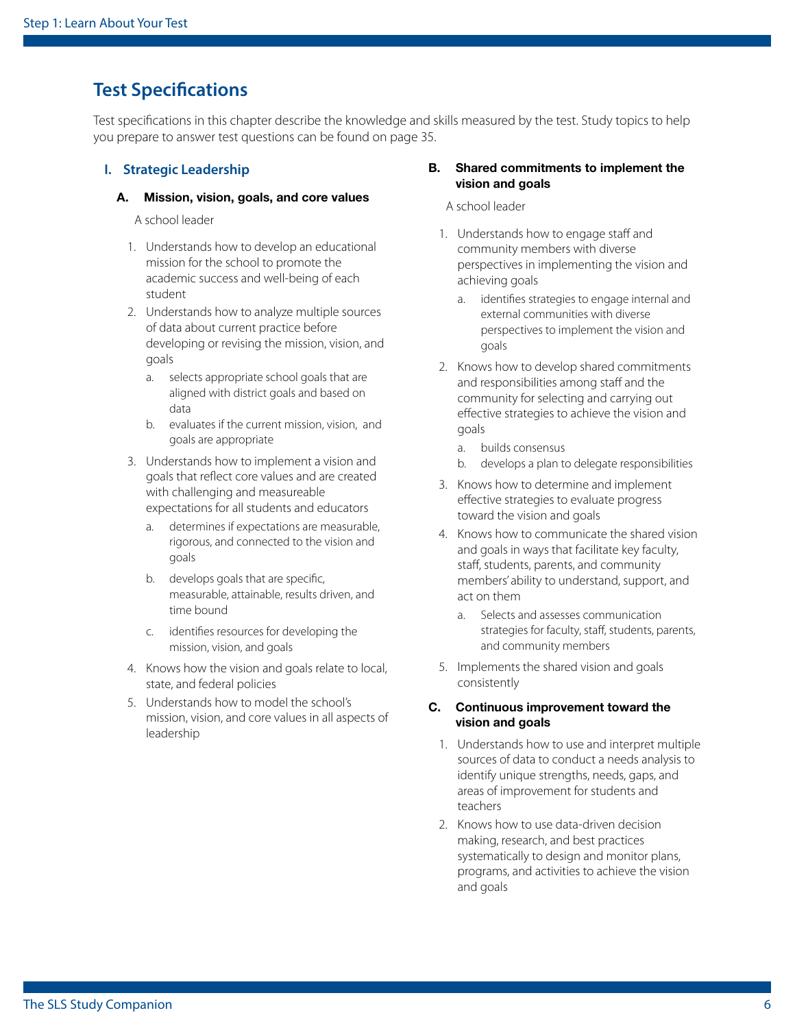## Test Specifications

Test specifications in this chapter describe the knowledge and skills measured by the test. Study topics to help you prepare to answer test questions can be found on page 35.

### I. Strategic Leadership

#### A. Mission, vision, goals, and core values

A school leader

1. Understands how to develop an educational mission for the school to promote the academic success and well-being of each student
2. Understands how to analyze multiple sources of data about current practice before developing or revising the mission, vision, and goals
   a. selects appropriate school goals that are aligned with district goals and based on data
   b. evaluates if the current mission, vision, and goals are appropriate
3. Understands how to implement a vision and goals that reflect core values and are created with challenging and measureable expectations for all students and educators
   a. determines if expectations are measurable, rigorous, and connected to the vision and goals
   b. develops goals that are specific, measurable, attainable, results driven, and time bound
   c. identifies resources for developing the mission, vision, and goals
4. Knows how the vision and goals relate to local, state, and federal policies
5. Understands how to model the school's mission, vision, and core values in all aspects of leadership

#### B. Shared commitments to implement the vision and goals

A school leader

1. Understands how to engage staff and community members with diverse perspectives in implementing the vision and achieving goals
   a. identifies strategies to engage internal and external communities with diverse perspectives to implement the vision and goals
2. Knows how to develop shared commitments and responsibilities among staff and the community for selecting and carrying out effective strategies to achieve the vision and goals
   a. builds consensus
   b. develops a plan to delegate responsibilities
3. Knows how to determine and implement effective strategies to evaluate progress toward the vision and goals
4. Knows how to communicate the shared vision and goals in ways that facilitate key faculty, staff, students, parents, and community members' ability to understand, support, and act on them
   a. Selects and assesses communication strategies for faculty, staff, students, parents, and community members
5. Implements the shared vision and goals consistently

#### C. Continuous improvement toward the vision and goals

1. Understands how to use and interpret multiple sources of data to conduct a needs analysis to identify unique strengths, needs, gaps, and areas of improvement for students and teachers
2. Knows how to use data-driven decision making, research, and best practices systematically to design and monitor plans, programs, and activities to achieve the vision and goals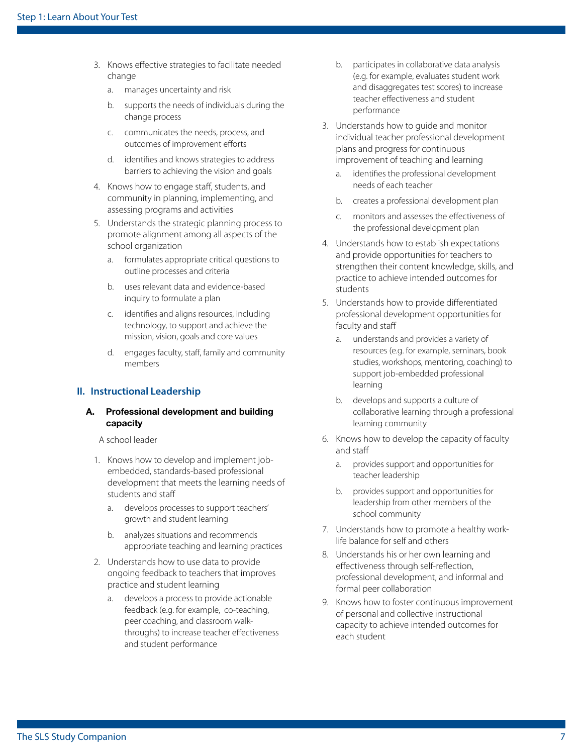3. Knows effective strategies to facilitate needed change
   a. manages uncertainty and risk
   b. supports the needs of individuals during the change process
   c. communicates the needs, process, and outcomes of improvement efforts
   d. identifies and knows strategies to address barriers to achieving the vision and goals
4. Knows how to engage staff, students, and community in planning, implementing, and assessing programs and activities
5. Understands the strategic planning process to promote alignment among all aspects of the school organization
   a. formulates appropriate critical questions to outline processes and criteria
   b. uses relevant data and evidence-based inquiry to formulate a plan
   c. identifies and aligns resources, including technology, to support and achieve the mission, vision, goals and core values
   d. engages faculty, staff, family and community members

## II. Instructional Leadership

### A. Professional development and building capacity

A school leader

1. Knows how to develop and implement job-embedded, standards-based professional development that meets the learning needs of students and staff
   a. develops processes to support teachers' growth and student learning
   b. analyzes situations and recommends appropriate teaching and learning practices
2. Understands how to use data to provide ongoing feedback to teachers that improves practice and student learning
   a. develops a process to provide actionable feedback (e.g. for example,  co-teaching, peer coaching, and classroom walk-throughs) to increase teacher effectiveness and student performance
   b. participates in collaborative data analysis (e.g. for example, evaluates student work and disaggregates test scores) to increase teacher effectiveness and student performance
3. Understands how to guide and monitor individual teacher professional development plans and progress for continuous improvement of teaching and learning
   a. identifies the professional development needs of each teacher
   b. creates a professional development plan
   c. monitors and assesses the effectiveness of the professional development plan
4. Understands how to establish expectations and provide opportunities for teachers to strengthen their content knowledge, skills, and practice to achieve intended outcomes for students
5. Understands how to provide differentiated professional development opportunities for faculty and staff
   a. understands and provides a variety of resources (e.g. for example, seminars, book studies, workshops, mentoring, coaching) to support job-embedded professional learning
   b. develops and supports a culture of collaborative learning through a professional learning community
6. Knows how to develop the capacity of faculty and staff
   a. provides support and opportunities for teacher leadership
   b. provides support and opportunities for leadership from other members of the school community
7. Understands how to promote a healthy work-life balance for self and others
8. Understands his or her own learning and effectiveness through self-reflection, professional development, and informal and formal peer collaboration
9. Knows how to foster continuous improvement of personal and collective instructional capacity to achieve intended outcomes for each student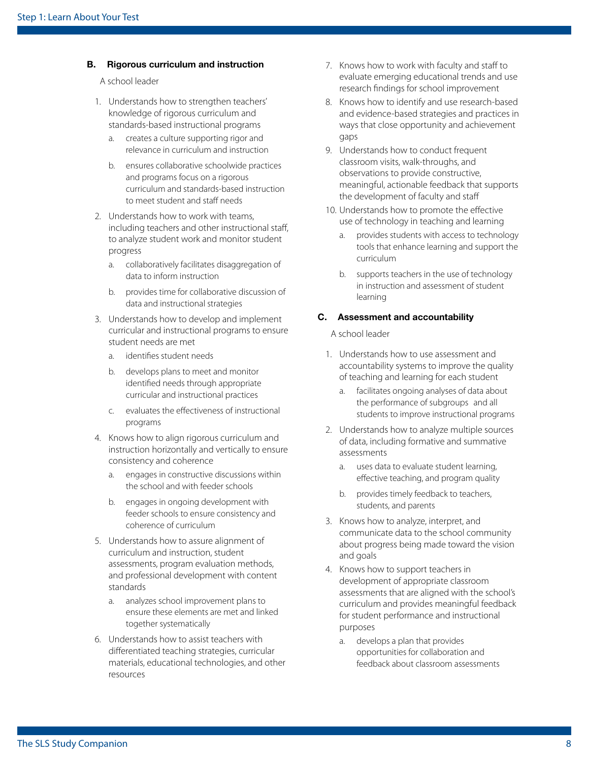**B. Rigorous curriculum and instruction**

A school leader

1. Understands how to strengthen teachers' knowledge of rigorous curriculum and standards-based instructional programs
   a. creates a culture supporting rigor and relevance in curriculum and instruction
   b. ensures collaborative schoolwide practices and programs focus on a rigorous curriculum and standards-based instruction to meet student and staff needs
2. Understands how to work with teams, including teachers and other instructional staff, to analyze student work and monitor student progress
   a. collaboratively facilitates disaggregation of data to inform instruction
   b. provides time for collaborative discussion of data and instructional strategies
3. Understands how to develop and implement curricular and instructional programs to ensure student needs are met
   a. identifies student needs
   b. develops plans to meet and monitor identified needs through appropriate curricular and instructional practices
   c. evaluates the effectiveness of instructional programs
4. Knows how to align rigorous curriculum and instruction horizontally and vertically to ensure consistency and coherence
   a. engages in constructive discussions within the school and with feeder schools
   b. engages in ongoing development with feeder schools to ensure consistency and coherence of curriculum
5. Understands how to assure alignment of curriculum and instruction, student assessments, program evaluation methods, and professional development with content standards
   a. analyzes school improvement plans to ensure these elements are met and linked together systematically
6. Understands how to assist teachers with differentiated teaching strategies, curricular materials, educational technologies, and other resources
7. Knows how to work with faculty and staff to evaluate emerging educational trends and use research findings for school improvement
8. Knows how to identify and use research-based and evidence-based strategies and practices in ways that close opportunity and achievement gaps
9. Understands how to conduct frequent classroom visits, walk-throughs, and observations to provide constructive, meaningful, actionable feedback that supports the development of faculty and staff
10. Understands how to promote the effective use of technology in teaching and learning
    a. provides students with access to technology tools that enhance learning and support the curriculum
    b. supports teachers in the use of technology in instruction and assessment of student learning

**C. Assessment and accountability**

A school leader

1. Understands how to use assessment and accountability systems to improve the quality of teaching and learning for each student
   a. facilitates ongoing analyses of data about the performance of subgroups and all students to improve instructional programs
2. Understands how to analyze multiple sources of data, including formative and summative assessments
   a. uses data to evaluate student learning, effective teaching, and program quality
   b. provides timely feedback to teachers, students, and parents
3. Knows how to analyze, interpret, and communicate data to the school community about progress being made toward the vision and goals
4. Knows how to support teachers in development of appropriate classroom assessments that are aligned with the school's curriculum and provides meaningful feedback for student performance and instructional purposes
   a. develops a plan that provides opportunities for collaboration and feedback about classroom assessments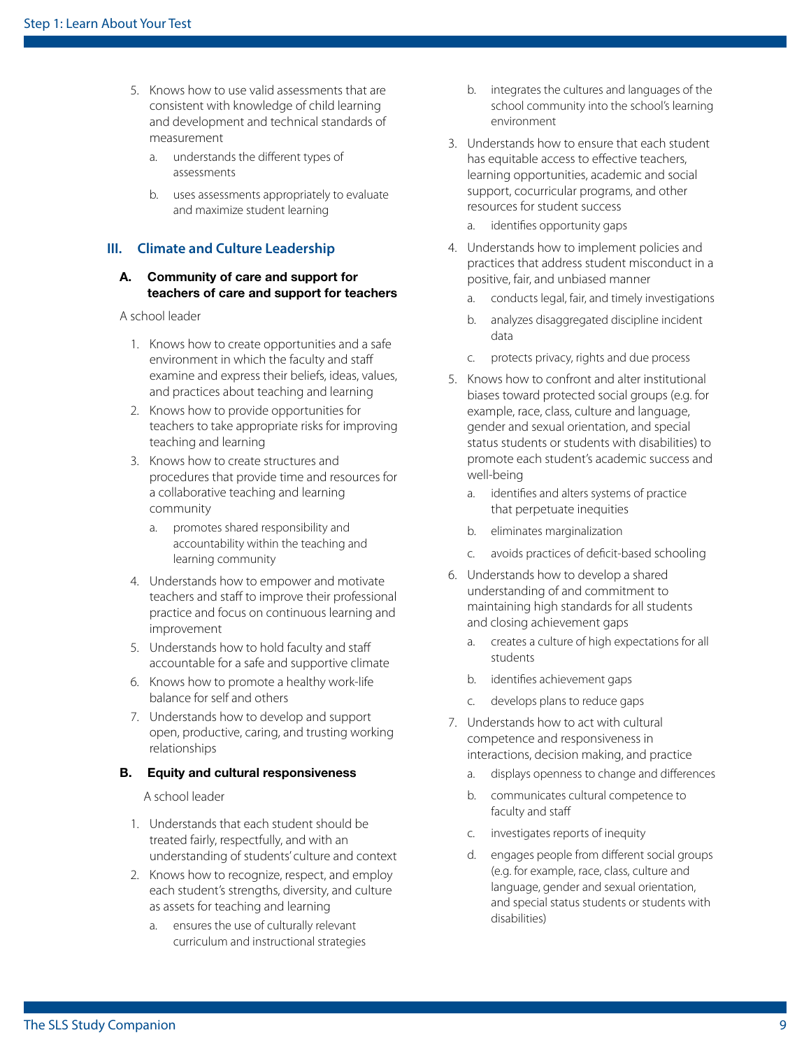5. Knows how to use valid assessments that are consistent with knowledge of child learning and development and technical standards of measurement
   a. understands the different types of assessments
   b. uses assessments appropriately to evaluate and maximize student learning

## III. Climate and Culture Leadership

### A. Community of care and support for teachers of care and support for teachers

A school leader

1. Knows how to create opportunities and a safe environment in which the faculty and staff examine and express their beliefs, ideas, values, and practices about teaching and learning
2. Knows how to provide opportunities for teachers to take appropriate risks for improving teaching and learning
3. Knows how to create structures and procedures that provide time and resources for a collaborative teaching and learning community
   a. promotes shared responsibility and accountability within the teaching and learning community
4. Understands how to empower and motivate teachers and staff to improve their professional practice and focus on continuous learning and improvement
5. Understands how to hold faculty and staff accountable for a safe and supportive climate
6. Knows how to promote a healthy work-life balance for self and others
7. Understands how to develop and support open, productive, caring, and trusting working relationships

### B. Equity and cultural responsiveness

A school leader

1. Understands that each student should be treated fairly, respectfully, and with an understanding of students' culture and context
2. Knows how to recognize, respect, and employ each student's strengths, diversity, and culture as assets for teaching and learning
   a. ensures the use of culturally relevant curriculum and instructional strategies
   b. integrates the cultures and languages of the school community into the school's learning environment
3. Understands how to ensure that each student has equitable access to effective teachers, learning opportunities, academic and social support, cocurricular programs, and other resources for student success
   a. identifies opportunity gaps
4. Understands how to implement policies and practices that address student misconduct in a positive, fair, and unbiased manner
   a. conducts legal, fair, and timely investigations
   b. analyzes disaggregated discipline incident data
   c. protects privacy, rights and due process
5. Knows how to confront and alter institutional biases toward protected social groups (e.g. for example, race, class, culture and language, gender and sexual orientation, and special status students or students with disabilities) to promote each student's academic success and well-being
   a. identifies and alters systems of practice that perpetuate inequities
   b. eliminates marginalization
   c. avoids practices of deficit-based schooling
6. Understands how to develop a shared understanding of and commitment to maintaining high standards for all students and closing achievement gaps
   a. creates a culture of high expectations for all students
   b. identifies achievement gaps
   c. develops plans to reduce gaps
7. Understands how to act with cultural competence and responsiveness in interactions, decision making, and practice
   a. displays openness to change and differences
   b. communicates cultural competence to faculty and staff
   c. investigates reports of inequity
   d. engages people from different social groups (e.g. for example, race, class, culture and language, gender and sexual orientation, and special status students or students with disabilities)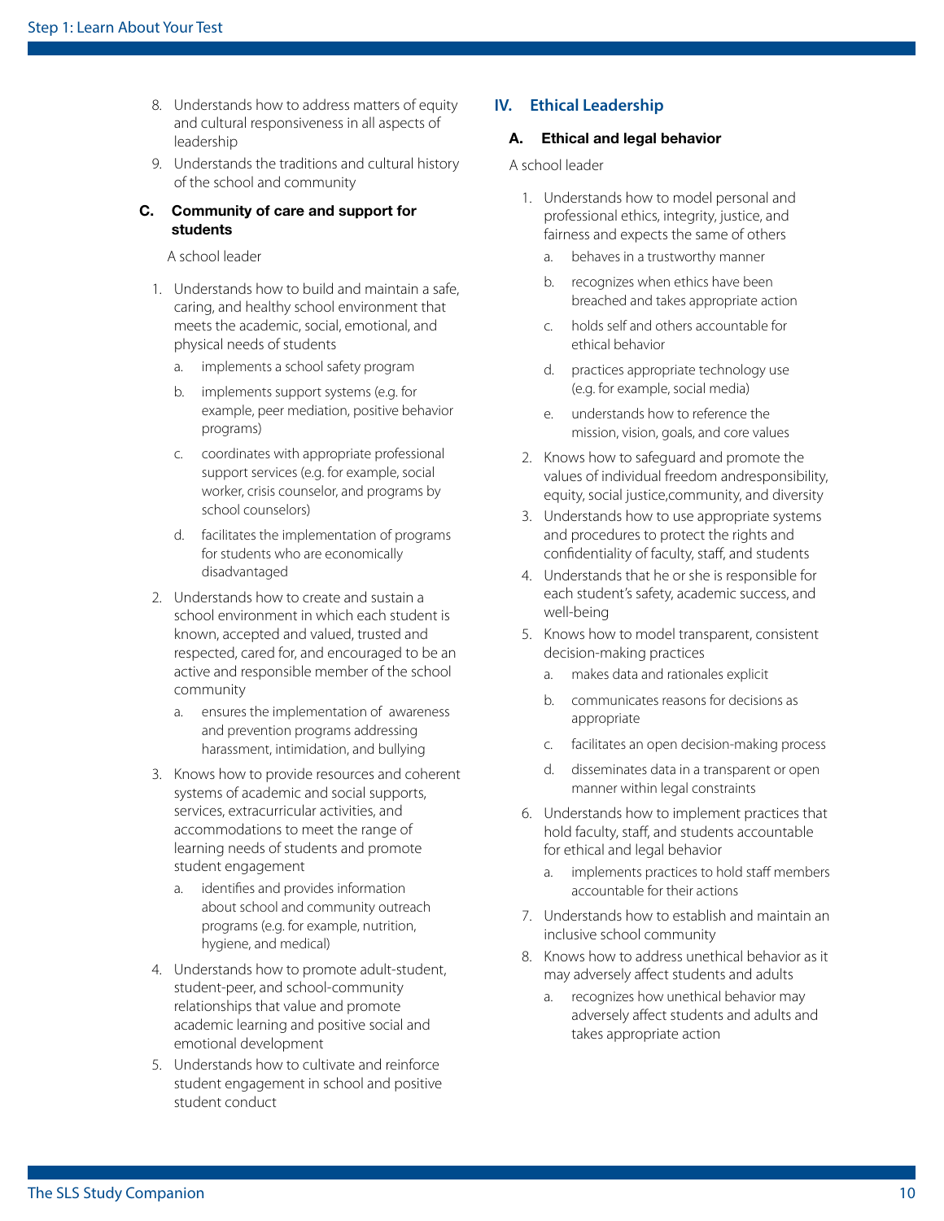8. Understands how to address matters of equity and cultural responsiveness in all aspects of leadership
9. Understands the traditions and cultural history of the school and community

### C. Community of care and support for students

A school leader

1. Understands how to build and maintain a safe, caring, and healthy school environment that meets the academic, social, emotional, and physical needs of students
   a. implements a school safety program
   b. implements support systems (e.g. for example, peer mediation, positive behavior programs)
   c. coordinates with appropriate professional support services (e.g. for example, social worker, crisis counselor, and programs by school counselors)
   d. facilitates the implementation of programs for students who are economically disadvantaged
2. Understands how to create and sustain a school environment in which each student is known, accepted and valued, trusted and respected, cared for, and encouraged to be an active and responsible member of the school community
   a. ensures the implementation of awareness and prevention programs addressing harassment, intimidation, and bullying
3. Knows how to provide resources and coherent systems of academic and social supports, services, extracurricular activities, and accommodations to meet the range of learning needs of students and promote student engagement
   a. identifies and provides information about school and community outreach programs (e.g. for example, nutrition, hygiene, and medical)
4. Understands how to promote adult-student, student-peer, and school-community relationships that value and promote academic learning and positive social and emotional development
5. Understands how to cultivate and reinforce student engagement in school and positive student conduct

## IV. Ethical Leadership

### A. Ethical and legal behavior

A school leader

1. Understands how to model personal and professional ethics, integrity, justice, and fairness and expects the same of others
   a. behaves in a trustworthy manner
   b. recognizes when ethics have been breached and takes appropriate action
   c. holds self and others accountable for ethical behavior
   d. practices appropriate technology use (e.g. for example, social media)
   e. understands how to reference the mission, vision, goals, and core values
2. Knows how to safeguard and promote the values of individual freedom andresponsibility, equity, social justice,community, and diversity
3. Understands how to use appropriate systems and procedures to protect the rights and confidentiality of faculty, staff, and students
4. Understands that he or she is responsible for each student's safety, academic success, and well-being
5. Knows how to model transparent, consistent decision-making practices
   a. makes data and rationales explicit
   b. communicates reasons for decisions as appropriate
   c. facilitates an open decision-making process
   d. disseminates data in a transparent or open manner within legal constraints
6. Understands how to implement practices that hold faculty, staff, and students accountable for ethical and legal behavior
   a. implements practices to hold staff members accountable for their actions
7. Understands how to establish and maintain an inclusive school community
8. Knows how to address unethical behavior as it may adversely affect students and adults
   a. recognizes how unethical behavior may adversely affect students and adults and takes appropriate action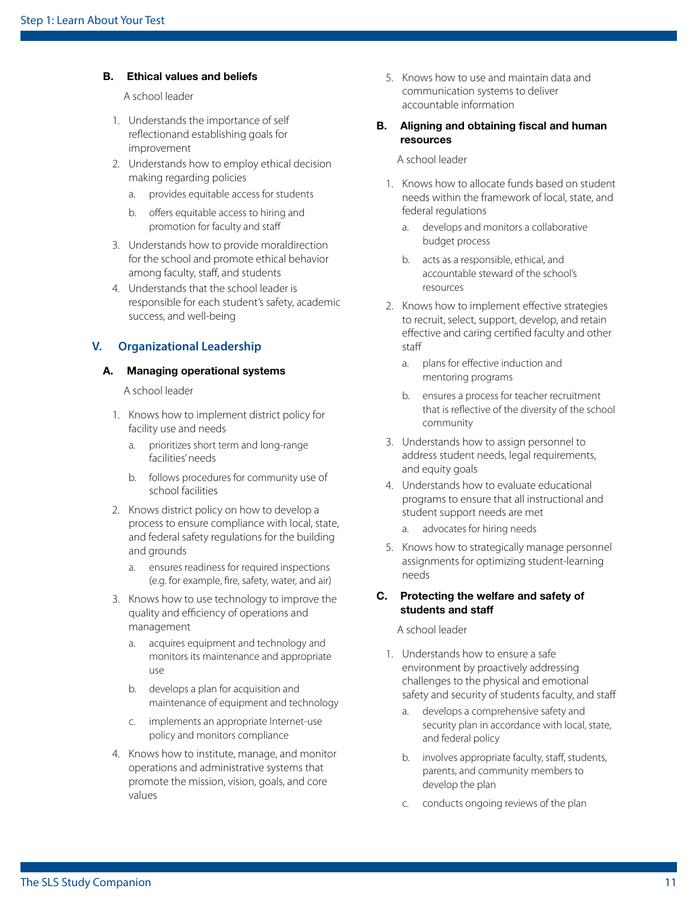### B. Ethical values and beliefs

A school leader

1. Understands the importance of self reflectionand establishing goals for improvement
2. Understands how to employ ethical decision making regarding policies
   a. provides equitable access for students
   b. offers equitable access to hiring and promotion for faculty and staff
3. Understands how to provide moraldirection for the school and promote ethical behavior among faculty, staff, and students
4. Understands that the school leader is responsible for each student's safety, academic success, and well-being

## V. Organizational Leadership

### A. Managing operational systems

A school leader

1. Knows how to implement district policy for facility use and needs
   a. prioritizes short term and long-range facilities' needs
   b. follows procedures for community use of school facilities
2. Knows district policy on how to develop a process to ensure compliance with local, state, and federal safety regulations for the building and grounds
   a. ensures readiness for required inspections (e.g. for example, fire, safety, water, and air)
3. Knows how to use technology to improve the quality and efficiency of operations and management
   a. acquires equipment and technology and monitors its maintenance and appropriate use
   b. develops a plan for acquisition and maintenance of equipment and technology
   c. implements an appropriate Internet-use policy and monitors compliance
4. Knows how to institute, manage, and monitor operations and administrative systems that promote the mission, vision, goals, and core values
5. Knows how to use and maintain data and communication systems to deliver accountable information

### B. Aligning and obtaining fiscal and human resources

A school leader

1. Knows how to allocate funds based on student needs within the framework of local, state, and federal regulations
   a. develops and monitors a collaborative budget process
   b. acts as a responsible, ethical, and accountable steward of the school's resources
2. Knows how to implement effective strategies to recruit, select, support, develop, and retain effective and caring certified faculty and other staff
   a. plans for effective induction and mentoring programs
   b. ensures a process for teacher recruitment that is reflective of the diversity of the school community
3. Understands how to assign personnel to address student needs, legal requirements, and equity goals
4. Understands how to evaluate educational programs to ensure that all instructional and student support needs are met
   a. advocates for hiring needs
5. Knows how to strategically manage personnel assignments for optimizing student-learning needs

### C. Protecting the welfare and safety of students and staff

A school leader

1. Understands how to ensure a safe environment by proactively addressing challenges to the physical and emotional safety and security of students faculty, and staff
   a. develops a comprehensive safety and security plan in accordance with local, state, and federal policy
   b. involves appropriate faculty, staff, students, parents, and community members to develop the plan
   c. conducts ongoing reviews of the plan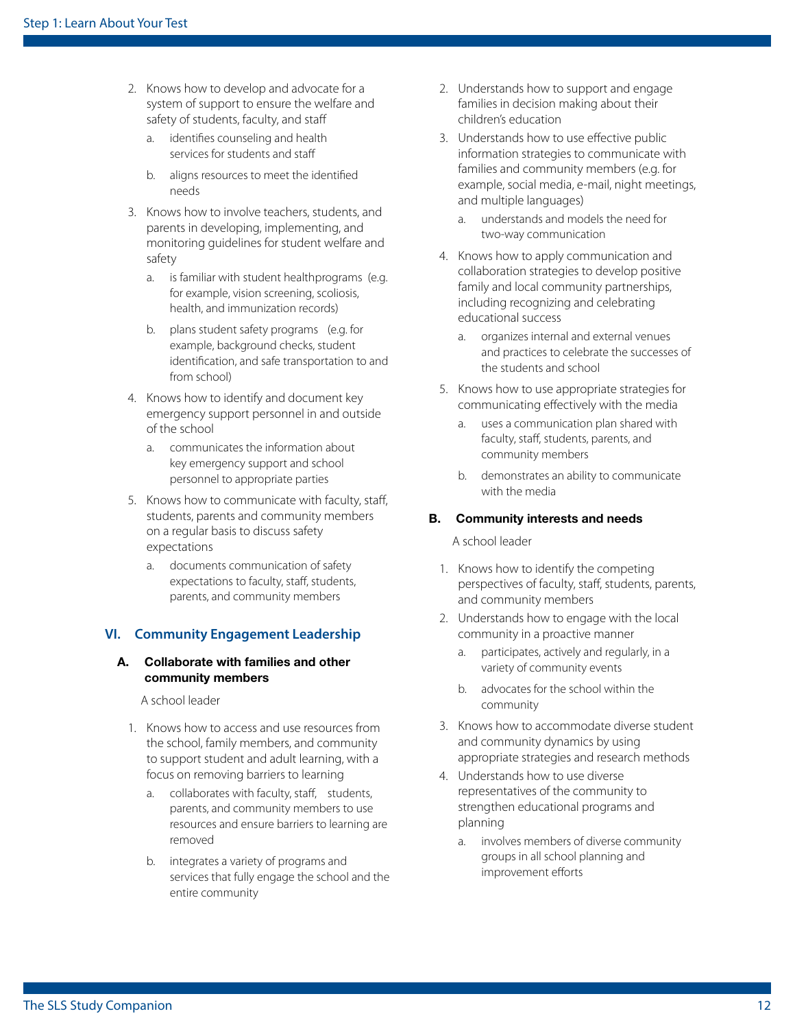2. Knows how to develop and advocate for a system of support to ensure the welfare and safety of students, faculty, and staff
   a. identifies counseling and health services for students and staff
   b. aligns resources to meet the identified needs
3. Knows how to involve teachers, students, and parents in developing, implementing, and monitoring guidelines for student welfare and safety
   a. is familiar with student healthprograms (e.g. for example, vision screening, scoliosis, health, and immunization records)
   b. plans student safety programs (e.g. for example, background checks, student identification, and safe transportation to and from school)
4. Knows how to identify and document key emergency support personnel in and outside of the school
   a. communicates the information about key emergency support and school personnel to appropriate parties
5. Knows how to communicate with faculty, staff, students, parents and community members on a regular basis to discuss safety expectations
   a. documents communication of safety expectations to faculty, staff, students, parents, and community members

## VI. Community Engagement Leadership

### A. Collaborate with families and other community members

A school leader

1. Knows how to access and use resources from the school, family members, and community to support student and adult learning, with a focus on removing barriers to learning
   a. collaborates with faculty, staff, students, parents, and community members to use resources and ensure barriers to learning are removed
   b. integrates a variety of programs and services that fully engage the school and the entire community
2. Understands how to support and engage families in decision making about their children's education
3. Understands how to use effective public information strategies to communicate with families and community members (e.g. for example, social media, e-mail, night meetings, and multiple languages)
   a. understands and models the need for two-way communication
4. Knows how to apply communication and collaboration strategies to develop positive family and local community partnerships, including recognizing and celebrating educational success
   a. organizes internal and external venues and practices to celebrate the successes of the students and school
5. Knows how to use appropriate strategies for communicating effectively with the media
   a. uses a communication plan shared with faculty, staff, students, parents, and community members
   b. demonstrates an ability to communicate with the media

### B. Community interests and needs

A school leader

1. Knows how to identify the competing perspectives of faculty, staff, students, parents, and community members
2. Understands how to engage with the local community in a proactive manner
   a. participates, actively and regularly, in a variety of community events
   b. advocates for the school within the community
3. Knows how to accommodate diverse student and community dynamics by using appropriate strategies and research methods
4. Understands how to use diverse representatives of the community to strengthen educational programs and planning
   a. involves members of diverse community groups in all school planning and improvement efforts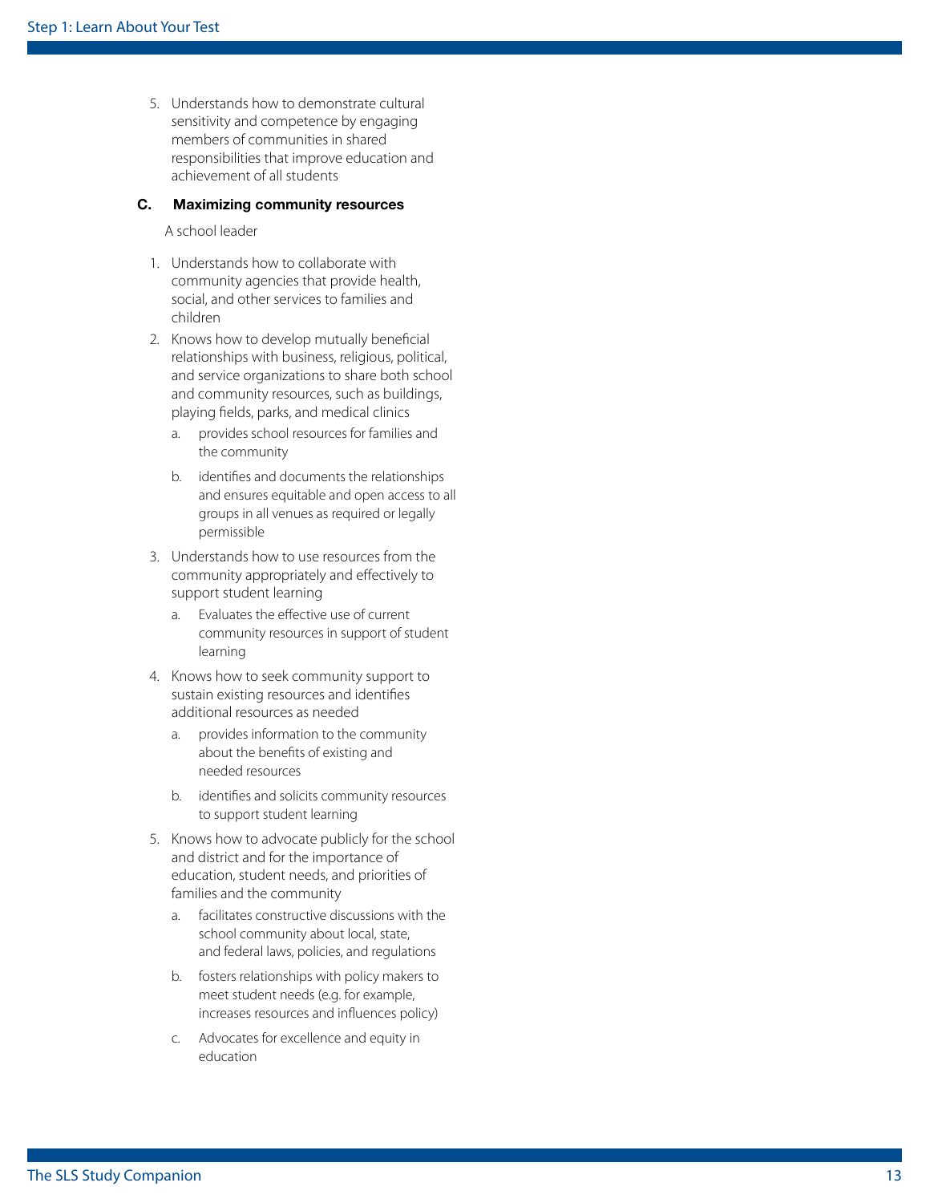5. Understands how to demonstrate cultural sensitivity and competence by engaging members of communities in shared responsibilities that improve education and achievement of all students

**C. Maximizing community resources**

A school leader

1. Understands how to collaborate with community agencies that provide health, social, and other services to families and children
2. Knows how to develop mutually beneficial relationships with business, religious, political, and service organizations to share both school and community resources, such as buildings, playing fields, parks, and medical clinics
   a. provides school resources for families and the community
   b. identifies and documents the relationships and ensures equitable and open access to all groups in all venues as required or legally permissible
3. Understands how to use resources from the community appropriately and effectively to support student learning
   a. Evaluates the effective use of current community resources in support of student learning
4. Knows how to seek community support to sustain existing resources and identifies additional resources as needed
   a. provides information to the community about the benefits of existing and needed resources
   b. identifies and solicits community resources to support student learning
5. Knows how to advocate publicly for the school and district and for the importance of education, student needs, and priorities of families and the community
   a. facilitates constructive discussions with the school community about local, state, and federal laws, policies, and regulations
   b. fosters relationships with policy makers to meet student needs (e.g. for example, increases resources and influences policy)
   c. Advocates for excellence and equity in education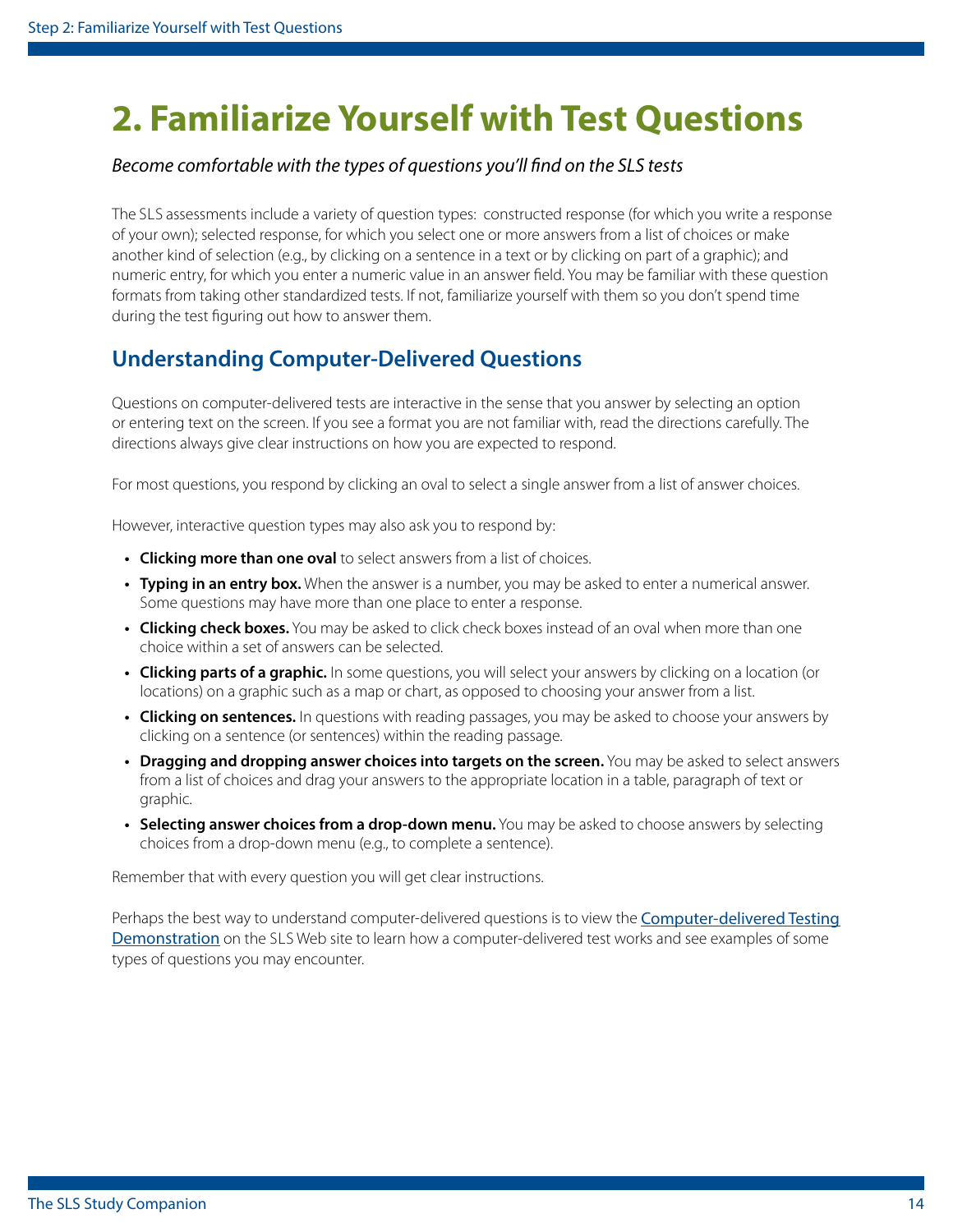# 2. Familiarize Yourself with Test Questions

*Become comfortable with the types of questions you'll find on the SLS tests*

The SLS assessments include a variety of question types: constructed response (for which you write a response of your own); selected response, for which you select one or more answers from a list of choices or make another kind of selection (e.g., by clicking on a sentence in a text or by clicking on part of a graphic); and numeric entry, for which you enter a numeric value in an answer field. You may be familiar with these question formats from taking other standardized tests. If not, familiarize yourself with them so you don't spend time during the test figuring out how to answer them.

## Understanding Computer-Delivered Questions

Questions on computer-delivered tests are interactive in the sense that you answer by selecting an option or entering text on the screen. If you see a format you are not familiar with, read the directions carefully. The directions always give clear instructions on how you are expected to respond.

For most questions, you respond by clicking an oval to select a single answer from a list of answer choices.

However, interactive question types may also ask you to respond by:

- **Clicking more than one oval** to select answers from a list of choices.
- **Typing in an entry box.** When the answer is a number, you may be asked to enter a numerical answer. Some questions may have more than one place to enter a response.
- **Clicking check boxes.** You may be asked to click check boxes instead of an oval when more than one choice within a set of answers can be selected.
- **Clicking parts of a graphic.** In some questions, you will select your answers by clicking on a location (or locations) on a graphic such as a map or chart, as opposed to choosing your answer from a list.
- **Clicking on sentences.** In questions with reading passages, you may be asked to choose your answers by clicking on a sentence (or sentences) within the reading passage.
- **Dragging and dropping answer choices into targets on the screen.** You may be asked to select answers from a list of choices and drag your answers to the appropriate location in a table, paragraph of text or graphic.
- **Selecting answer choices from a drop-down menu.** You may be asked to choose answers by selecting choices from a drop-down menu (e.g., to complete a sentence).

Remember that with every question you will get clear instructions.

Perhaps the best way to understand computer-delivered questions is to view the Computer-delivered Testing Demonstration on the SLS Web site to learn how a computer-delivered test works and see examples of some types of questions you may encounter.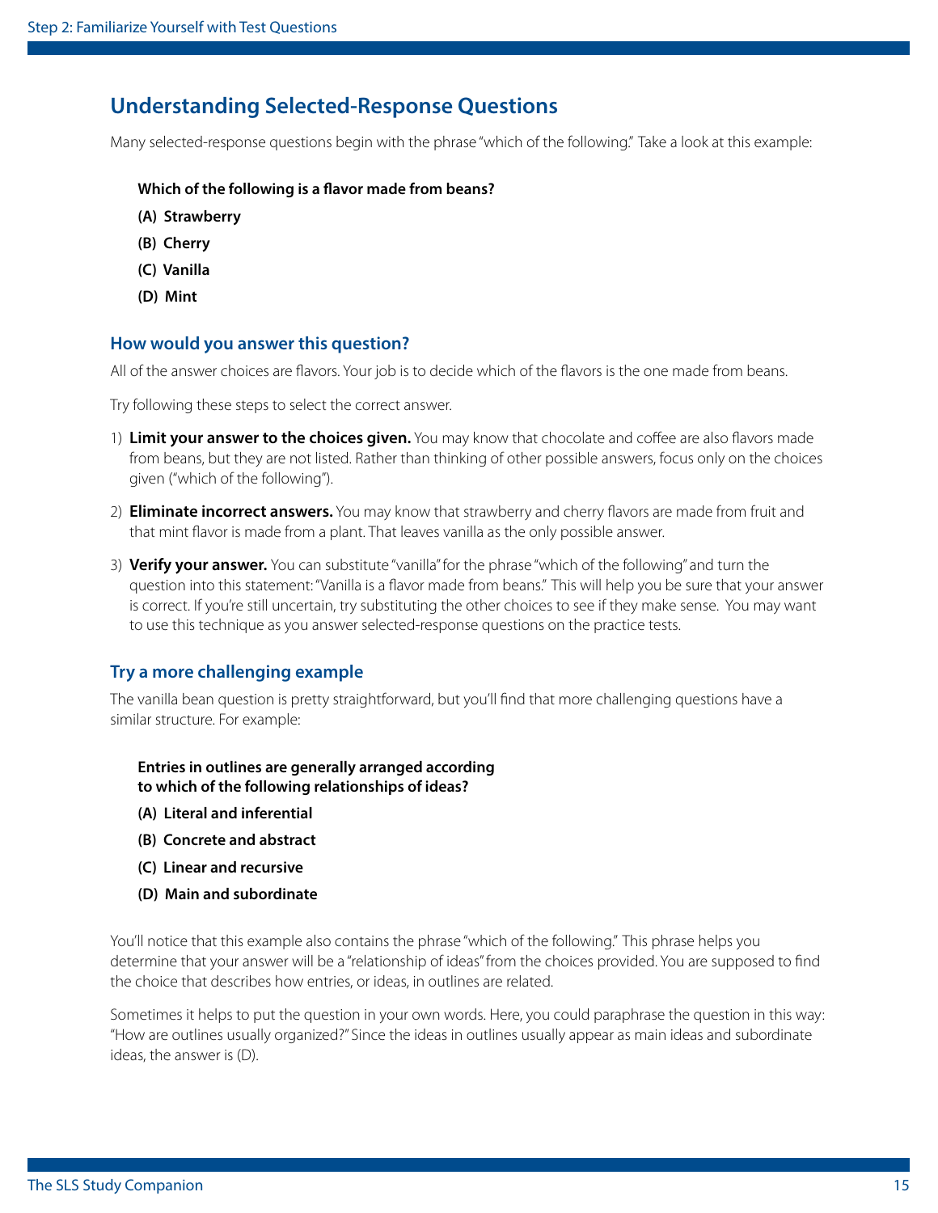## Understanding Selected-Response Questions

Many selected-response questions begin with the phrase "which of the following." Take a look at this example:

**Which of the following is a flavor made from beans?**

**(A) Strawberry**

**(B) Cherry**

**(C) Vanilla**

**(D) Mint**

### How would you answer this question?

All of the answer choices are flavors. Your job is to decide which of the flavors is the one made from beans.

Try following these steps to select the correct answer.

1) **Limit your answer to the choices given.** You may know that chocolate and coffee are also flavors made from beans, but they are not listed. Rather than thinking of other possible answers, focus only on the choices given ("which of the following").

2) **Eliminate incorrect answers.** You may know that strawberry and cherry flavors are made from fruit and that mint flavor is made from a plant. That leaves vanilla as the only possible answer.

3) **Verify your answer.** You can substitute "vanilla" for the phrase "which of the following" and turn the question into this statement: "Vanilla is a flavor made from beans." This will help you be sure that your answer is correct. If you're still uncertain, try substituting the other choices to see if they make sense. You may want to use this technique as you answer selected-response questions on the practice tests.

### Try a more challenging example

The vanilla bean question is pretty straightforward, but you'll find that more challenging questions have a similar structure. For example:

**Entries in outlines are generally arranged according to which of the following relationships of ideas?**

**(A) Literal and inferential**

**(B) Concrete and abstract**

**(C) Linear and recursive**

**(D) Main and subordinate**

You'll notice that this example also contains the phrase "which of the following." This phrase helps you determine that your answer will be a "relationship of ideas" from the choices provided. You are supposed to find the choice that describes how entries, or ideas, in outlines are related.

Sometimes it helps to put the question in your own words. Here, you could paraphrase the question in this way: "How are outlines usually organized?" Since the ideas in outlines usually appear as main ideas and subordinate ideas, the answer is (D).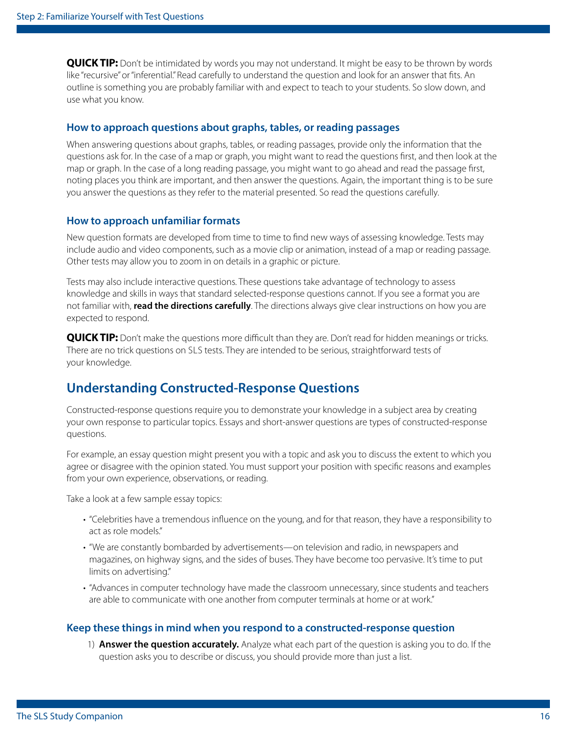**QUICK TIP:** Don't be intimidated by words you may not understand. It might be easy to be thrown by words like "recursive" or "inferential." Read carefully to understand the question and look for an answer that fits. An outline is something you are probably familiar with and expect to teach to your students. So slow down, and use what you know.

### How to approach questions about graphs, tables, or reading passages

When answering questions about graphs, tables, or reading passages, provide only the information that the questions ask for. In the case of a map or graph, you might want to read the questions first, and then look at the map or graph. In the case of a long reading passage, you might want to go ahead and read the passage first, noting places you think are important, and then answer the questions. Again, the important thing is to be sure you answer the questions as they refer to the material presented. So read the questions carefully.

### How to approach unfamiliar formats

New question formats are developed from time to time to find new ways of assessing knowledge. Tests may include audio and video components, such as a movie clip or animation, instead of a map or reading passage. Other tests may allow you to zoom in on details in a graphic or picture.

Tests may also include interactive questions. These questions take advantage of technology to assess knowledge and skills in ways that standard selected-response questions cannot. If you see a format you are not familiar with, **read the directions carefully**. The directions always give clear instructions on how you are expected to respond.

**QUICK TIP:** Don't make the questions more difficult than they are. Don't read for hidden meanings or tricks. There are no trick questions on SLS tests. They are intended to be serious, straightforward tests of your knowledge.

## Understanding Constructed-Response Questions

Constructed-response questions require you to demonstrate your knowledge in a subject area by creating your own response to particular topics. Essays and short-answer questions are types of constructed-response questions.

For example, an essay question might present you with a topic and ask you to discuss the extent to which you agree or disagree with the opinion stated. You must support your position with specific reasons and examples from your own experience, observations, or reading.

Take a look at a few sample essay topics:

- "Celebrities have a tremendous influence on the young, and for that reason, they have a responsibility to act as role models."
- "We are constantly bombarded by advertisements—on television and radio, in newspapers and magazines, on highway signs, and the sides of buses. They have become too pervasive. It's time to put limits on advertising."
- "Advances in computer technology have made the classroom unnecessary, since students and teachers are able to communicate with one another from computer terminals at home or at work."

### Keep these things in mind when you respond to a constructed-response question

1) **Answer the question accurately.** Analyze what each part of the question is asking you to do. If the question asks you to describe or discuss, you should provide more than just a list.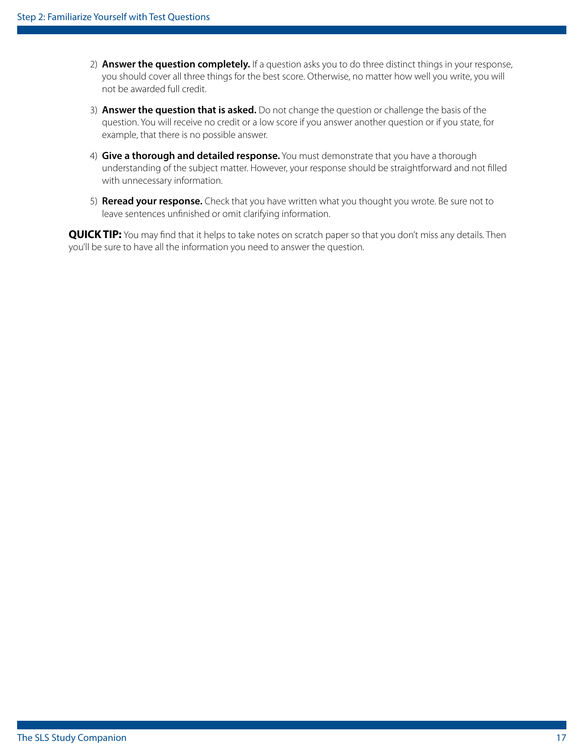2) **Answer the question completely.** If a question asks you to do three distinct things in your response, you should cover all three things for the best score. Otherwise, no matter how well you write, you will not be awarded full credit.

3) **Answer the question that is asked.** Do not change the question or challenge the basis of the question. You will receive no credit or a low score if you answer another question or if you state, for example, that there is no possible answer.

4) **Give a thorough and detailed response.** You must demonstrate that you have a thorough understanding of the subject matter. However, your response should be straightforward and not filled with unnecessary information.

5) **Reread your response.** Check that you have written what you thought you wrote. Be sure not to leave sentences unfinished or omit clarifying information.

**QUICK TIP:** You may find that it helps to take notes on scratch paper so that you don't miss any details. Then you'll be sure to have all the information you need to answer the question.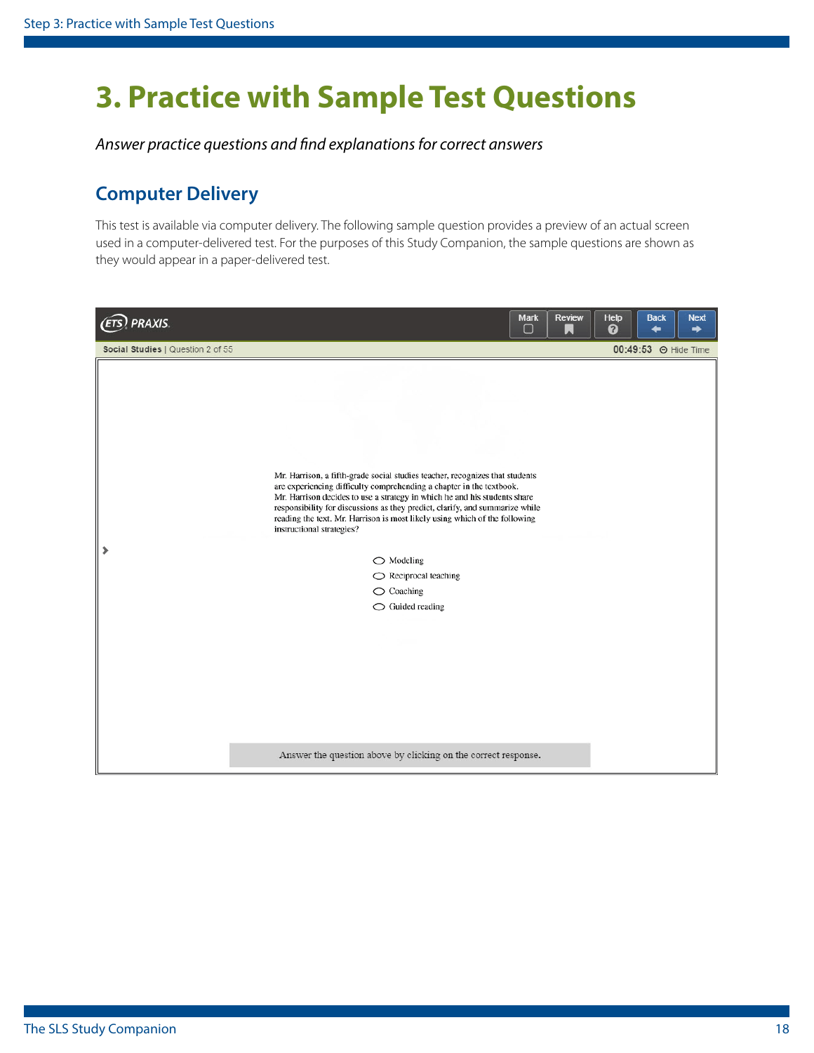# 3. Practice with Sample Test Questions

*Answer practice questions and find explanations for correct answers*

## Computer Delivery

This test is available via computer delivery. The following sample question provides a preview of an actual screen used in a computer-delivered test. For the purposes of this Study Companion, the sample questions are shown as they would appear in a paper-delivered test.

ETS PRAXIS | Mark | Review | Help | Back | Next

Social Studies | Question 2 of 55 — 00:49:53 Hide Time

Mr. Harrison, a fifth-grade social studies teacher, recognizes that students are experiencing difficulty comprehending a chapter in the textbook. Mr. Harrison decides to use a strategy in which he and his students share responsibility for discussions as they predict, clarify, and summarize while reading the text. Mr. Harrison is most likely using which of the following instructional strategies?

- Modeling
- Reciprocal teaching
- Coaching
- Guided reading

Answer the question above by clicking on the correct response.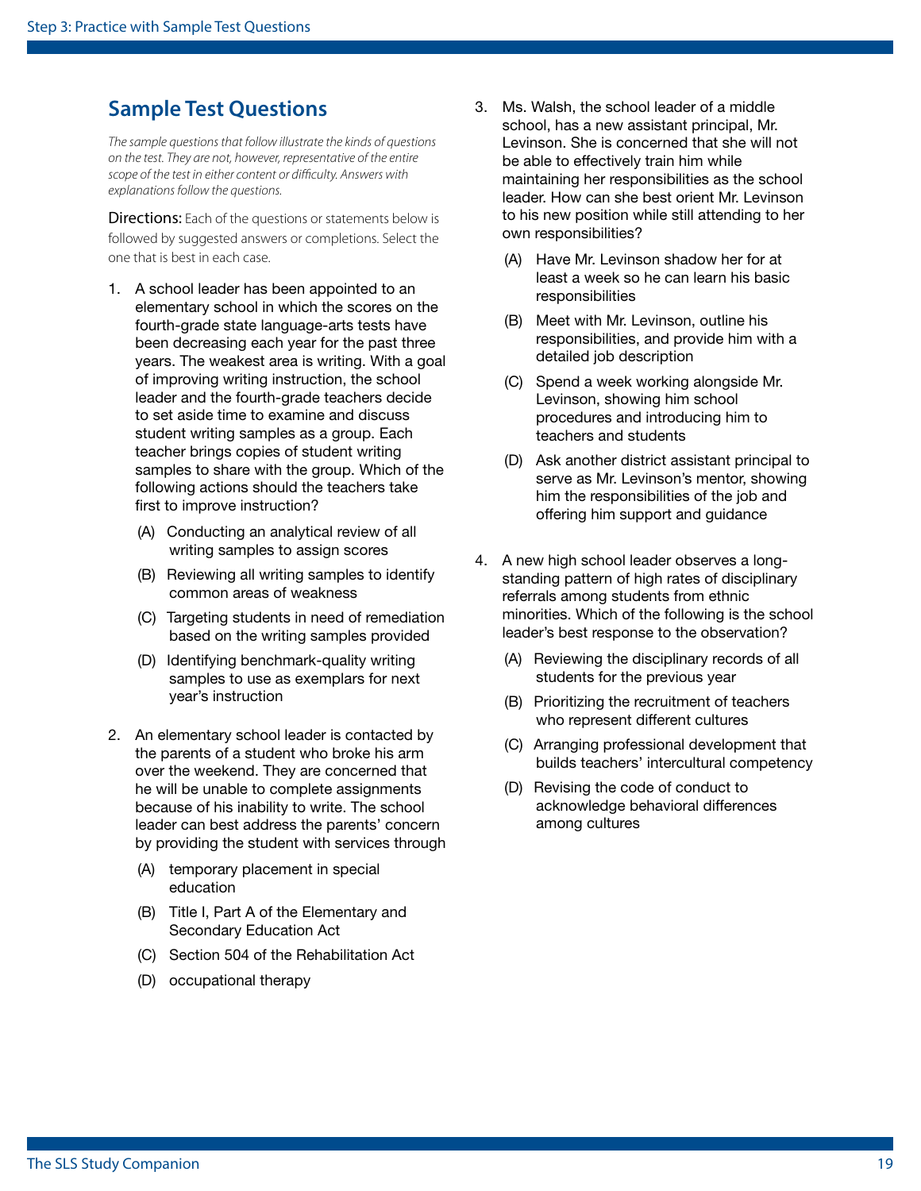## Sample Test Questions

*The sample questions that follow illustrate the kinds of questions on the test. They are not, however, representative of the entire scope of the test in either content or difficulty. Answers with explanations follow the questions.*

Directions: Each of the questions or statements below is followed by suggested answers or completions. Select the one that is best in each case.

1. A school leader has been appointed to an elementary school in which the scores on the fourth-grade state language-arts tests have been decreasing each year for the past three years. The weakest area is writing. With a goal of improving writing instruction, the school leader and the fourth-grade teachers decide to set aside time to examine and discuss student writing samples as a group. Each teacher brings copies of student writing samples to share with the group. Which of the following actions should the teachers take first to improve instruction?

   (A) Conducting an analytical review of all writing samples to assign scores

   (B) Reviewing all writing samples to identify common areas of weakness

   (C) Targeting students in need of remediation based on the writing samples provided

   (D) Identifying benchmark-quality writing samples to use as exemplars for next year's instruction

2. An elementary school leader is contacted by the parents of a student who broke his arm over the weekend. They are concerned that he will be unable to complete assignments because of his inability to write. The school leader can best address the parents' concern by providing the student with services through

   (A) temporary placement in special education

   (B) Title I, Part A of the Elementary and Secondary Education Act

   (C) Section 504 of the Rehabilitation Act

   (D) occupational therapy

3. Ms. Walsh, the school leader of a middle school, has a new assistant principal, Mr. Levinson. She is concerned that she will not be able to effectively train him while maintaining her responsibilities as the school leader. How can she best orient Mr. Levinson to his new position while still attending to her own responsibilities?

   (A) Have Mr. Levinson shadow her for at least a week so he can learn his basic responsibilities

   (B) Meet with Mr. Levinson, outline his responsibilities, and provide him with a detailed job description

   (C) Spend a week working alongside Mr. Levinson, showing him school procedures and introducing him to teachers and students

   (D) Ask another district assistant principal to serve as Mr. Levinson's mentor, showing him the responsibilities of the job and offering him support and guidance

4. A new high school leader observes a long-standing pattern of high rates of disciplinary referrals among students from ethnic minorities. Which of the following is the school leader's best response to the observation?

   (A) Reviewing the disciplinary records of all students for the previous year

   (B) Prioritizing the recruitment of teachers who represent different cultures

   (C) Arranging professional development that builds teachers' intercultural competency

   (D) Revising the code of conduct to acknowledge behavioral differences among cultures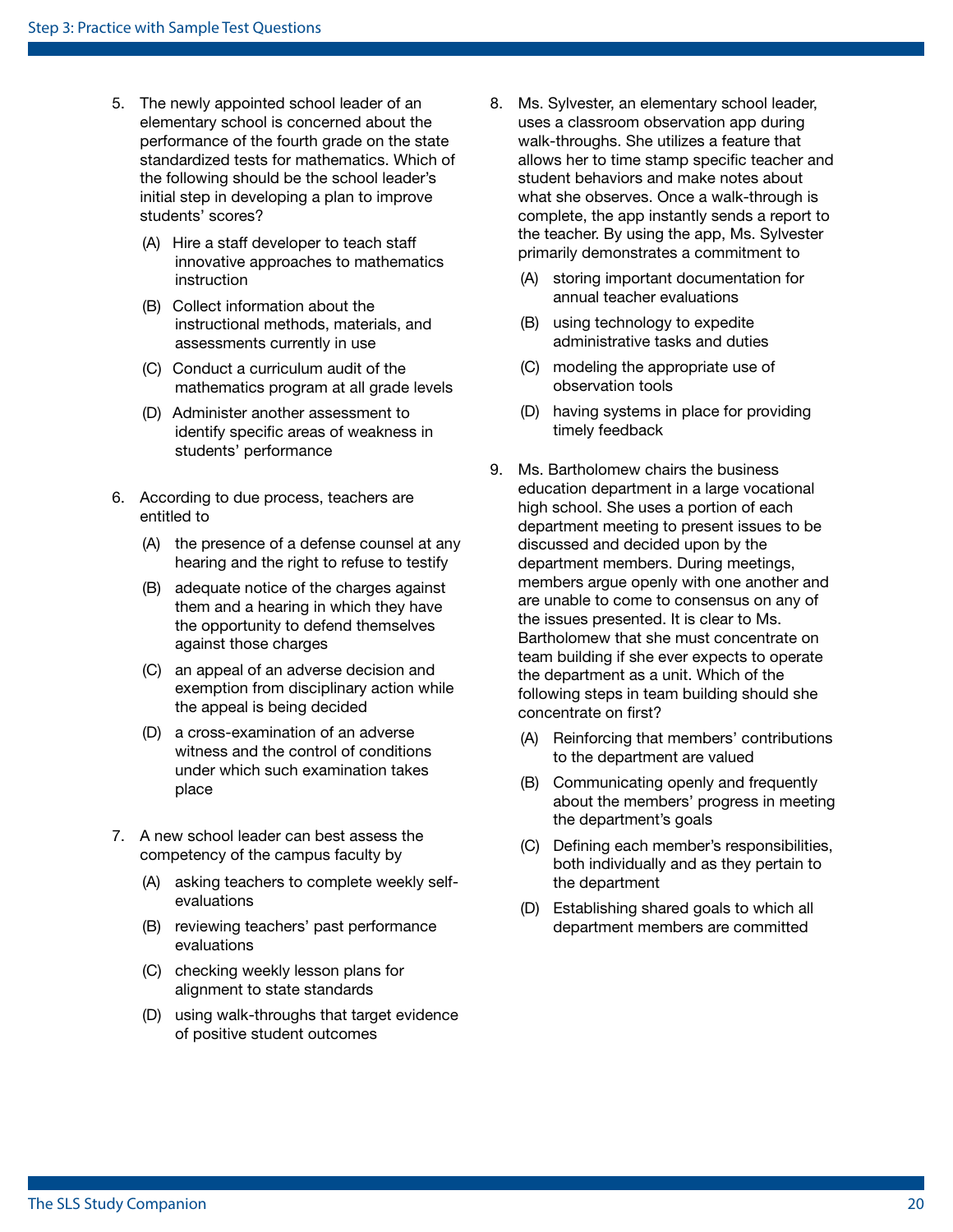5. The newly appointed school leader of an elementary school is concerned about the performance of the fourth grade on the state standardized tests for mathematics. Which of the following should be the school leader's initial step in developing a plan to improve students' scores?

   (A) Hire a staff developer to teach staff innovative approaches to mathematics instruction

   (B) Collect information about the instructional methods, materials, and assessments currently in use

   (C) Conduct a curriculum audit of the mathematics program at all grade levels

   (D) Administer another assessment to identify specific areas of weakness in students' performance

6. According to due process, teachers are entitled to

   (A) the presence of a defense counsel at any hearing and the right to refuse to testify

   (B) adequate notice of the charges against them and a hearing in which they have the opportunity to defend themselves against those charges

   (C) an appeal of an adverse decision and exemption from disciplinary action while the appeal is being decided

   (D) a cross-examination of an adverse witness and the control of conditions under which such examination takes place

7. A new school leader can best assess the competency of the campus faculty by

   (A) asking teachers to complete weekly self-evaluations

   (B) reviewing teachers' past performance evaluations

   (C) checking weekly lesson plans for alignment to state standards

   (D) using walk-throughs that target evidence of positive student outcomes

8. Ms. Sylvester, an elementary school leader, uses a classroom observation app during walk-throughs. She utilizes a feature that allows her to time stamp specific teacher and student behaviors and make notes about what she observes. Once a walk-through is complete, the app instantly sends a report to the teacher. By using the app, Ms. Sylvester primarily demonstrates a commitment to

   (A) storing important documentation for annual teacher evaluations

   (B) using technology to expedite administrative tasks and duties

   (C) modeling the appropriate use of observation tools

   (D) having systems in place for providing timely feedback

9. Ms. Bartholomew chairs the business education department in a large vocational high school. She uses a portion of each department meeting to present issues to be discussed and decided upon by the department members. During meetings, members argue openly with one another and are unable to come to consensus on any of the issues presented. It is clear to Ms. Bartholomew that she must concentrate on team building if she ever expects to operate the department as a unit. Which of the following steps in team building should she concentrate on first?

   (A) Reinforcing that members' contributions to the department are valued

   (B) Communicating openly and frequently about the members' progress in meeting the department's goals

   (C) Defining each member's responsibilities, both individually and as they pertain to the department

   (D) Establishing shared goals to which all department members are committed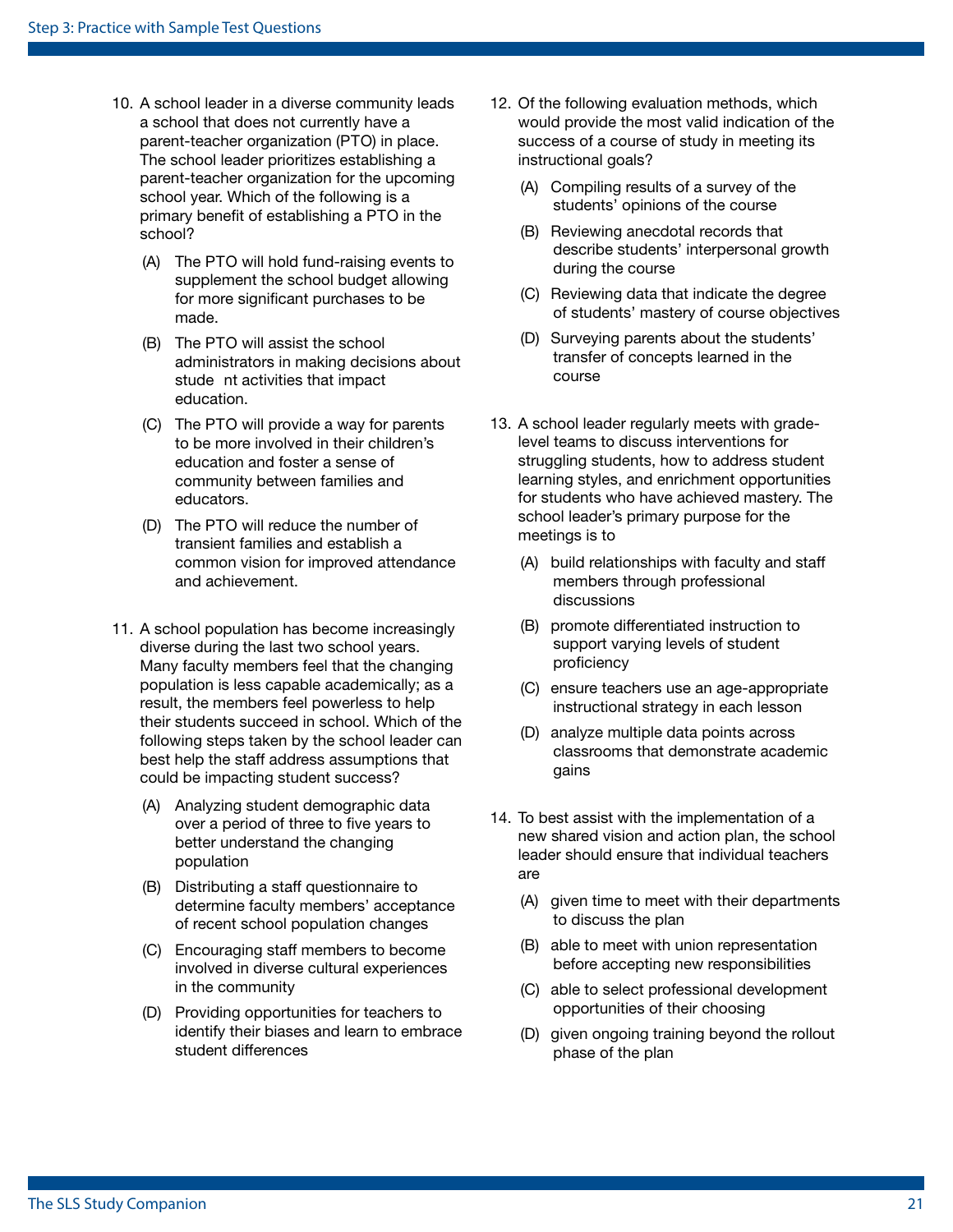10. A school leader in a diverse community leads a school that does not currently have a parent-teacher organization (PTO) in place. The school leader prioritizes establishing a parent-teacher organization for the upcoming school year. Which of the following is a primary benefit of establishing a PTO in the school?

    (A) The PTO will hold fund-raising events to supplement the school budget allowing for more significant purchases to be made.

    (B) The PTO will assist the school administrators in making decisions about stude nt activities that impact education.

    (C) The PTO will provide a way for parents to be more involved in their children's education and foster a sense of community between families and educators.

    (D) The PTO will reduce the number of transient families and establish a common vision for improved attendance and achievement.

11. A school population has become increasingly diverse during the last two school years. Many faculty members feel that the changing population is less capable academically; as a result, the members feel powerless to help their students succeed in school. Which of the following steps taken by the school leader can best help the staff address assumptions that could be impacting student success?

    (A) Analyzing student demographic data over a period of three to five years to better understand the changing population

    (B) Distributing a staff questionnaire to determine faculty members' acceptance of recent school population changes

    (C) Encouraging staff members to become involved in diverse cultural experiences in the community

    (D) Providing opportunities for teachers to identify their biases and learn to embrace student differences

12. Of the following evaluation methods, which would provide the most valid indication of the success of a course of study in meeting its instructional goals?

    (A) Compiling results of a survey of the students' opinions of the course

    (B) Reviewing anecdotal records that describe students' interpersonal growth during the course

    (C) Reviewing data that indicate the degree of students' mastery of course objectives

    (D) Surveying parents about the students' transfer of concepts learned in the course

13. A school leader regularly meets with grade-level teams to discuss interventions for struggling students, how to address student learning styles, and enrichment opportunities for students who have achieved mastery. The school leader's primary purpose for the meetings is to

    (A) build relationships with faculty and staff members through professional discussions

    (B) promote differentiated instruction to support varying levels of student proficiency

    (C) ensure teachers use an age-appropriate instructional strategy in each lesson

    (D) analyze multiple data points across classrooms that demonstrate academic gains

14. To best assist with the implementation of a new shared vision and action plan, the school leader should ensure that individual teachers are

    (A) given time to meet with their departments to discuss the plan

    (B) able to meet with union representation before accepting new responsibilities

    (C) able to select professional development opportunities of their choosing

    (D) given ongoing training beyond the rollout phase of the plan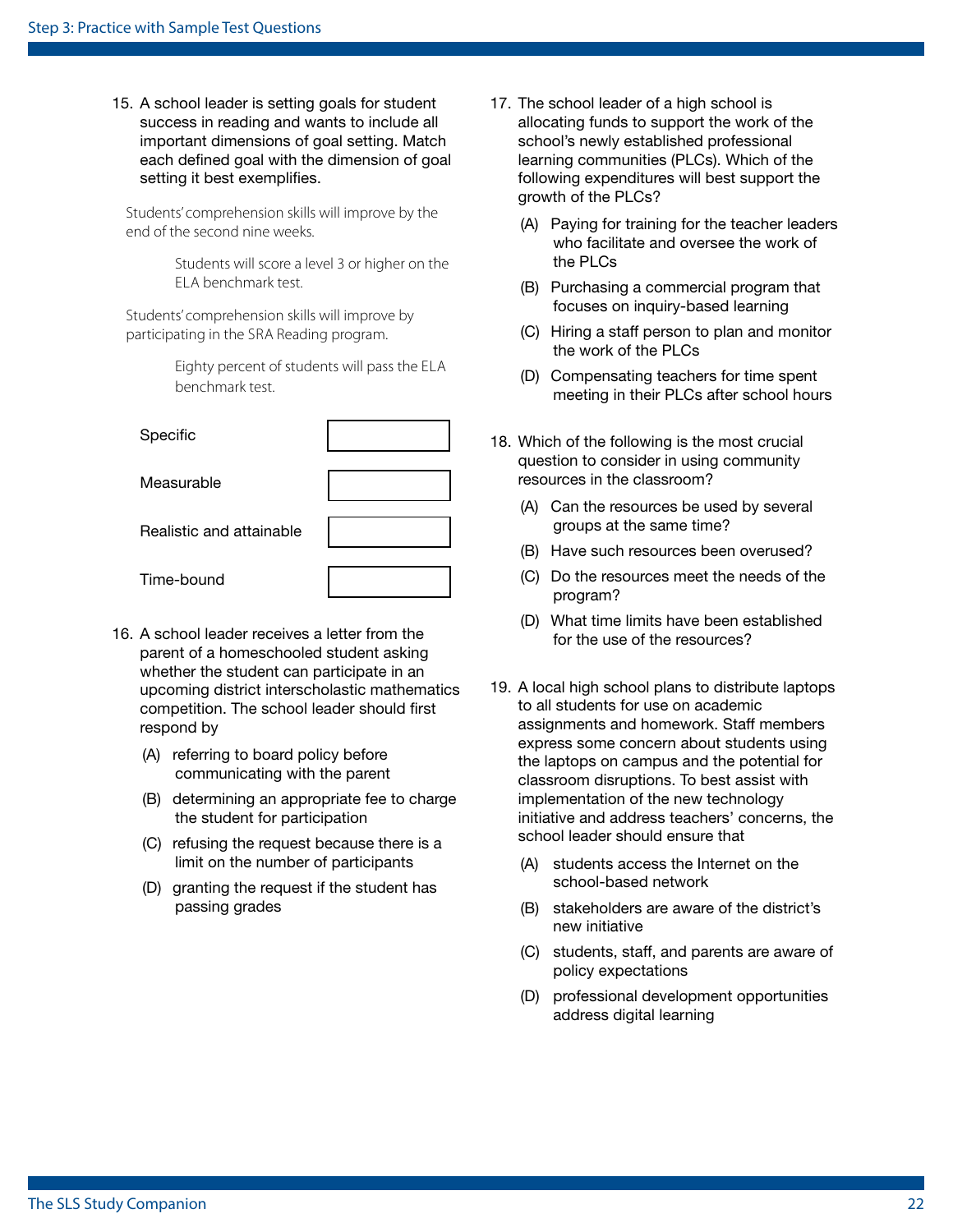15. A school leader is setting goals for student success in reading and wants to include all important dimensions of goal setting. Match each defined goal with the dimension of goal setting it best exemplifies.

Students' comprehension skills will improve by the end of the second nine weeks.

Students will score a level 3 or higher on the ELA benchmark test.

Students' comprehension skills will improve by participating in the SRA Reading program.

Eighty percent of students will pass the ELA benchmark test.

| Dimension | Goal |
|---|---|
| Specific | |
| Measurable | |
| Realistic and attainable | |
| Time-bound | |

16. A school leader receives a letter from the parent of a homeschooled student asking whether the student can participate in an upcoming district interscholastic mathematics competition. The school leader should first respond by

    (A) referring to board policy before communicating with the parent

    (B) determining an appropriate fee to charge the student for participation

    (C) refusing the request because there is a limit on the number of participants

    (D) granting the request if the student has passing grades

17. The school leader of a high school is allocating funds to support the work of the school's newly established professional learning communities (PLCs). Which of the following expenditures will best support the growth of the PLCs?

    (A) Paying for training for the teacher leaders who facilitate and oversee the work of the PLCs

    (B) Purchasing a commercial program that focuses on inquiry-based learning

    (C) Hiring a staff person to plan and monitor the work of the PLCs

    (D) Compensating teachers for time spent meeting in their PLCs after school hours

18. Which of the following is the most crucial question to consider in using community resources in the classroom?

    (A) Can the resources be used by several groups at the same time?

    (B) Have such resources been overused?

    (C) Do the resources meet the needs of the program?

    (D) What time limits have been established for the use of the resources?

19. A local high school plans to distribute laptops to all students for use on academic assignments and homework. Staff members express some concern about students using the laptops on campus and the potential for classroom disruptions. To best assist with implementation of the new technology initiative and address teachers' concerns, the school leader should ensure that

    (A) students access the Internet on the school-based network

    (B) stakeholders are aware of the district's new initiative

    (C) students, staff, and parents are aware of policy expectations

    (D) professional development opportunities address digital learning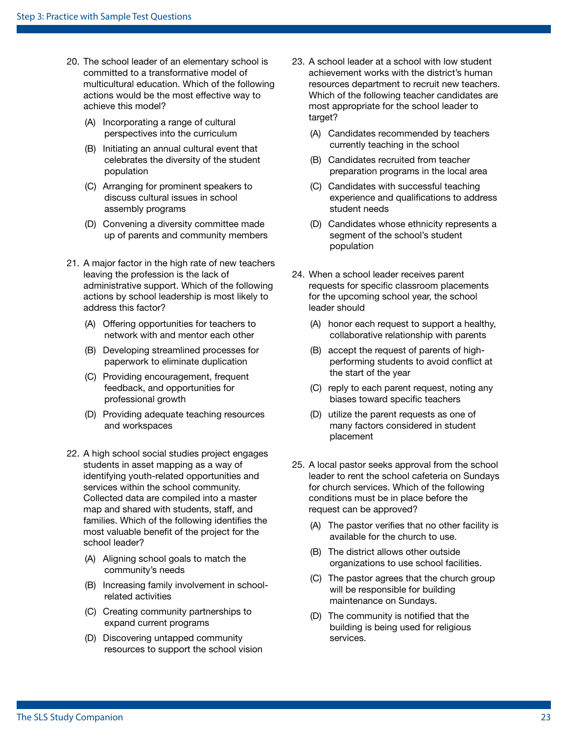20. The school leader of an elementary school is committed to a transformative model of multicultural education. Which of the following actions would be the most effective way to achieve this model?

    (A) Incorporating a range of cultural perspectives into the curriculum

    (B) Initiating an annual cultural event that celebrates the diversity of the student population

    (C) Arranging for prominent speakers to discuss cultural issues in school assembly programs

    (D) Convening a diversity committee made up of parents and community members

21. A major factor in the high rate of new teachers leaving the profession is the lack of administrative support. Which of the following actions by school leadership is most likely to address this factor?

    (A) Offering opportunities for teachers to network with and mentor each other

    (B) Developing streamlined processes for paperwork to eliminate duplication

    (C) Providing encouragement, frequent feedback, and opportunities for professional growth

    (D) Providing adequate teaching resources and workspaces

22. A high school social studies project engages students in asset mapping as a way of identifying youth-related opportunities and services within the school community. Collected data are compiled into a master map and shared with students, staff, and families. Which of the following identifies the most valuable benefit of the project for the school leader?

    (A) Aligning school goals to match the community's needs

    (B) Increasing family involvement in school-related activities

    (C) Creating community partnerships to expand current programs

    (D) Discovering untapped community resources to support the school vision

23. A school leader at a school with low student achievement works with the district's human resources department to recruit new teachers. Which of the following teacher candidates are most appropriate for the school leader to target?

    (A) Candidates recommended by teachers currently teaching in the school

    (B) Candidates recruited from teacher preparation programs in the local area

    (C) Candidates with successful teaching experience and qualifications to address student needs

    (D) Candidates whose ethnicity represents a segment of the school's student population

24. When a school leader receives parent requests for specific classroom placements for the upcoming school year, the school leader should

    (A) honor each request to support a healthy, collaborative relationship with parents

    (B) accept the request of parents of high-performing students to avoid conflict at the start of the year

    (C) reply to each parent request, noting any biases toward specific teachers

    (D) utilize the parent requests as one of many factors considered in student placement

25. A local pastor seeks approval from the school leader to rent the school cafeteria on Sundays for church services. Which of the following conditions must be in place before the request can be approved?

    (A) The pastor verifies that no other facility is available for the church to use.

    (B) The district allows other outside organizations to use school facilities.

    (C) The pastor agrees that the church group will be responsible for building maintenance on Sundays.

    (D) The community is notified that the building is being used for religious services.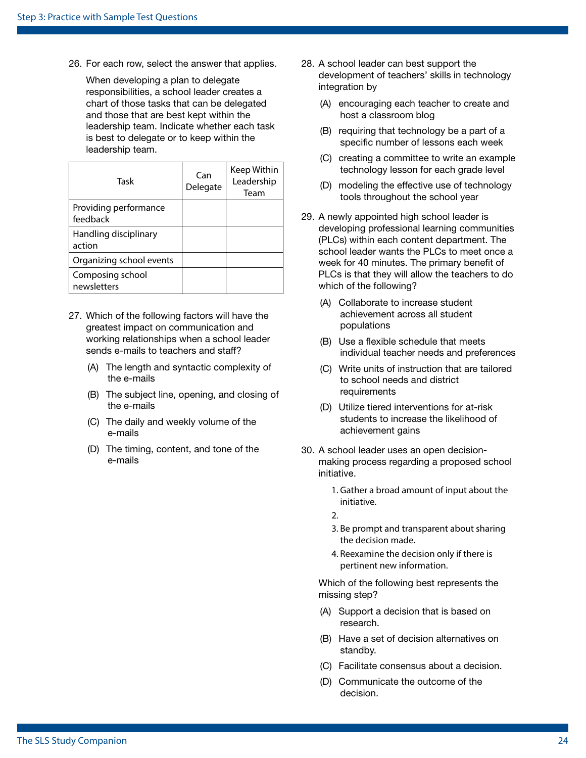26. For each row, select the answer that applies.

    When developing a plan to delegate responsibilities, a school leader creates a chart of those tasks that can be delegated and those that are best kept within the leadership team. Indicate whether each task is best to delegate or to keep within the leadership team.

| Task | Can Delegate | Keep Within Leadership Team |
|---|---|---|
| Providing performance feedback | | |
| Handling disciplinary action | | |
| Organizing school events | | |
| Composing school newsletters | | |

27. Which of the following factors will have the greatest impact on communication and working relationships when a school leader sends e-mails to teachers and staff?

    (A) The length and syntactic complexity of the e-mails

    (B) The subject line, opening, and closing of the e-mails

    (C) The daily and weekly volume of the e-mails

    (D) The timing, content, and tone of the e-mails

28. A school leader can best support the development of teachers' skills in technology integration by

    (A) encouraging each teacher to create and host a classroom blog

    (B) requiring that technology be a part of a specific number of lessons each week

    (C) creating a committee to write an example technology lesson for each grade level

    (D) modeling the effective use of technology tools throughout the school year

29. A newly appointed high school leader is developing professional learning communities (PLCs) within each content department. The school leader wants the PLCs to meet once a week for 40 minutes. The primary benefit of PLCs is that they will allow the teachers to do which of the following?

    (A) Collaborate to increase student achievement across all student populations

    (B) Use a flexible schedule that meets individual teacher needs and preferences

    (C) Write units of instruction that are tailored to school needs and district requirements

    (D) Utilize tiered interventions for at-risk students to increase the likelihood of achievement gains

30. A school leader uses an open decision-making process regarding a proposed school initiative.

    1. Gather a broad amount of input about the initiative.
    2. 
    3. Be prompt and transparent about sharing the decision made.
    4. Reexamine the decision only if there is pertinent new information.

    Which of the following best represents the missing step?

    (A) Support a decision that is based on research.

    (B) Have a set of decision alternatives on standby.

    (C) Facilitate consensus about a decision.

    (D) Communicate the outcome of the decision.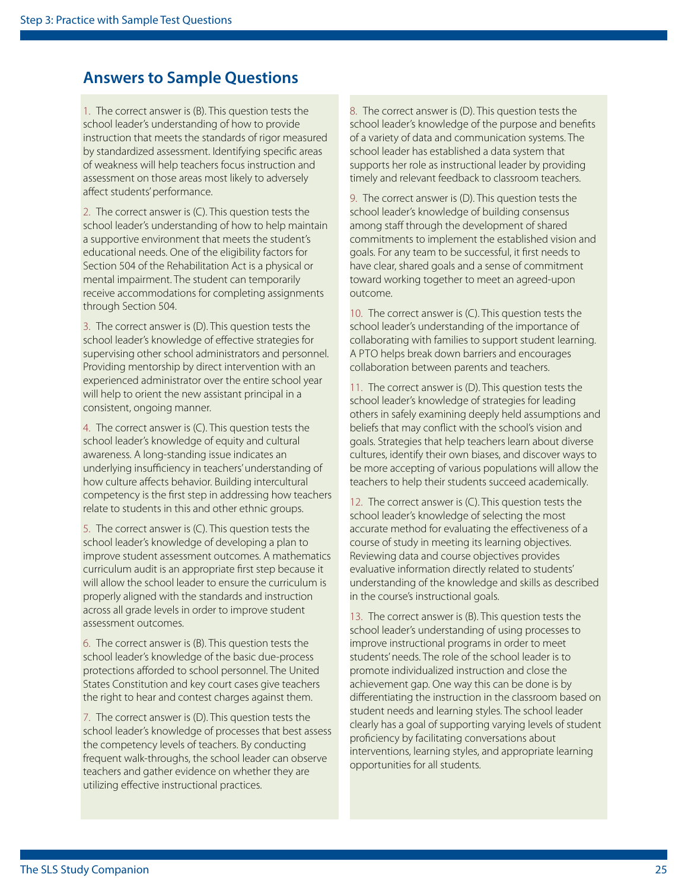## Answers to Sample Questions

1. The correct answer is (B). This question tests the school leader's understanding of how to provide instruction that meets the standards of rigor measured by standardized assessment. Identifying specific areas of weakness will help teachers focus instruction and assessment on those areas most likely to adversely affect students' performance.

2. The correct answer is (C). This question tests the school leader's understanding of how to help maintain a supportive environment that meets the student's educational needs. One of the eligibility factors for Section 504 of the Rehabilitation Act is a physical or mental impairment. The student can temporarily receive accommodations for completing assignments through Section 504.

3. The correct answer is (D). This question tests the school leader's knowledge of effective strategies for supervising other school administrators and personnel. Providing mentorship by direct intervention with an experienced administrator over the entire school year will help to orient the new assistant principal in a consistent, ongoing manner.

4. The correct answer is (C). This question tests the school leader's knowledge of equity and cultural awareness. A long-standing issue indicates an underlying insufficiency in teachers' understanding of how culture affects behavior. Building intercultural competency is the first step in addressing how teachers relate to students in this and other ethnic groups.

5. The correct answer is (C). This question tests the school leader's knowledge of developing a plan to improve student assessment outcomes. A mathematics curriculum audit is an appropriate first step because it will allow the school leader to ensure the curriculum is properly aligned with the standards and instruction across all grade levels in order to improve student assessment outcomes.

6. The correct answer is (B). This question tests the school leader's knowledge of the basic due-process protections afforded to school personnel. The United States Constitution and key court cases give teachers the right to hear and contest charges against them.

7. The correct answer is (D). This question tests the school leader's knowledge of processes that best assess the competency levels of teachers. By conducting frequent walk-throughs, the school leader can observe teachers and gather evidence on whether they are utilizing effective instructional practices.

8. The correct answer is (D). This question tests the school leader's knowledge of the purpose and benefits of a variety of data and communication systems. The school leader has established a data system that supports her role as instructional leader by providing timely and relevant feedback to classroom teachers.

9. The correct answer is (D). This question tests the school leader's knowledge of building consensus among staff through the development of shared commitments to implement the established vision and goals. For any team to be successful, it first needs to have clear, shared goals and a sense of commitment toward working together to meet an agreed-upon outcome.

10. The correct answer is (C). This question tests the school leader's understanding of the importance of collaborating with families to support student learning. A PTO helps break down barriers and encourages collaboration between parents and teachers.

11. The correct answer is (D). This question tests the school leader's knowledge of strategies for leading others in safely examining deeply held assumptions and beliefs that may conflict with the school's vision and goals. Strategies that help teachers learn about diverse cultures, identify their own biases, and discover ways to be more accepting of various populations will allow the teachers to help their students succeed academically.

12. The correct answer is (C). This question tests the school leader's knowledge of selecting the most accurate method for evaluating the effectiveness of a course of study in meeting its learning objectives. Reviewing data and course objectives provides evaluative information directly related to students' understanding of the knowledge and skills as described in the course's instructional goals.

13. The correct answer is (B). This question tests the school leader's understanding of using processes to improve instructional programs in order to meet students' needs. The role of the school leader is to promote individualized instruction and close the achievement gap. One way this can be done is by differentiating the instruction in the classroom based on student needs and learning styles. The school leader clearly has a goal of supporting varying levels of student proficiency by facilitating conversations about interventions, learning styles, and appropriate learning opportunities for all students.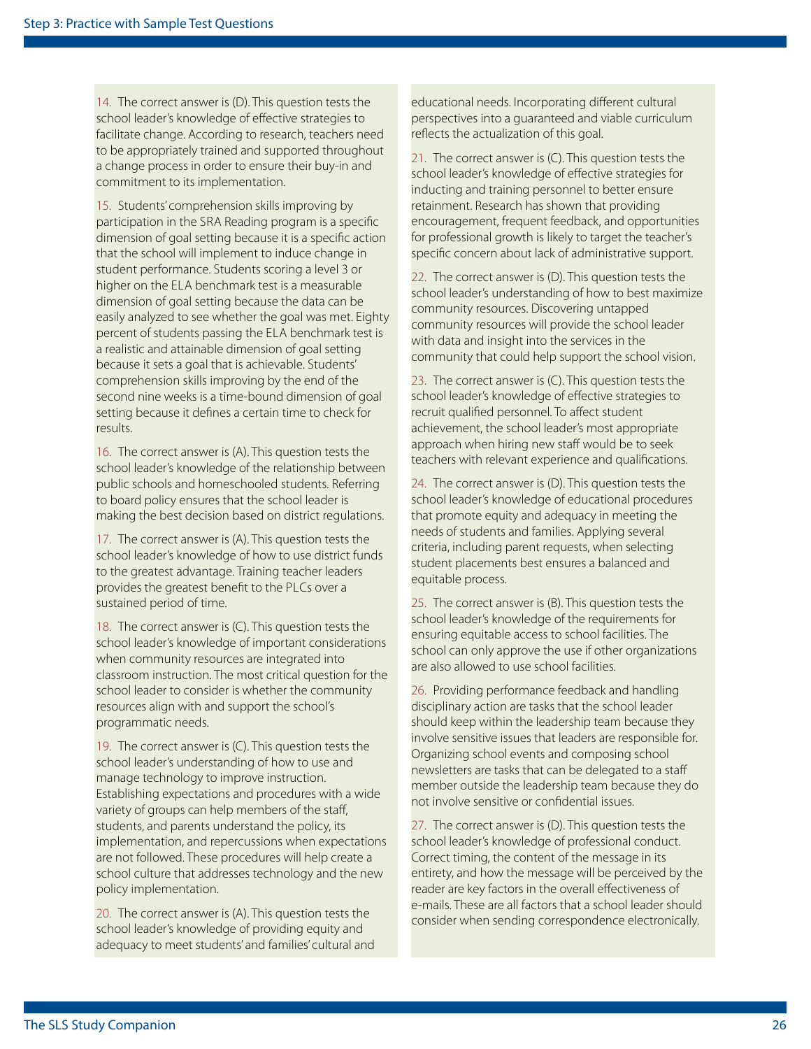14. The correct answer is (D). This question tests the school leader's knowledge of effective strategies to facilitate change. According to research, teachers need to be appropriately trained and supported throughout a change process in order to ensure their buy-in and commitment to its implementation.

15. Students' comprehension skills improving by participation in the SRA Reading program is a specific dimension of goal setting because it is a specific action that the school will implement to induce change in student performance. Students scoring a level 3 or higher on the ELA benchmark test is a measurable dimension of goal setting because the data can be easily analyzed to see whether the goal was met. Eighty percent of students passing the ELA benchmark test is a realistic and attainable dimension of goal setting because it sets a goal that is achievable. Students' comprehension skills improving by the end of the second nine weeks is a time-bound dimension of goal setting because it defines a certain time to check for results.

16. The correct answer is (A). This question tests the school leader's knowledge of the relationship between public schools and homeschooled students. Referring to board policy ensures that the school leader is making the best decision based on district regulations.

17. The correct answer is (A). This question tests the school leader's knowledge of how to use district funds to the greatest advantage. Training teacher leaders provides the greatest benefit to the PLCs over a sustained period of time.

18. The correct answer is (C). This question tests the school leader's knowledge of important considerations when community resources are integrated into classroom instruction. The most critical question for the school leader to consider is whether the community resources align with and support the school's programmatic needs.

19. The correct answer is (C). This question tests the school leader's understanding of how to use and manage technology to improve instruction. Establishing expectations and procedures with a wide variety of groups can help members of the staff, students, and parents understand the policy, its implementation, and repercussions when expectations are not followed. These procedures will help create a school culture that addresses technology and the new policy implementation.

20. The correct answer is (A). This question tests the school leader's knowledge of providing equity and adequacy to meet students' and families' cultural and educational needs. Incorporating different cultural perspectives into a guaranteed and viable curriculum reflects the actualization of this goal.

21. The correct answer is (C). This question tests the school leader's knowledge of effective strategies for inducting and training personnel to better ensure retainment. Research has shown that providing encouragement, frequent feedback, and opportunities for professional growth is likely to target the teacher's specific concern about lack of administrative support.

22. The correct answer is (D). This question tests the school leader's understanding of how to best maximize community resources. Discovering untapped community resources will provide the school leader with data and insight into the services in the community that could help support the school vision.

23. The correct answer is (C). This question tests the school leader's knowledge of effective strategies to recruit qualified personnel. To affect student achievement, the school leader's most appropriate approach when hiring new staff would be to seek teachers with relevant experience and qualifications.

24. The correct answer is (D). This question tests the school leader's knowledge of educational procedures that promote equity and adequacy in meeting the needs of students and families. Applying several criteria, including parent requests, when selecting student placements best ensures a balanced and equitable process.

25. The correct answer is (B). This question tests the school leader's knowledge of the requirements for ensuring equitable access to school facilities. The school can only approve the use if other organizations are also allowed to use school facilities.

26. Providing performance feedback and handling disciplinary action are tasks that the school leader should keep within the leadership team because they involve sensitive issues that leaders are responsible for. Organizing school events and composing school newsletters are tasks that can be delegated to a staff member outside the leadership team because they do not involve sensitive or confidential issues.

27. The correct answer is (D). This question tests the school leader's knowledge of professional conduct. Correct timing, the content of the message in its entirety, and how the message will be perceived by the reader are key factors in the overall effectiveness of e-mails. These are all factors that a school leader should consider when sending correspondence electronically.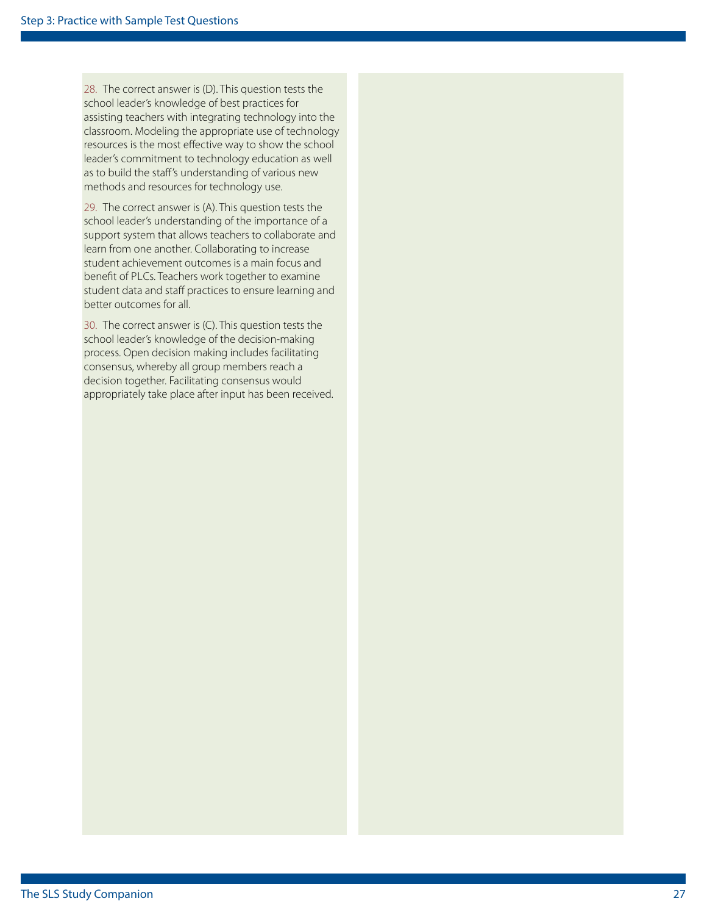28. The correct answer is (D). This question tests the school leader's knowledge of best practices for assisting teachers with integrating technology into the classroom. Modeling the appropriate use of technology resources is the most effective way to show the school leader's commitment to technology education as well as to build the staff's understanding of various new methods and resources for technology use.

29. The correct answer is (A). This question tests the school leader's understanding of the importance of a support system that allows teachers to collaborate and learn from one another. Collaborating to increase student achievement outcomes is a main focus and benefit of PLCs. Teachers work together to examine student data and staff practices to ensure learning and better outcomes for all.

30. The correct answer is (C). This question tests the school leader's knowledge of the decision-making process. Open decision making includes facilitating consensus, whereby all group members reach a decision together. Facilitating consensus would appropriately take place after input has been received.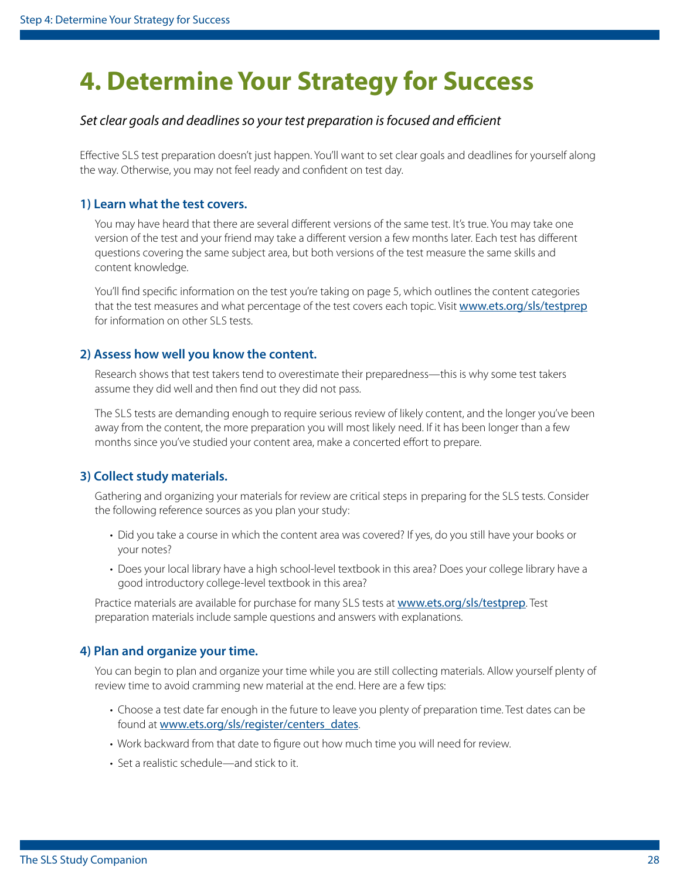# 4. Determine Your Strategy for Success

*Set clear goals and deadlines so your test preparation is focused and efficient*

Effective SLS test preparation doesn't just happen. You'll want to set clear goals and deadlines for yourself along the way. Otherwise, you may not feel ready and confident on test day.

### 1) Learn what the test covers.

You may have heard that there are several different versions of the same test. It's true. You may take one version of the test and your friend may take a different version a few months later. Each test has different questions covering the same subject area, but both versions of the test measure the same skills and content knowledge.

You'll find specific information on the test you're taking on page 5, which outlines the content categories that the test measures and what percentage of the test covers each topic. Visit www.ets.org/sls/testprep for information on other SLS tests.

### 2) Assess how well you know the content.

Research shows that test takers tend to overestimate their preparedness—this is why some test takers assume they did well and then find out they did not pass.

The SLS tests are demanding enough to require serious review of likely content, and the longer you've been away from the content, the more preparation you will most likely need. If it has been longer than a few months since you've studied your content area, make a concerted effort to prepare.

### 3) Collect study materials.

Gathering and organizing your materials for review are critical steps in preparing for the SLS tests. Consider the following reference sources as you plan your study:

- Did you take a course in which the content area was covered? If yes, do you still have your books or your notes?
- Does your local library have a high school-level textbook in this area? Does your college library have a good introductory college-level textbook in this area?

Practice materials are available for purchase for many SLS tests at www.ets.org/sls/testprep. Test preparation materials include sample questions and answers with explanations.

### 4) Plan and organize your time.

You can begin to plan and organize your time while you are still collecting materials. Allow yourself plenty of review time to avoid cramming new material at the end. Here are a few tips:

- Choose a test date far enough in the future to leave you plenty of preparation time. Test dates can be found at www.ets.org/sls/register/centers_dates.
- Work backward from that date to figure out how much time you will need for review.
- Set a realistic schedule—and stick to it.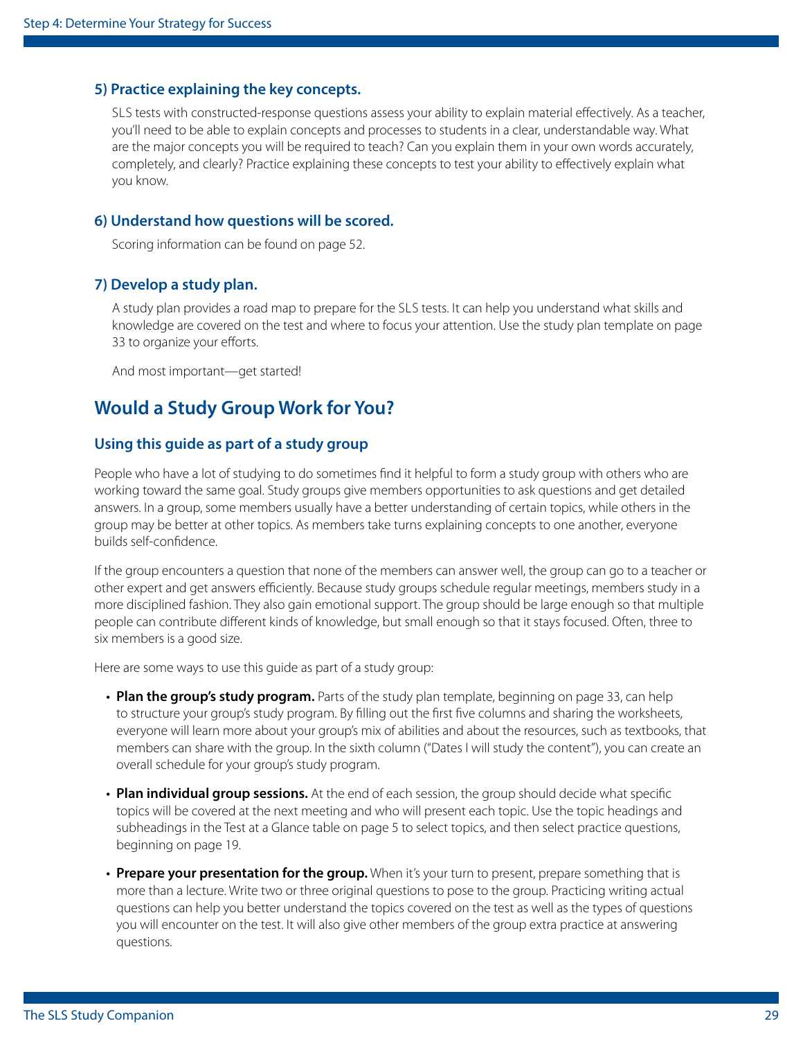### 5) Practice explaining the key concepts.

SLS tests with constructed-response questions assess your ability to explain material effectively. As a teacher, you'll need to be able to explain concepts and processes to students in a clear, understandable way. What are the major concepts you will be required to teach? Can you explain them in your own words accurately, completely, and clearly? Practice explaining these concepts to test your ability to effectively explain what you know.

### 6) Understand how questions will be scored.

Scoring information can be found on page 52.

### 7) Develop a study plan.

A study plan provides a road map to prepare for the SLS tests. It can help you understand what skills and knowledge are covered on the test and where to focus your attention. Use the study plan template on page 33 to organize your efforts.

And most important—get started!

## Would a Study Group Work for You?

### Using this guide as part of a study group

People who have a lot of studying to do sometimes find it helpful to form a study group with others who are working toward the same goal. Study groups give members opportunities to ask questions and get detailed answers. In a group, some members usually have a better understanding of certain topics, while others in the group may be better at other topics. As members take turns explaining concepts to one another, everyone builds self-confidence.

If the group encounters a question that none of the members can answer well, the group can go to a teacher or other expert and get answers efficiently. Because study groups schedule regular meetings, members study in a more disciplined fashion. They also gain emotional support. The group should be large enough so that multiple people can contribute different kinds of knowledge, but small enough so that it stays focused. Often, three to six members is a good size.

Here are some ways to use this guide as part of a study group:

- **Plan the group's study program.** Parts of the study plan template, beginning on page 33, can help to structure your group's study program. By filling out the first five columns and sharing the worksheets, everyone will learn more about your group's mix of abilities and about the resources, such as textbooks, that members can share with the group. In the sixth column ("Dates I will study the content"), you can create an overall schedule for your group's study program.
- **Plan individual group sessions.** At the end of each session, the group should decide what specific topics will be covered at the next meeting and who will present each topic. Use the topic headings and subheadings in the Test at a Glance table on page 5 to select topics, and then select practice questions, beginning on page 19.
- **Prepare your presentation for the group.** When it's your turn to present, prepare something that is more than a lecture. Write two or three original questions to pose to the group. Practicing writing actual questions can help you better understand the topics covered on the test as well as the types of questions you will encounter on the test. It will also give other members of the group extra practice at answering questions.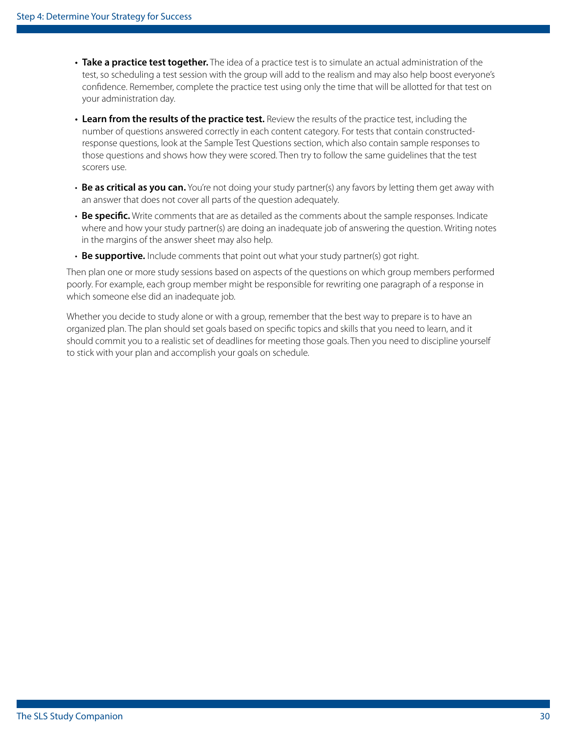- **Take a practice test together.** The idea of a practice test is to simulate an actual administration of the test, so scheduling a test session with the group will add to the realism and may also help boost everyone's confidence. Remember, complete the practice test using only the time that will be allotted for that test on your administration day.
- **Learn from the results of the practice test.** Review the results of the practice test, including the number of questions answered correctly in each content category. For tests that contain constructed-response questions, look at the Sample Test Questions section, which also contain sample responses to those questions and shows how they were scored. Then try to follow the same guidelines that the test scorers use.
- **Be as critical as you can.** You're not doing your study partner(s) any favors by letting them get away with an answer that does not cover all parts of the question adequately.
- **Be specific.** Write comments that are as detailed as the comments about the sample responses. Indicate where and how your study partner(s) are doing an inadequate job of answering the question. Writing notes in the margins of the answer sheet may also help.
- **Be supportive.** Include comments that point out what your study partner(s) got right.

Then plan one or more study sessions based on aspects of the questions on which group members performed poorly. For example, each group member might be responsible for rewriting one paragraph of a response in which someone else did an inadequate job.

Whether you decide to study alone or with a group, remember that the best way to prepare is to have an organized plan. The plan should set goals based on specific topics and skills that you need to learn, and it should commit you to a realistic set of deadlines for meeting those goals. Then you need to discipline yourself to stick with your plan and accomplish your goals on schedule.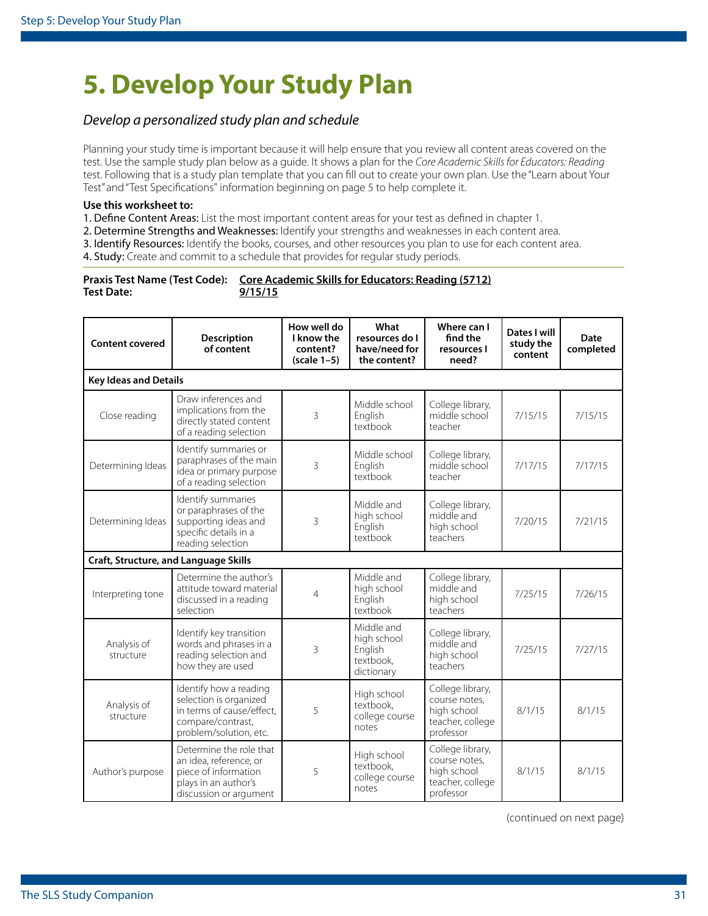# 5. Develop Your Study Plan

*Develop a personalized study plan and schedule*

Planning your study time is important because it will help ensure that you review all content areas covered on the test. Use the sample study plan below as a guide. It shows a plan for the *Core Academic Skills for Educators: Reading* test. Following that is a study plan template that you can fill out to create your own plan. Use the "Learn about Your Test" and "Test Specifications" information beginning on page 5 to help complete it.

**Use this worksheet to:**

1. **Define Content Areas:** List the most important content areas for your test as defined in chapter 1.
2. **Determine Strengths and Weaknesses:** Identify your strengths and weaknesses in each content area.
3. **Identify Resources:** Identify the books, courses, and other resources you plan to use for each content area.
4. **Study:** Create and commit to a schedule that provides for regular study periods.

**Praxis Test Name (Test Code):** **Core Academic Skills for Educators: Reading (5712)**
**Test Date:** **9/15/15**

| Content covered | Description of content | How well do I know the content? (scale 1–5) | What resources do I have/need for the content? | Where can I find the resources I need? | Dates I will study the content | Date completed |
|---|---|---|---|---|---|---|
| **Key Ideas and Details** | | | | | | |
| Close reading | Draw inferences and implications from the directly stated content of a reading selection | 3 | Middle school English textbook | College library, middle school teacher | 7/15/15 | 7/15/15 |
| Determining Ideas | Identify summaries or paraphrases of the main idea or primary purpose of a reading selection | 3 | Middle school English textbook | College library, middle school teacher | 7/17/15 | 7/17/15 |
| Determining Ideas | Identify summaries or paraphrases of the supporting ideas and specific details in a reading selection | 3 | Middle and high school English textbook | College library, middle and high school teachers | 7/20/15 | 7/21/15 |
| **Craft, Structure, and Language Skills** | | | | | | |
| Interpreting tone | Determine the author's attitude toward material discussed in a reading selection | 4 | Middle and high school English textbook | College library, middle and high school teachers | 7/25/15 | 7/26/15 |
| Analysis of structure | Identify key transition words and phrases in a reading selection and how they are used | 3 | Middle and high school English textbook, dictionary | College library, middle and high school teachers | 7/25/15 | 7/27/15 |
| Analysis of structure | Identify how a reading selection is organized in terms of cause/effect, compare/contrast, problem/solution, etc. | 5 | High school textbook, college course notes | College library, course notes, high school teacher, college professor | 8/1/15 | 8/1/15 |
| Author's purpose | Determine the role that an idea, reference, or piece of information plays in an author's discussion or argument | 5 | High school textbook, college course notes | College library, course notes, high school teacher, college professor | 8/1/15 | 8/1/15 |

(continued on next page)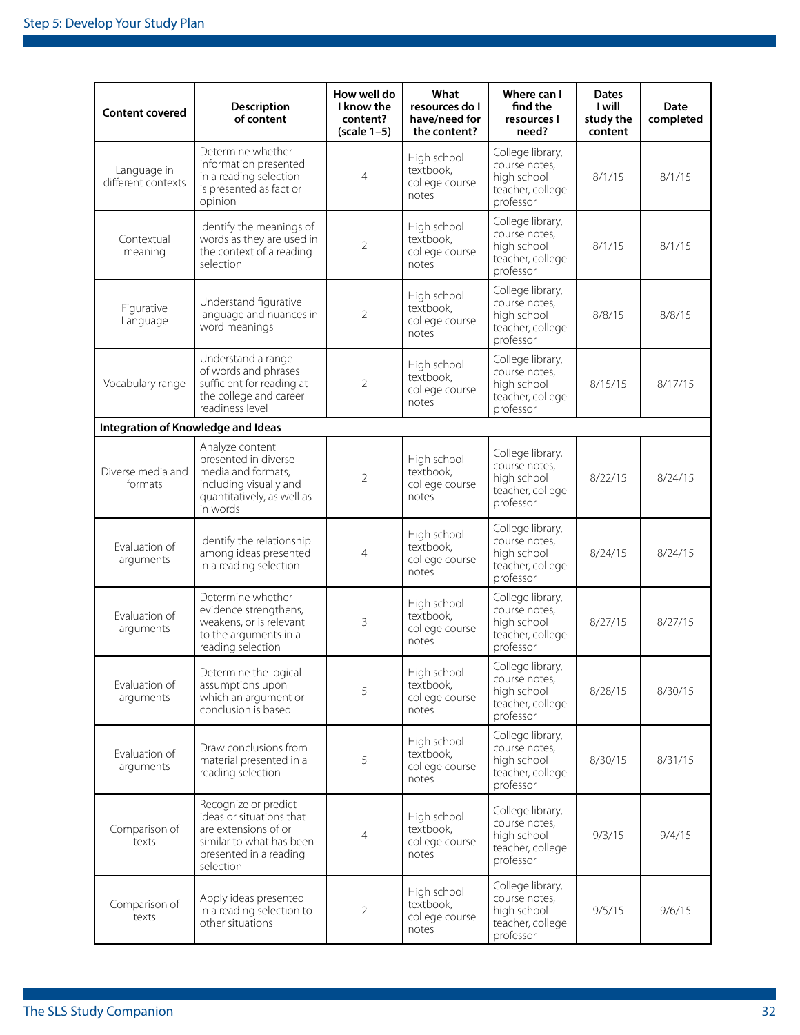| Content covered | Description of content | How well do I know the content? (scale 1–5) | What resources do I have/need for the content? | Where can I find the resources I need? | Dates I will study the content | Date completed |
|---|---|---|---|---|---|---|
| Language in different contexts | Determine whether information presented in a reading selection is presented as fact or opinion | 4 | High school textbook, college course notes | College library, course notes, high school teacher, college professor | 8/1/15 | 8/1/15 |
| Contextual meaning | Identify the meanings of words as they are used in the context of a reading selection | 2 | High school textbook, college course notes | College library, course notes, high school teacher, college professor | 8/1/15 | 8/1/15 |
| Figurative Language | Understand figurative language and nuances in word meanings | 2 | High school textbook, college course notes | College library, course notes, high school teacher, college professor | 8/8/15 | 8/8/15 |
| Vocabulary range | Understand a range of words and phrases sufficient for reading at the college and career readiness level | 2 | High school textbook, college course notes | College library, course notes, high school teacher, college professor | 8/15/15 | 8/17/15 |
| **Integration of Knowledge and Ideas** | | | | | | |
| Diverse media and formats | Analyze content presented in diverse media and formats, including visually and quantitatively, as well as in words | 2 | High school textbook, college course notes | College library, course notes, high school teacher, college professor | 8/22/15 | 8/24/15 |
| Evaluation of arguments | Identify the relationship among ideas presented in a reading selection | 4 | High school textbook, college course notes | College library, course notes, high school teacher, college professor | 8/24/15 | 8/24/15 |
| Evaluation of arguments | Determine whether evidence strengthens, weakens, or is relevant to the arguments in a reading selection | 3 | High school textbook, college course notes | College library, course notes, high school teacher, college professor | 8/27/15 | 8/27/15 |
| Evaluation of arguments | Determine the logical assumptions upon which an argument or conclusion is based | 5 | High school textbook, college course notes | College library, course notes, high school teacher, college professor | 8/28/15 | 8/30/15 |
| Evaluation of arguments | Draw conclusions from material presented in a reading selection | 5 | High school textbook, college course notes | College library, course notes, high school teacher, college professor | 8/30/15 | 8/31/15 |
| Comparison of texts | Recognize or predict ideas or situations that are extensions of or similar to what has been presented in a reading selection | 4 | High school textbook, college course notes | College library, course notes, high school teacher, college professor | 9/3/15 | 9/4/15 |
| Comparison of texts | Apply ideas presented in a reading selection to other situations | 2 | High school textbook, college course notes | College library, course notes, high school teacher, college professor | 9/5/15 | 9/6/15 |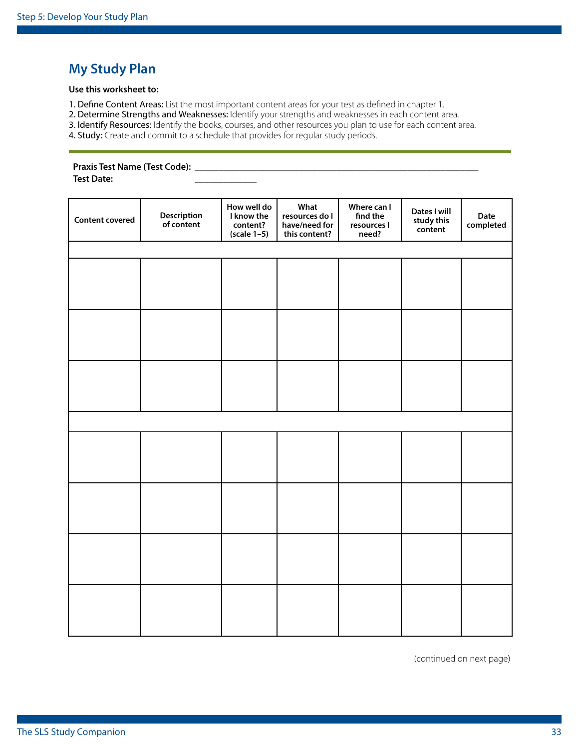## My Study Plan

**Use this worksheet to:**

1. Define Content Areas: List the most important content areas for your test as defined in chapter 1.
2. Determine Strengths and Weaknesses: Identify your strengths and weaknesses in each content area.
3. Identify Resources: Identify the books, courses, and other resources you plan to use for each content area.
4. Study: Create and commit to a schedule that provides for regular study periods.

**Praxis Test Name (Test Code):** ____________________________________________

**Test Date:** _____________

| Content covered | Description of content | How well do I know the content? (scale 1–5) | What resources do I have/need for this content? | Where can I find the resources I need? | Dates I will study this content | Date completed |
|---|---|---|---|---|---|---|
| | | | | | | |
| | | | | | | |
| | | | | | | |
| | | | | | | |
| | | | | | | |
| | | | | | | |
| | | | | | | |
| | | | | | | |
| | | | | | | |

(continued on next page)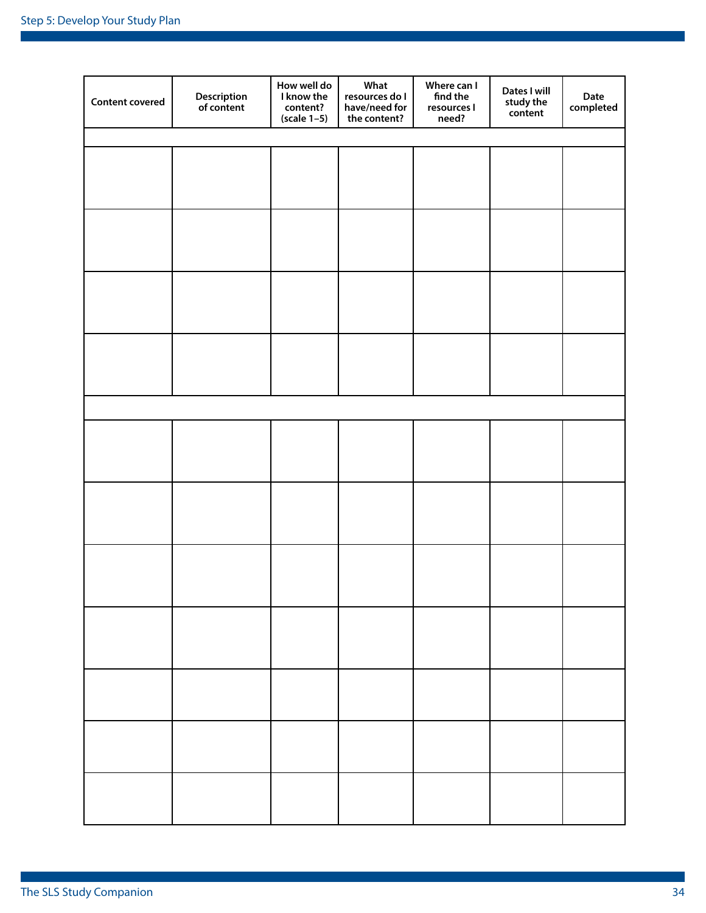| Content covered | Description of content | How well do I know the content? (scale 1–5) | What resources do I have/need for the content? | Where can I find the resources I need? | Dates I will study the content | Date completed |
|---|---|---|---|---|---|---|
| | | | | | | |
| | | | | | | |
| | | | | | | |
| | | | | | | |
| | | | | | | |
| | | | | | | |
| | | | | | | |
| | | | | | | |
| | | | | | | |
| | | | | | | |
| | | | | | | |
| | | | | | | |
| | | | | | | |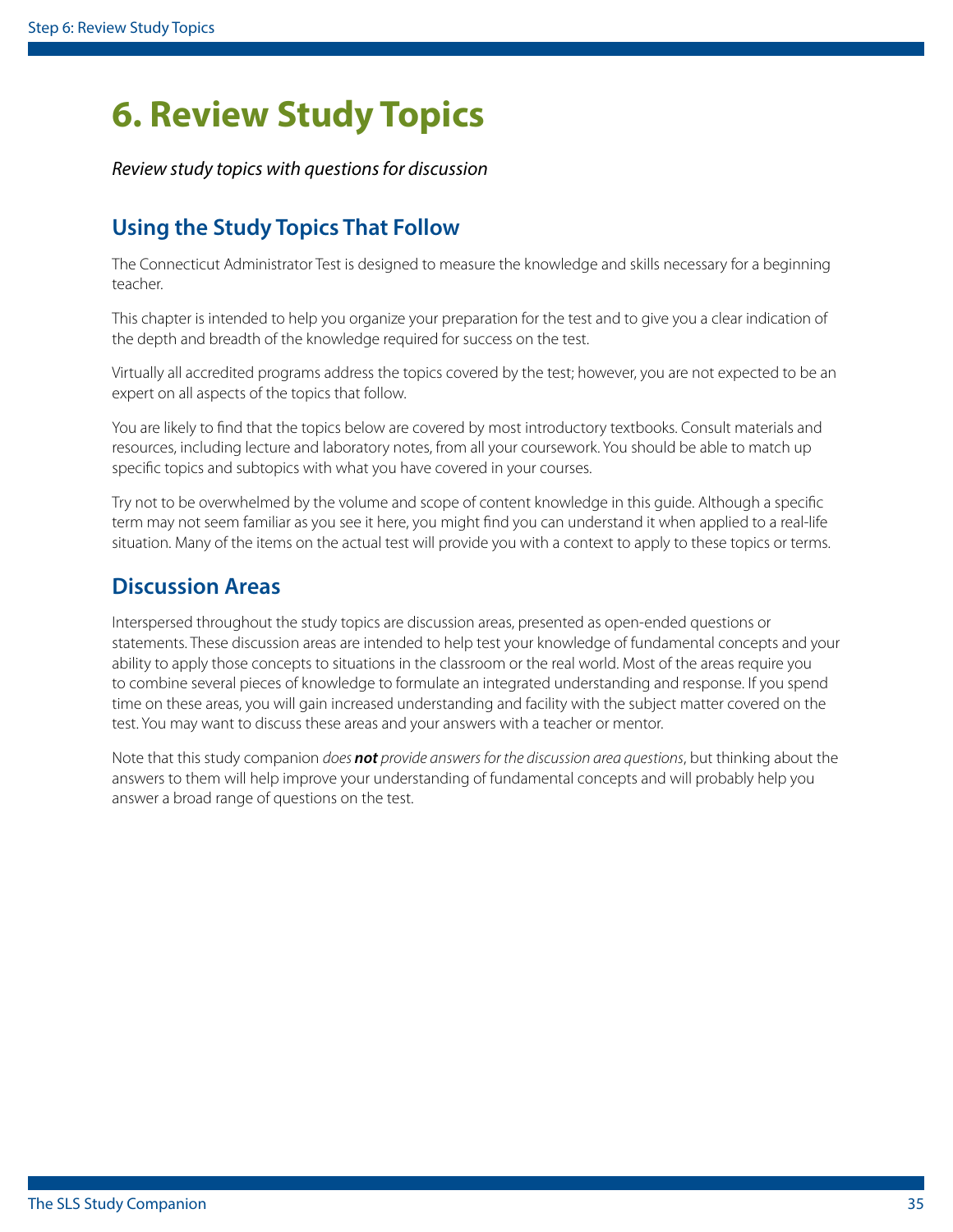# 6. Review Study Topics

*Review study topics with questions for discussion*

## Using the Study Topics That Follow

The Connecticut Administrator Test is designed to measure the knowledge and skills necessary for a beginning teacher.

This chapter is intended to help you organize your preparation for the test and to give you a clear indication of the depth and breadth of the knowledge required for success on the test.

Virtually all accredited programs address the topics covered by the test; however, you are not expected to be an expert on all aspects of the topics that follow.

You are likely to find that the topics below are covered by most introductory textbooks. Consult materials and resources, including lecture and laboratory notes, from all your coursework. You should be able to match up specific topics and subtopics with what you have covered in your courses.

Try not to be overwhelmed by the volume and scope of content knowledge in this guide. Although a specific term may not seem familiar as you see it here, you might find you can understand it when applied to a real-life situation. Many of the items on the actual test will provide you with a context to apply to these topics or terms.

## Discussion Areas

Interspersed throughout the study topics are discussion areas, presented as open-ended questions or statements. These discussion areas are intended to help test your knowledge of fundamental concepts and your ability to apply those concepts to situations in the classroom or the real world. Most of the areas require you to combine several pieces of knowledge to formulate an integrated understanding and response. If you spend time on these areas, you will gain increased understanding and facility with the subject matter covered on the test. You may want to discuss these areas and your answers with a teacher or mentor.

Note that this study companion *does **not** provide answers for the discussion area questions*, but thinking about the answers to them will help improve your understanding of fundamental concepts and will probably help you answer a broad range of questions on the test.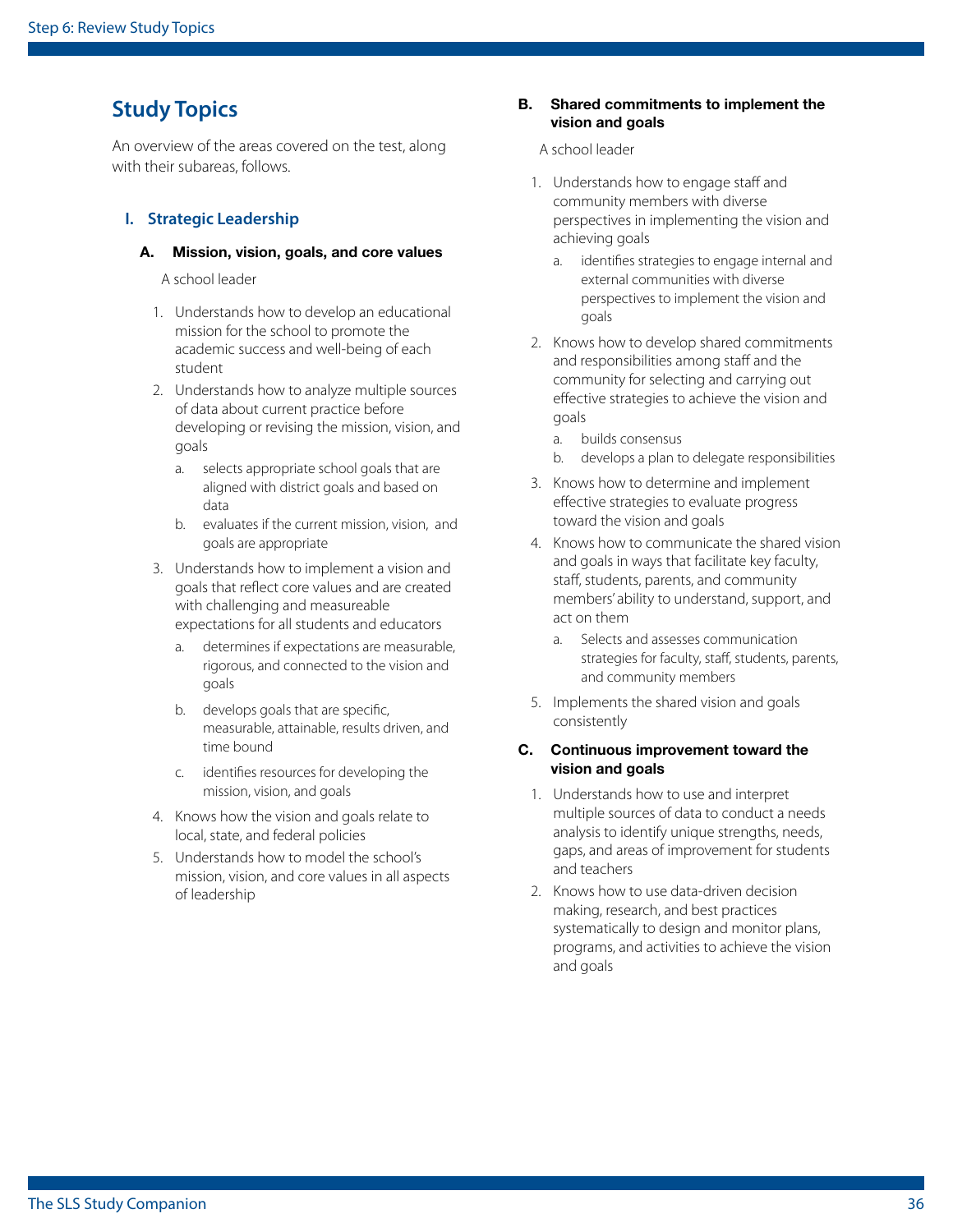## Study Topics

An overview of the areas covered on the test, along with their subareas, follows.

### I. Strategic Leadership

#### A. Mission, vision, goals, and core values

A school leader

1. Understands how to develop an educational mission for the school to promote the academic success and well-being of each student
2. Understands how to analyze multiple sources of data about current practice before developing or revising the mission, vision, and goals
   a. selects appropriate school goals that are aligned with district goals and based on data
   b. evaluates if the current mission, vision, and goals are appropriate
3. Understands how to implement a vision and goals that reflect core values and are created with challenging and measureable expectations for all students and educators
   a. determines if expectations are measurable, rigorous, and connected to the vision and goals
   b. develops goals that are specific, measurable, attainable, results driven, and time bound
   c. identifies resources for developing the mission, vision, and goals
4. Knows how the vision and goals relate to local, state, and federal policies
5. Understands how to model the school's mission, vision, and core values in all aspects of leadership

#### B. Shared commitments to implement the vision and goals

A school leader

1. Understands how to engage staff and community members with diverse perspectives in implementing the vision and achieving goals
   a. identifies strategies to engage internal and external communities with diverse perspectives to implement the vision and goals
2. Knows how to develop shared commitments and responsibilities among staff and the community for selecting and carrying out effective strategies to achieve the vision and goals
   a. builds consensus
   b. develops a plan to delegate responsibilities
3. Knows how to determine and implement effective strategies to evaluate progress toward the vision and goals
4. Knows how to communicate the shared vision and goals in ways that facilitate key faculty, staff, students, parents, and community members' ability to understand, support, and act on them
   a. Selects and assesses communication strategies for faculty, staff, students, parents, and community members
5. Implements the shared vision and goals consistently

#### C. Continuous improvement toward the vision and goals

1. Understands how to use and interpret multiple sources of data to conduct a needs analysis to identify unique strengths, needs, gaps, and areas of improvement for students and teachers
2. Knows how to use data-driven decision making, research, and best practices systematically to design and monitor plans, programs, and activities to achieve the vision and goals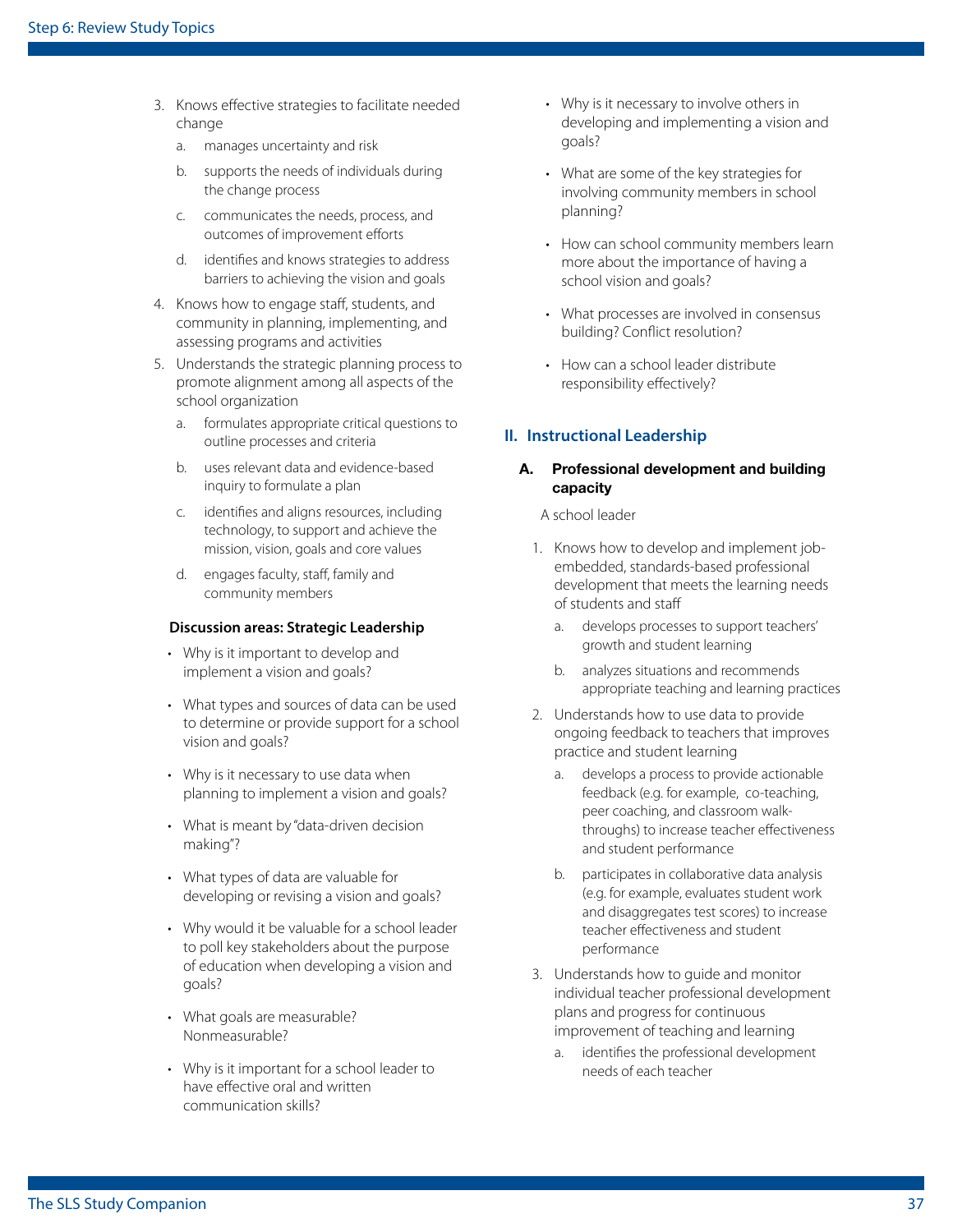3. Knows effective strategies to facilitate needed change
    a. manages uncertainty and risk
    b. supports the needs of individuals during the change process
    c. communicates the needs, process, and outcomes of improvement efforts
    d. identifies and knows strategies to address barriers to achieving the vision and goals
4. Knows how to engage staff, students, and community in planning, implementing, and assessing programs and activities
5. Understands the strategic planning process to promote alignment among all aspects of the school organization
    a. formulates appropriate critical questions to outline processes and criteria
    b. uses relevant data and evidence-based inquiry to formulate a plan
    c. identifies and aligns resources, including technology, to support and achieve the mission, vision, goals and core values
    d. engages faculty, staff, family and community members

**Discussion areas: Strategic Leadership**

- Why is it important to develop and implement a vision and goals?
- What types and sources of data can be used to determine or provide support for a school vision and goals?
- Why is it necessary to use data when planning to implement a vision and goals?
- What is meant by "data-driven decision making"?
- What types of data are valuable for developing or revising a vision and goals?
- Why would it be valuable for a school leader to poll key stakeholders about the purpose of education when developing a vision and goals?
- What goals are measurable? Nonmeasurable?
- Why is it important for a school leader to have effective oral and written communication skills?
- Why is it necessary to involve others in developing and implementing a vision and goals?
- What are some of the key strategies for involving community members in school planning?
- How can school community members learn more about the importance of having a school vision and goals?
- What processes are involved in consensus building? Conflict resolution?
- How can a school leader distribute responsibility effectively?

## II. Instructional Leadership

### A. Professional development and building capacity

A school leader

1. Knows how to develop and implement job-embedded, standards-based professional development that meets the learning needs of students and staff
    a. develops processes to support teachers' growth and student learning
    b. analyzes situations and recommends appropriate teaching and learning practices
2. Understands how to use data to provide ongoing feedback to teachers that improves practice and student learning
    a. develops a process to provide actionable feedback (e.g. for example, co-teaching, peer coaching, and classroom walk-throughs) to increase teacher effectiveness and student performance
    b. participates in collaborative data analysis (e.g. for example, evaluates student work and disaggregates test scores) to increase teacher effectiveness and student performance
3. Understands how to guide and monitor individual teacher professional development plans and progress for continuous improvement of teaching and learning
    a. identifies the professional development needs of each teacher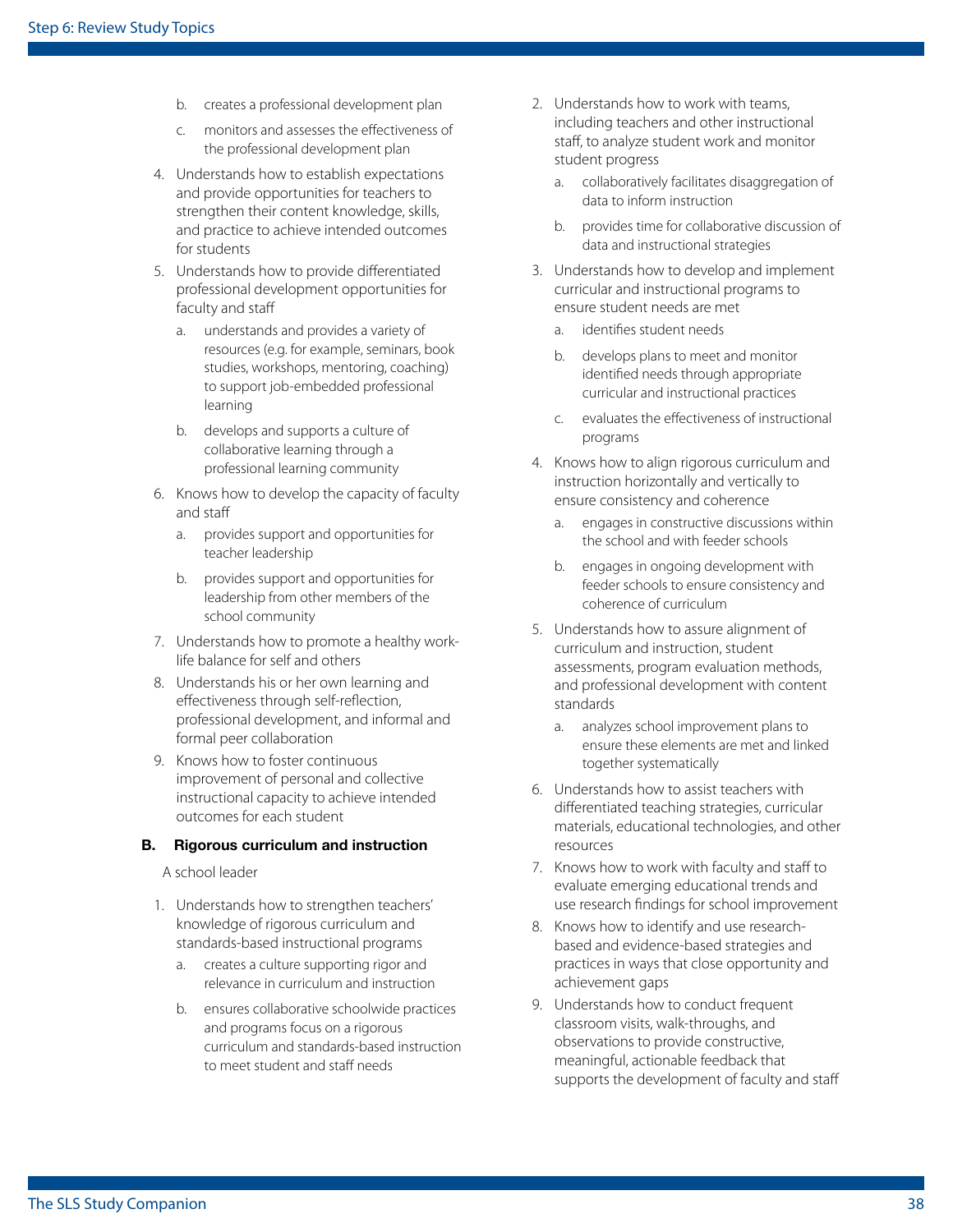b. creates a professional development plan

   c. monitors and assesses the effectiveness of the professional development plan

4. Understands how to establish expectations and provide opportunities for teachers to strengthen their content knowledge, skills, and practice to achieve intended outcomes for students
5. Understands how to provide differentiated professional development opportunities for faculty and staff
   a. understands and provides a variety of resources (e.g. for example, seminars, book studies, workshops, mentoring, coaching) to support job-embedded professional learning
   b. develops and supports a culture of collaborative learning through a professional learning community
6. Knows how to develop the capacity of faculty and staff
   a. provides support and opportunities for teacher leadership
   b. provides support and opportunities for leadership from other members of the school community
7. Understands how to promote a healthy work-life balance for self and others
8. Understands his or her own learning and effectiveness through self-reflection, professional development, and informal and formal peer collaboration
9. Knows how to foster continuous improvement of personal and collective instructional capacity to achieve intended outcomes for each student

**B. Rigorous curriculum and instruction**

A school leader

1. Understands how to strengthen teachers' knowledge of rigorous curriculum and standards-based instructional programs
   a. creates a culture supporting rigor and relevance in curriculum and instruction
   b. ensures collaborative schoolwide practices and programs focus on a rigorous curriculum and standards-based instruction to meet student and staff needs
2. Understands how to work with teams, including teachers and other instructional staff, to analyze student work and monitor student progress
   a. collaboratively facilitates disaggregation of data to inform instruction
   b. provides time for collaborative discussion of data and instructional strategies
3. Understands how to develop and implement curricular and instructional programs to ensure student needs are met
   a. identifies student needs
   b. develops plans to meet and monitor identified needs through appropriate curricular and instructional practices
   c. evaluates the effectiveness of instructional programs
4. Knows how to align rigorous curriculum and instruction horizontally and vertically to ensure consistency and coherence
   a. engages in constructive discussions within the school and with feeder schools
   b. engages in ongoing development with feeder schools to ensure consistency and coherence of curriculum
5. Understands how to assure alignment of curriculum and instruction, student assessments, program evaluation methods, and professional development with content standards
   a. analyzes school improvement plans to ensure these elements are met and linked together systematically
6. Understands how to assist teachers with differentiated teaching strategies, curricular materials, educational technologies, and other resources
7. Knows how to work with faculty and staff to evaluate emerging educational trends and use research findings for school improvement
8. Knows how to identify and use research-based and evidence-based strategies and practices in ways that close opportunity and achievement gaps
9. Understands how to conduct frequent classroom visits, walk-throughs, and observations to provide constructive, meaningful, actionable feedback that supports the development of faculty and staff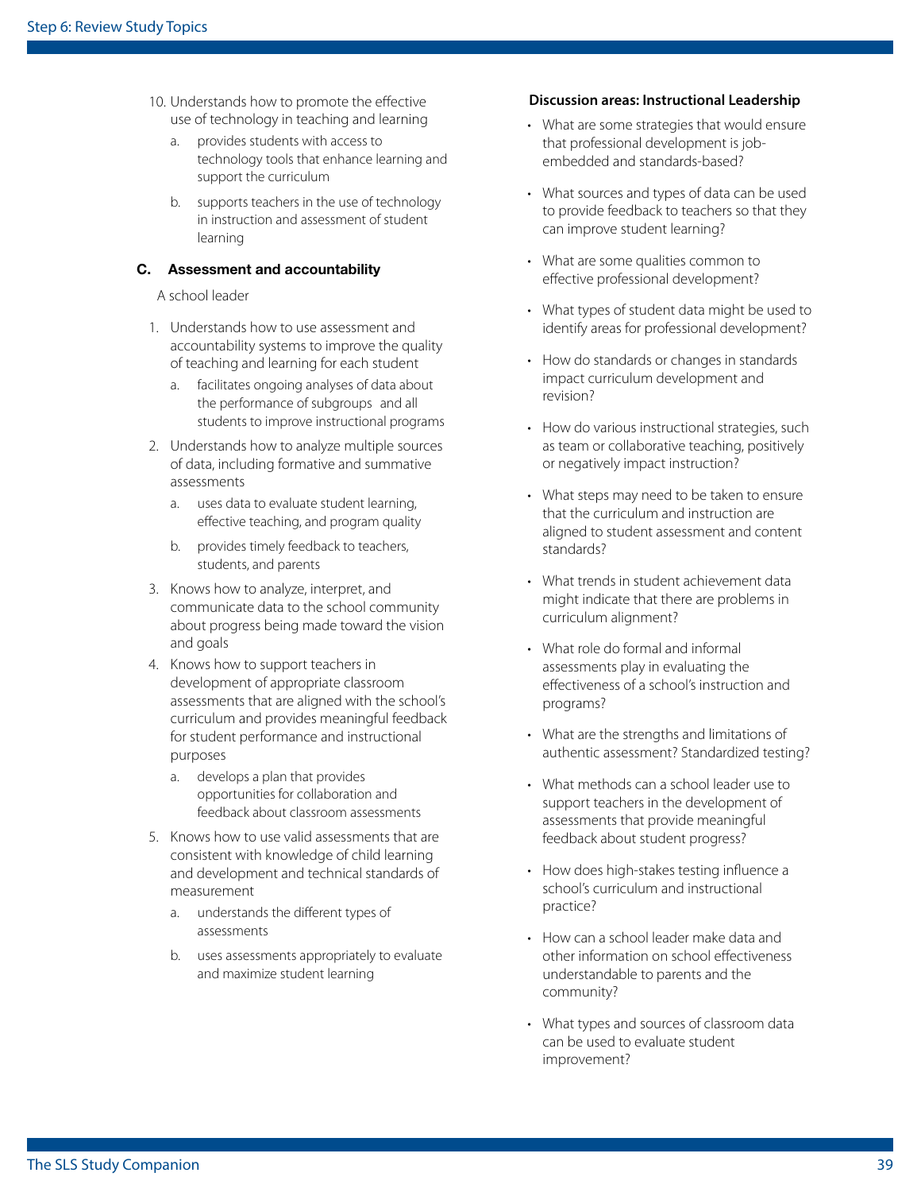10. Understands how to promote the effective use of technology in teaching and learning
    a. provides students with access to technology tools that enhance learning and support the curriculum
    b. supports teachers in the use of technology in instruction and assessment of student learning

### C. Assessment and accountability

A school leader

1. Understands how to use assessment and accountability systems to improve the quality of teaching and learning for each student
    a. facilitates ongoing analyses of data about the performance of subgroups and all students to improve instructional programs
2. Understands how to analyze multiple sources of data, including formative and summative assessments
    a. uses data to evaluate student learning, effective teaching, and program quality
    b. provides timely feedback to teachers, students, and parents
3. Knows how to analyze, interpret, and communicate data to the school community about progress being made toward the vision and goals
4. Knows how to support teachers in development of appropriate classroom assessments that are aligned with the school's curriculum and provides meaningful feedback for student performance and instructional purposes
    a. develops a plan that provides opportunities for collaboration and feedback about classroom assessments
5. Knows how to use valid assessments that are consistent with knowledge of child learning and development and technical standards of measurement
    a. understands the different types of assessments
    b. uses assessments appropriately to evaluate and maximize student learning

**Discussion areas: Instructional Leadership**

- What are some strategies that would ensure that professional development is job-embedded and standards-based?
- What sources and types of data can be used to provide feedback to teachers so that they can improve student learning?
- What are some qualities common to effective professional development?
- What types of student data might be used to identify areas for professional development?
- How do standards or changes in standards impact curriculum development and revision?
- How do various instructional strategies, such as team or collaborative teaching, positively or negatively impact instruction?
- What steps may need to be taken to ensure that the curriculum and instruction are aligned to student assessment and content standards?
- What trends in student achievement data might indicate that there are problems in curriculum alignment?
- What role do formal and informal assessments play in evaluating the effectiveness of a school's instruction and programs?
- What are the strengths and limitations of authentic assessment? Standardized testing?
- What methods can a school leader use to support teachers in the development of assessments that provide meaningful feedback about student progress?
- How does high-stakes testing influence a school's curriculum and instructional practice?
- How can a school leader make data and other information on school effectiveness understandable to parents and the community?
- What types and sources of classroom data can be used to evaluate student improvement?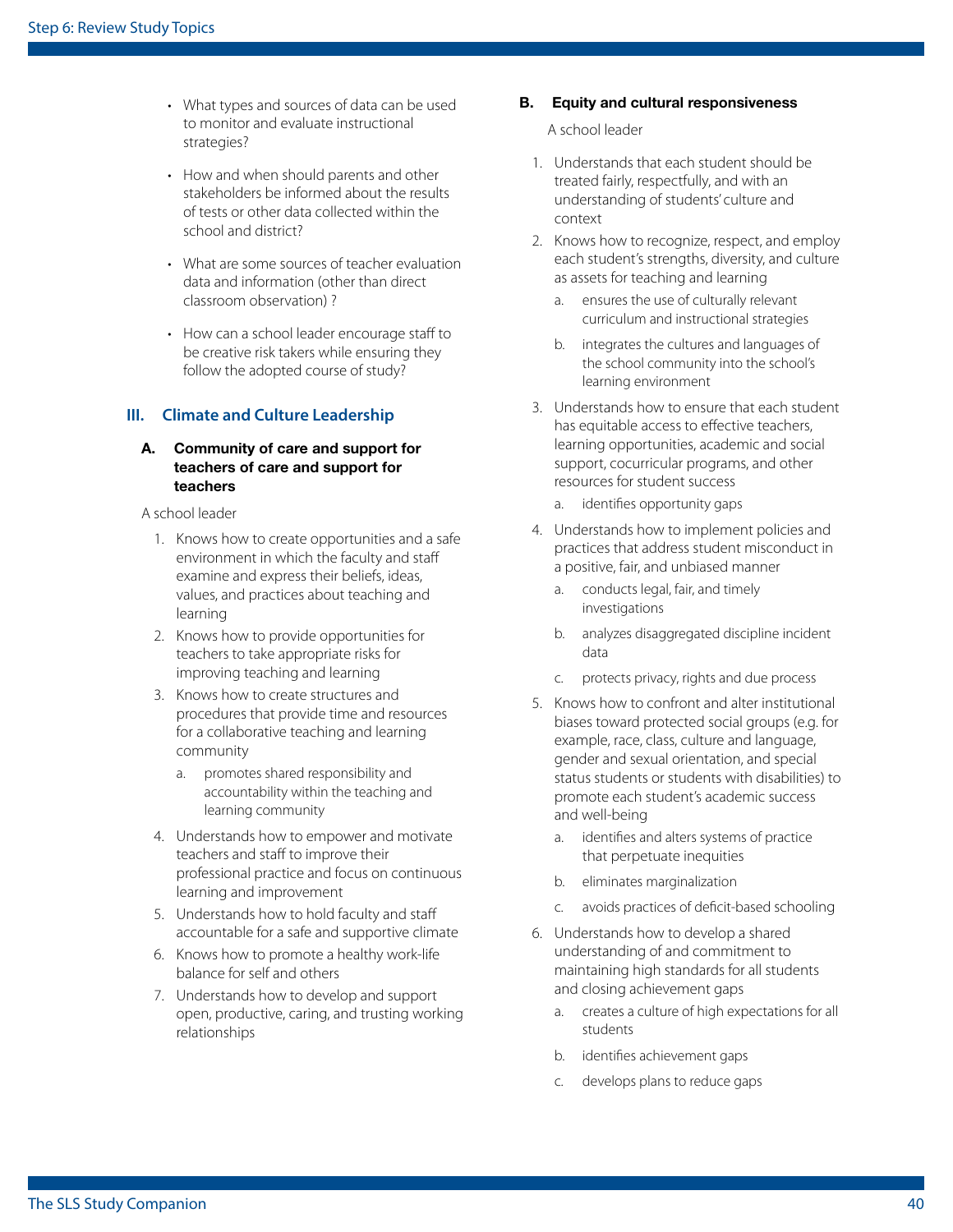- What types and sources of data can be used to monitor and evaluate instructional strategies?
- How and when should parents and other stakeholders be informed about the results of tests or other data collected within the school and district?
- What are some sources of teacher evaluation data and information (other than direct classroom observation) ?
- How can a school leader encourage staff to be creative risk takers while ensuring they follow the adopted course of study?

## III. Climate and Culture Leadership

### A. Community of care and support for teachers of care and support for teachers

A school leader

1. Knows how to create opportunities and a safe environment in which the faculty and staff examine and express their beliefs, ideas, values, and practices about teaching and learning
2. Knows how to provide opportunities for teachers to take appropriate risks for improving teaching and learning
3. Knows how to create structures and procedures that provide time and resources for a collaborative teaching and learning community
   a. promotes shared responsibility and accountability within the teaching and learning community
4. Understands how to empower and motivate teachers and staff to improve their professional practice and focus on continuous learning and improvement
5. Understands how to hold faculty and staff accountable for a safe and supportive climate
6. Knows how to promote a healthy work-life balance for self and others
7. Understands how to develop and support open, productive, caring, and trusting working relationships

### B. Equity and cultural responsiveness

A school leader

1. Understands that each student should be treated fairly, respectfully, and with an understanding of students' culture and context
2. Knows how to recognize, respect, and employ each student's strengths, diversity, and culture as assets for teaching and learning
   a. ensures the use of culturally relevant curriculum and instructional strategies
   b. integrates the cultures and languages of the school community into the school's learning environment
3. Understands how to ensure that each student has equitable access to effective teachers, learning opportunities, academic and social support, cocurricular programs, and other resources for student success
   a. identifies opportunity gaps
4. Understands how to implement policies and practices that address student misconduct in a positive, fair, and unbiased manner
   a. conducts legal, fair, and timely investigations
   b. analyzes disaggregated discipline incident data
   c. protects privacy, rights and due process
5. Knows how to confront and alter institutional biases toward protected social groups (e.g. for example, race, class, culture and language, gender and sexual orientation, and special status students or students with disabilities) to promote each student's academic success and well-being
   a. identifies and alters systems of practice that perpetuate inequities
   b. eliminates marginalization
   c. avoids practices of deficit-based schooling
6. Understands how to develop a shared understanding of and commitment to maintaining high standards for all students and closing achievement gaps
   a. creates a culture of high expectations for all students
   b. identifies achievement gaps
   c. develops plans to reduce gaps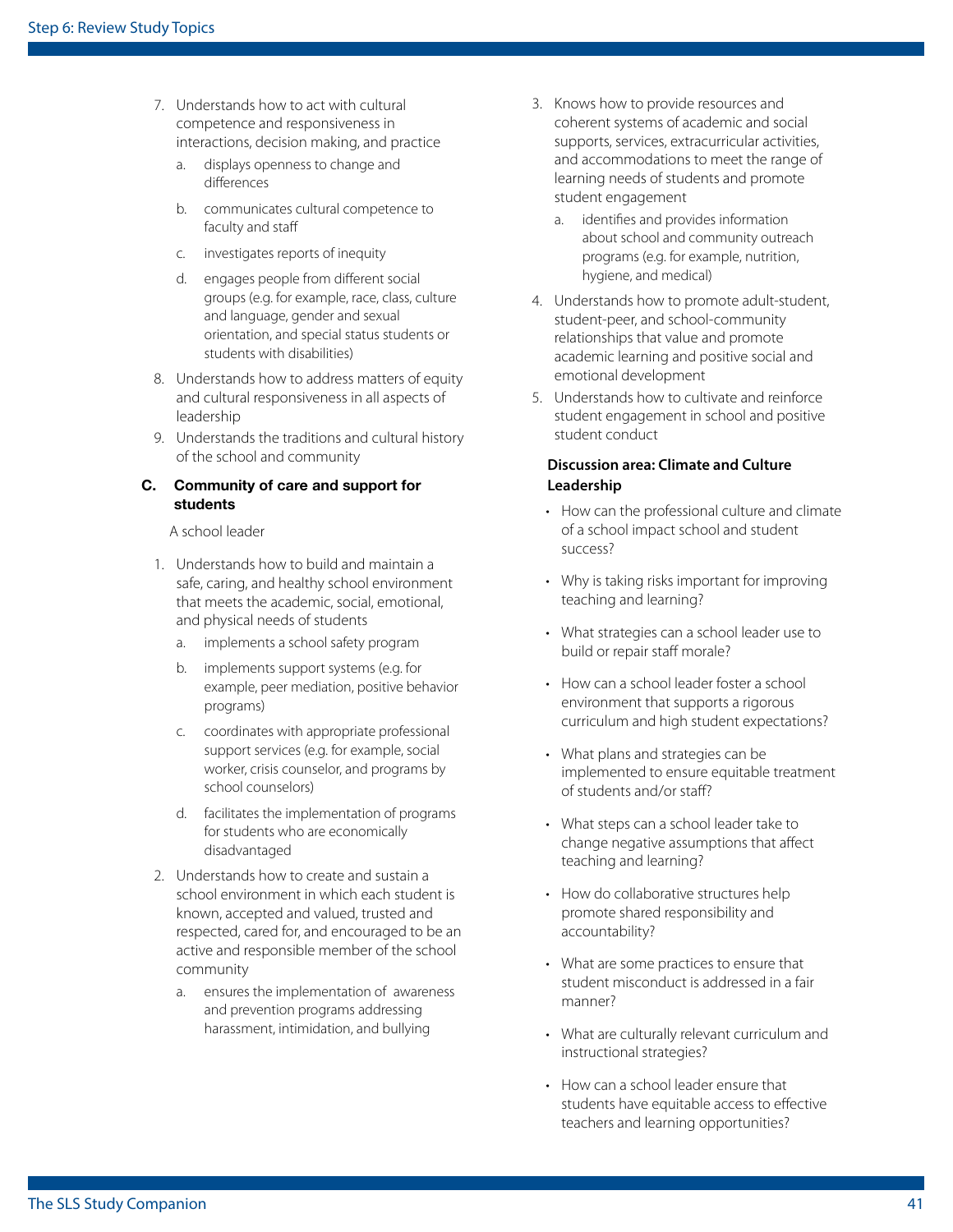7. Understands how to act with cultural competence and responsiveness in interactions, decision making, and practice
    a. displays openness to change and differences
    b. communicates cultural competence to faculty and staff
    c. investigates reports of inequity
    d. engages people from different social groups (e.g. for example, race, class, culture and language, gender and sexual orientation, and special status students or students with disabilities)
8. Understands how to address matters of equity and cultural responsiveness in all aspects of leadership
9. Understands the traditions and cultural history of the school and community

### C. Community of care and support for students

A school leader

1. Understands how to build and maintain a safe, caring, and healthy school environment that meets the academic, social, emotional, and physical needs of students
    a. implements a school safety program
    b. implements support systems (e.g. for example, peer mediation, positive behavior programs)
    c. coordinates with appropriate professional support services (e.g. for example, social worker, crisis counselor, and programs by school counselors)
    d. facilitates the implementation of programs for students who are economically disadvantaged
2. Understands how to create and sustain a school environment in which each student is known, accepted and valued, trusted and respected, cared for, and encouraged to be an active and responsible member of the school community
    a. ensures the implementation of awareness and prevention programs addressing harassment, intimidation, and bullying
3. Knows how to provide resources and coherent systems of academic and social supports, services, extracurricular activities, and accommodations to meet the range of learning needs of students and promote student engagement
    a. identifies and provides information about school and community outreach programs (e.g. for example, nutrition, hygiene, and medical)
4. Understands how to promote adult-student, student-peer, and school-community relationships that value and promote academic learning and positive social and emotional development
5. Understands how to cultivate and reinforce student engagement in school and positive student conduct

**Discussion area: Climate and Culture Leadership**

- How can the professional culture and climate of a school impact school and student success?
- Why is taking risks important for improving teaching and learning?
- What strategies can a school leader use to build or repair staff morale?
- How can a school leader foster a school environment that supports a rigorous curriculum and high student expectations?
- What plans and strategies can be implemented to ensure equitable treatment of students and/or staff?
- What steps can a school leader take to change negative assumptions that affect teaching and learning?
- How do collaborative structures help promote shared responsibility and accountability?
- What are some practices to ensure that student misconduct is addressed in a fair manner?
- What are culturally relevant curriculum and instructional strategies?
- How can a school leader ensure that students have equitable access to effective teachers and learning opportunities?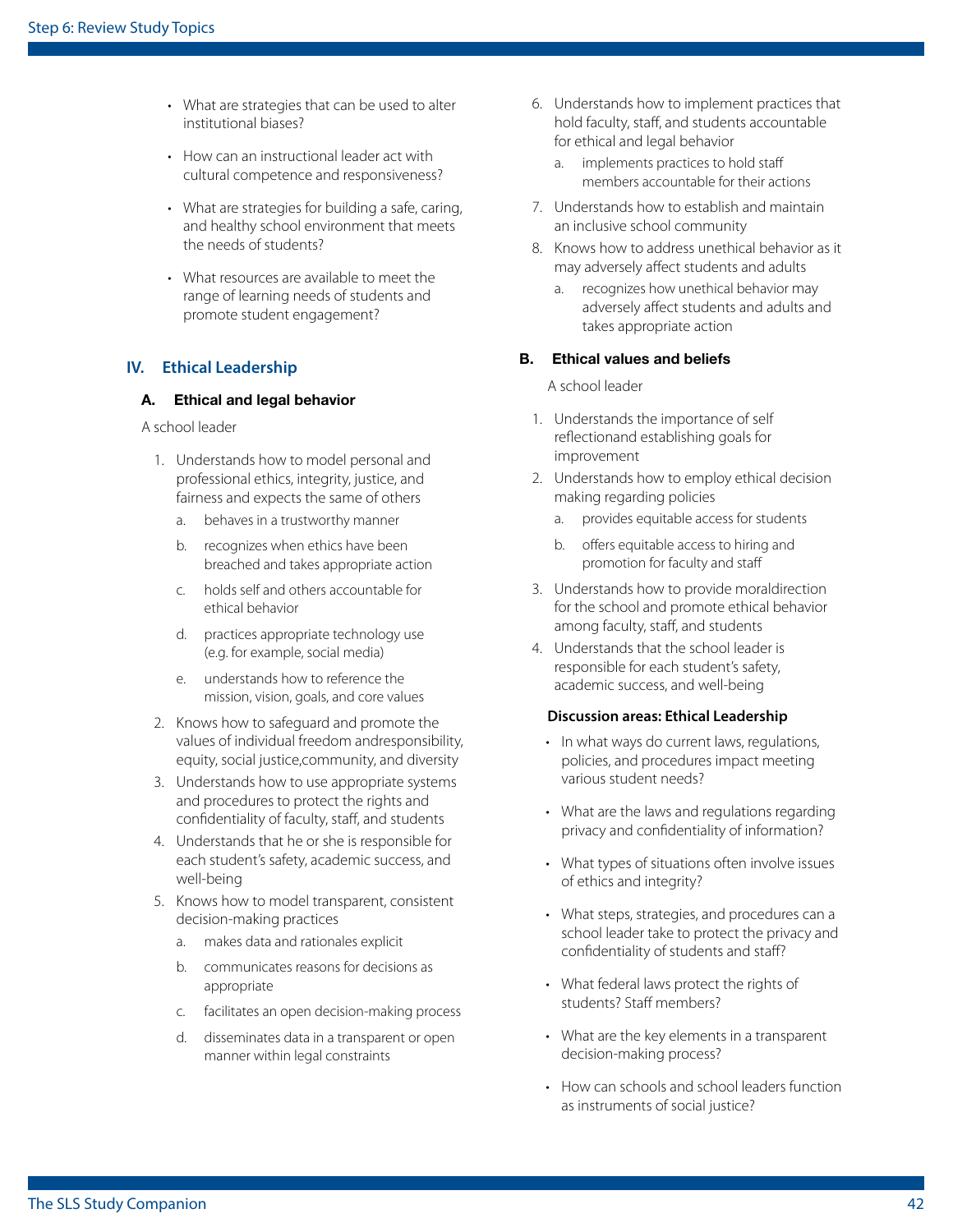- What are strategies that can be used to alter institutional biases?
- How can an instructional leader act with cultural competence and responsiveness?
- What are strategies for building a safe, caring, and healthy school environment that meets the needs of students?
- What resources are available to meet the range of learning needs of students and promote student engagement?

## IV. Ethical Leadership

### A. Ethical and legal behavior

A school leader

1. Understands how to model personal and professional ethics, integrity, justice, and fairness and expects the same of others
   a. behaves in a trustworthy manner
   b. recognizes when ethics have been breached and takes appropriate action
   c. holds self and others accountable for ethical behavior
   d. practices appropriate technology use (e.g. for example, social media)
   e. understands how to reference the mission, vision, goals, and core values
2. Knows how to safeguard and promote the values of individual freedom andresponsibility, equity, social justice,community, and diversity
3. Understands how to use appropriate systems and procedures to protect the rights and confidentiality of faculty, staff, and students
4. Understands that he or she is responsible for each student's safety, academic success, and well-being
5. Knows how to model transparent, consistent decision-making practices
   a. makes data and rationales explicit
   b. communicates reasons for decisions as appropriate
   c. facilitates an open decision-making process
   d. disseminates data in a transparent or open manner within legal constraints
6. Understands how to implement practices that hold faculty, staff, and students accountable for ethical and legal behavior
   a. implements practices to hold staff members accountable for their actions
7. Understands how to establish and maintain an inclusive school community
8. Knows how to address unethical behavior as it may adversely affect students and adults
   a. recognizes how unethical behavior may adversely affect students and adults and takes appropriate action

### B. Ethical values and beliefs

A school leader

1. Understands the importance of self reflectionand establishing goals for improvement
2. Understands how to employ ethical decision making regarding policies
   a. provides equitable access for students
   b. offers equitable access to hiring and promotion for faculty and staff
3. Understands how to provide moraldirection for the school and promote ethical behavior among faculty, staff, and students
4. Understands that the school leader is responsible for each student's safety, academic success, and well-being

**Discussion areas: Ethical Leadership**

- In what ways do current laws, regulations, policies, and procedures impact meeting various student needs?
- What are the laws and regulations regarding privacy and confidentiality of information?
- What types of situations often involve issues of ethics and integrity?
- What steps, strategies, and procedures can a school leader take to protect the privacy and confidentiality of students and staff?
- What federal laws protect the rights of students? Staff members?
- What are the key elements in a transparent decision-making process?
- How can schools and school leaders function as instruments of social justice?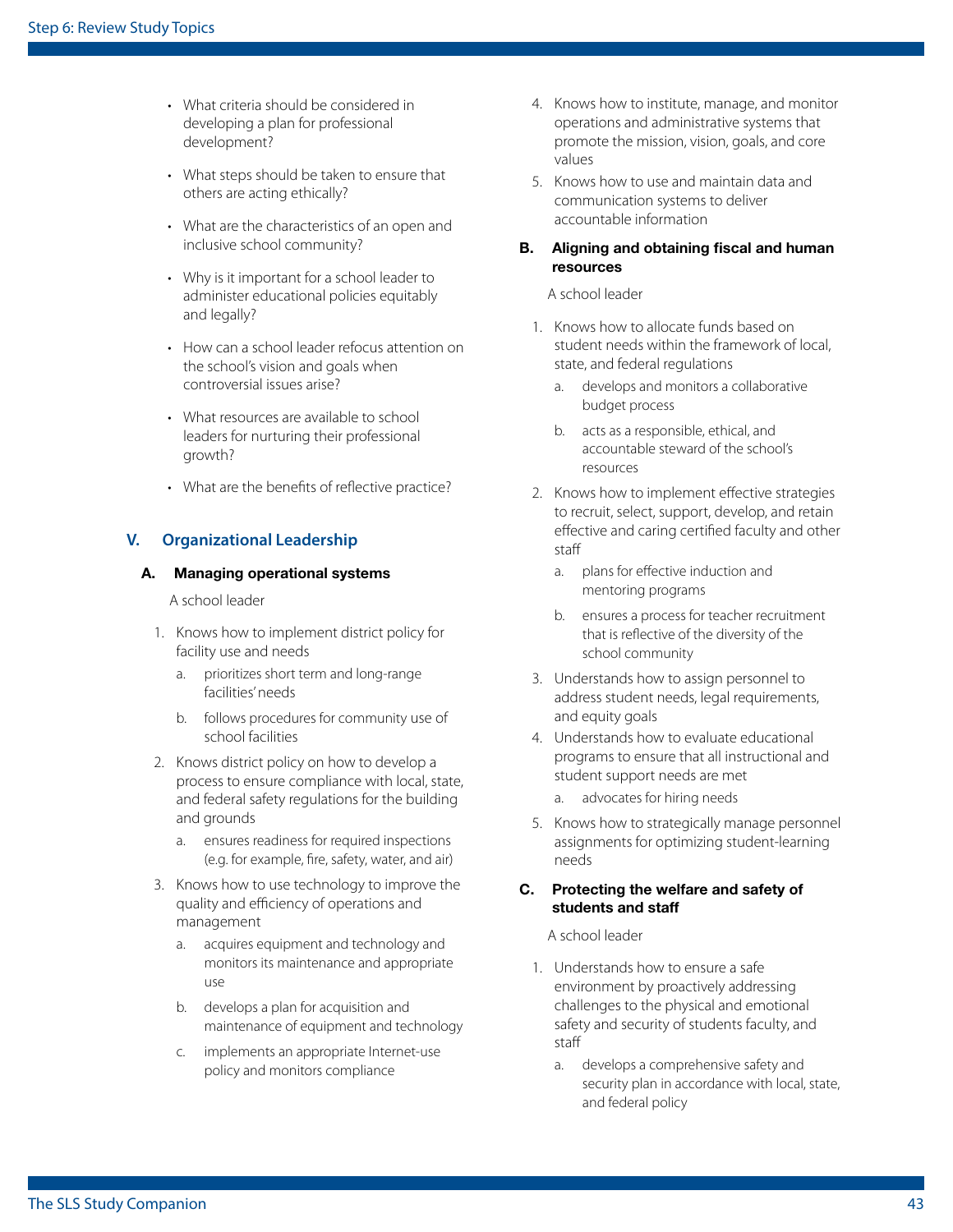- What criteria should be considered in developing a plan for professional development?
- What steps should be taken to ensure that others are acting ethically?
- What are the characteristics of an open and inclusive school community?
- Why is it important for a school leader to administer educational policies equitably and legally?
- How can a school leader refocus attention on the school's vision and goals when controversial issues arise?
- What resources are available to school leaders for nurturing their professional growth?
- What are the benefits of reflective practice?

## V. Organizational Leadership

### A. Managing operational systems

A school leader

1. Knows how to implement district policy for facility use and needs
    a. prioritizes short term and long-range facilities' needs
    b. follows procedures for community use of school facilities
2. Knows district policy on how to develop a process to ensure compliance with local, state, and federal safety regulations for the building and grounds
    a. ensures readiness for required inspections (e.g. for example, fire, safety, water, and air)
3. Knows how to use technology to improve the quality and efficiency of operations and management
    a. acquires equipment and technology and monitors its maintenance and appropriate use
    b. develops a plan for acquisition and maintenance of equipment and technology
    c. implements an appropriate Internet-use policy and monitors compliance
4. Knows how to institute, manage, and monitor operations and administrative systems that promote the mission, vision, goals, and core values
5. Knows how to use and maintain data and communication systems to deliver accountable information

### B. Aligning and obtaining fiscal and human resources

A school leader

1. Knows how to allocate funds based on student needs within the framework of local, state, and federal regulations
    a. develops and monitors a collaborative budget process
    b. acts as a responsible, ethical, and accountable steward of the school's resources
2. Knows how to implement effective strategies to recruit, select, support, develop, and retain effective and caring certified faculty and other staff
    a. plans for effective induction and mentoring programs
    b. ensures a process for teacher recruitment that is reflective of the diversity of the school community
3. Understands how to assign personnel to address student needs, legal requirements, and equity goals
4. Understands how to evaluate educational programs to ensure that all instructional and student support needs are met
    a. advocates for hiring needs
5. Knows how to strategically manage personnel assignments for optimizing student-learning needs

### C. Protecting the welfare and safety of students and staff

A school leader

1. Understands how to ensure a safe environment by proactively addressing challenges to the physical and emotional safety and security of students faculty, and staff
    a. develops a comprehensive safety and security plan in accordance with local, state, and federal policy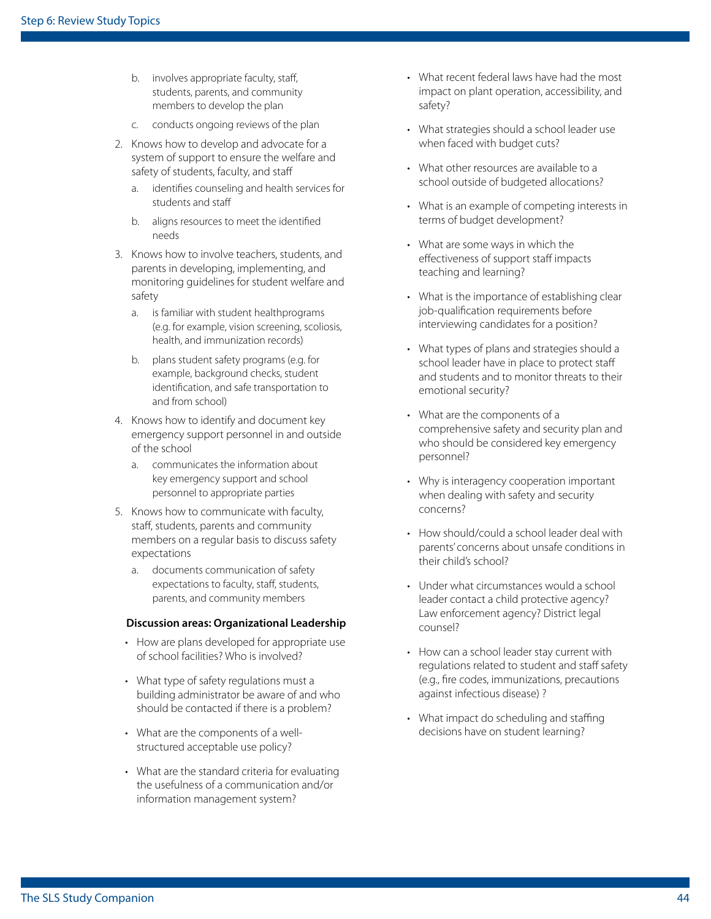b. involves appropriate faculty, staff, students, parents, and community members to develop the plan

   c. conducts ongoing reviews of the plan

2. Knows how to develop and advocate for a system of support to ensure the welfare and safety of students, faculty, and staff

   a. identifies counseling and health services for students and staff

   b. aligns resources to meet the identified needs

3. Knows how to involve teachers, students, and parents in developing, implementing, and monitoring guidelines for student welfare and safety

   a. is familiar with student healthprograms (e.g. for example, vision screening, scoliosis, health, and immunization records)

   b. plans student safety programs (e.g. for example, background checks, student identification, and safe transportation to and from school)

4. Knows how to identify and document key emergency support personnel in and outside of the school

   a. communicates the information about key emergency support and school personnel to appropriate parties

5. Knows how to communicate with faculty, staff, students, parents and community members on a regular basis to discuss safety expectations

   a. documents communication of safety expectations to faculty, staff, students, parents, and community members

**Discussion areas: Organizational Leadership**

- How are plans developed for appropriate use of school facilities? Who is involved?
- What type of safety regulations must a building administrator be aware of and who should be contacted if there is a problem?
- What are the components of a well-structured acceptable use policy?
- What are the standard criteria for evaluating the usefulness of a communication and/or information management system?
- What recent federal laws have had the most impact on plant operation, accessibility, and safety?
- What strategies should a school leader use when faced with budget cuts?
- What other resources are available to a school outside of budgeted allocations?
- What is an example of competing interests in terms of budget development?
- What are some ways in which the effectiveness of support staff impacts teaching and learning?
- What is the importance of establishing clear job-qualification requirements before interviewing candidates for a position?
- What types of plans and strategies should a school leader have in place to protect staff and students and to monitor threats to their emotional security?
- What are the components of a comprehensive safety and security plan and who should be considered key emergency personnel?
- Why is interagency cooperation important when dealing with safety and security concerns?
- How should/could a school leader deal with parents' concerns about unsafe conditions in their child's school?
- Under what circumstances would a school leader contact a child protective agency? Law enforcement agency? District legal counsel?
- How can a school leader stay current with regulations related to student and staff safety (e.g., fire codes, immunizations, precautions against infectious disease) ?
- What impact do scheduling and staffing decisions have on student learning?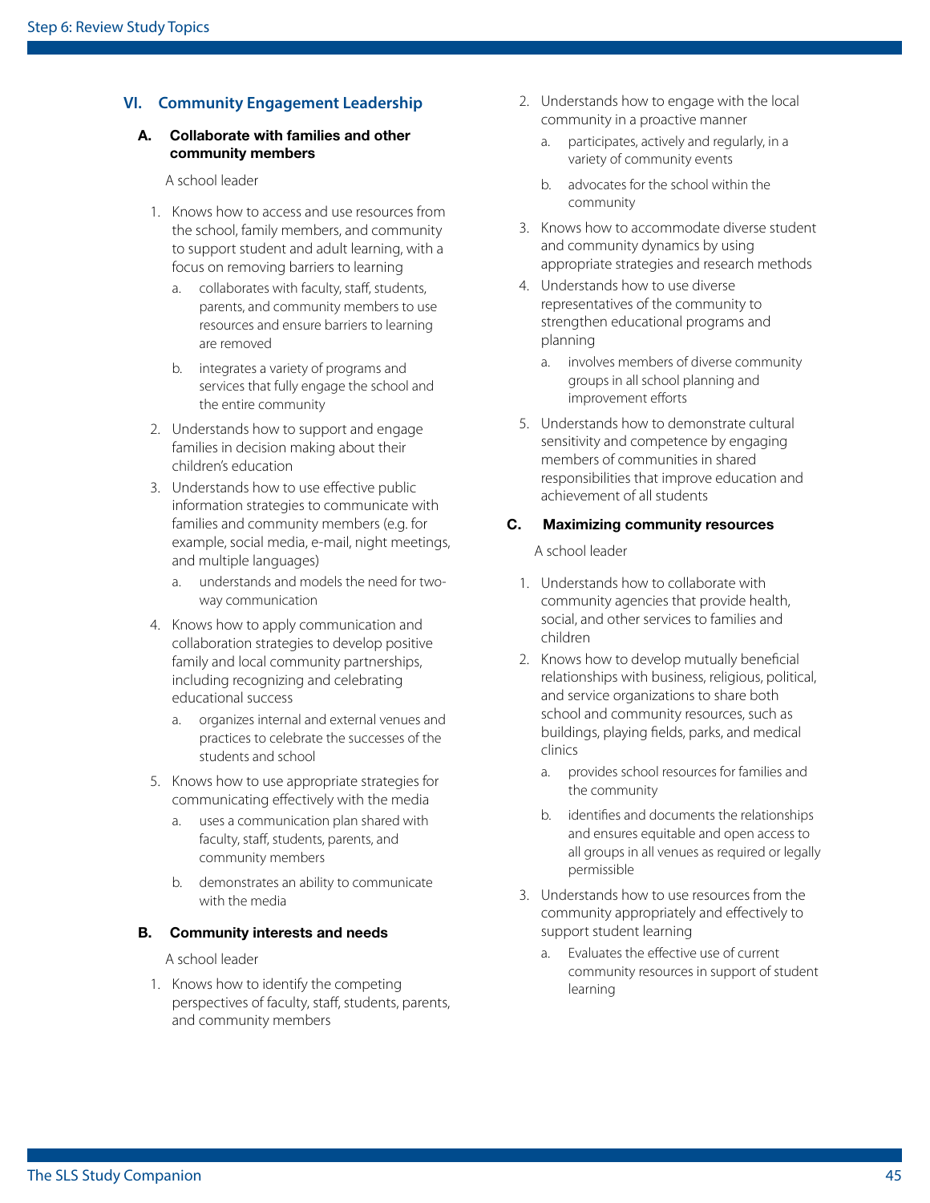## VI. Community Engagement Leadership

### A. Collaborate with families and other community members

A school leader

1. Knows how to access and use resources from the school, family members, and community to support student and adult learning, with a focus on removing barriers to learning
   a. collaborates with faculty, staff, students, parents, and community members to use resources and ensure barriers to learning are removed
   b. integrates a variety of programs and services that fully engage the school and the entire community
2. Understands how to support and engage families in decision making about their children's education
3. Understands how to use effective public information strategies to communicate with families and community members (e.g. for example, social media, e-mail, night meetings, and multiple languages)
   a. understands and models the need for two-way communication
4. Knows how to apply communication and collaboration strategies to develop positive family and local community partnerships, including recognizing and celebrating educational success
   a. organizes internal and external venues and practices to celebrate the successes of the students and school
5. Knows how to use appropriate strategies for communicating effectively with the media
   a. uses a communication plan shared with faculty, staff, students, parents, and community members
   b. demonstrates an ability to communicate with the media

### B. Community interests and needs

A school leader

1. Knows how to identify the competing perspectives of faculty, staff, students, parents, and community members
2. Understands how to engage with the local community in a proactive manner
   a. participates, actively and regularly, in a variety of community events
   b. advocates for the school within the community
3. Knows how to accommodate diverse student and community dynamics by using appropriate strategies and research methods
4. Understands how to use diverse representatives of the community to strengthen educational programs and planning
   a. involves members of diverse community groups in all school planning and improvement efforts
5. Understands how to demonstrate cultural sensitivity and competence by engaging members of communities in shared responsibilities that improve education and achievement of all students

### C. Maximizing community resources

A school leader

1. Understands how to collaborate with community agencies that provide health, social, and other services to families and children
2. Knows how to develop mutually beneficial relationships with business, religious, political, and service organizations to share both school and community resources, such as buildings, playing fields, parks, and medical clinics
   a. provides school resources for families and the community
   b. identifies and documents the relationships and ensures equitable and open access to all groups in all venues as required or legally permissible
3. Understands how to use resources from the community appropriately and effectively to support student learning
   a. Evaluates the effective use of current community resources in support of student learning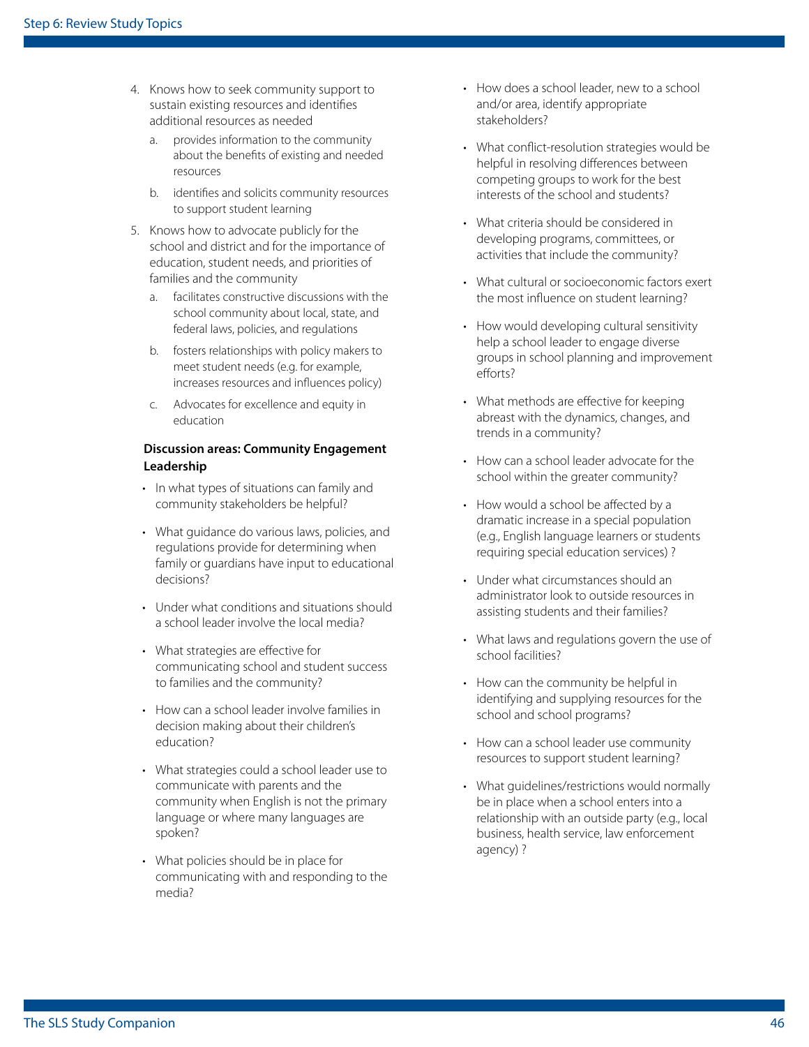4. Knows how to seek community support to sustain existing resources and identifies additional resources as needed
   a. provides information to the community about the benefits of existing and needed resources
   b. identifies and solicits community resources to support student learning
5. Knows how to advocate publicly for the school and district and for the importance of education, student needs, and priorities of families and the community
   a. facilitates constructive discussions with the school community about local, state, and federal laws, policies, and regulations
   b. fosters relationships with policy makers to meet student needs (e.g. for example, increases resources and influences policy)
   c. Advocates for excellence and equity in education

**Discussion areas: Community Engagement Leadership**

- In what types of situations can family and community stakeholders be helpful?
- What guidance do various laws, policies, and regulations provide for determining when family or guardians have input to educational decisions?
- Under what conditions and situations should a school leader involve the local media?
- What strategies are effective for communicating school and student success to families and the community?
- How can a school leader involve families in decision making about their children's education?
- What strategies could a school leader use to communicate with parents and the community when English is not the primary language or where many languages are spoken?
- What policies should be in place for communicating with and responding to the media?
- How does a school leader, new to a school and/or area, identify appropriate stakeholders?
- What conflict-resolution strategies would be helpful in resolving differences between competing groups to work for the best interests of the school and students?
- What criteria should be considered in developing programs, committees, or activities that include the community?
- What cultural or socioeconomic factors exert the most influence on student learning?
- How would developing cultural sensitivity help a school leader to engage diverse groups in school planning and improvement efforts?
- What methods are effective for keeping abreast with the dynamics, changes, and trends in a community?
- How can a school leader advocate for the school within the greater community?
- How would a school be affected by a dramatic increase in a special population (e.g., English language learners or students requiring special education services) ?
- Under what circumstances should an administrator look to outside resources in assisting students and their families?
- What laws and regulations govern the use of school facilities?
- How can the community be helpful in identifying and supplying resources for the school and school programs?
- How can a school leader use community resources to support student learning?
- What guidelines/restrictions would normally be in place when a school enters into a relationship with an outside party (e.g., local business, health service, law enforcement agency) ?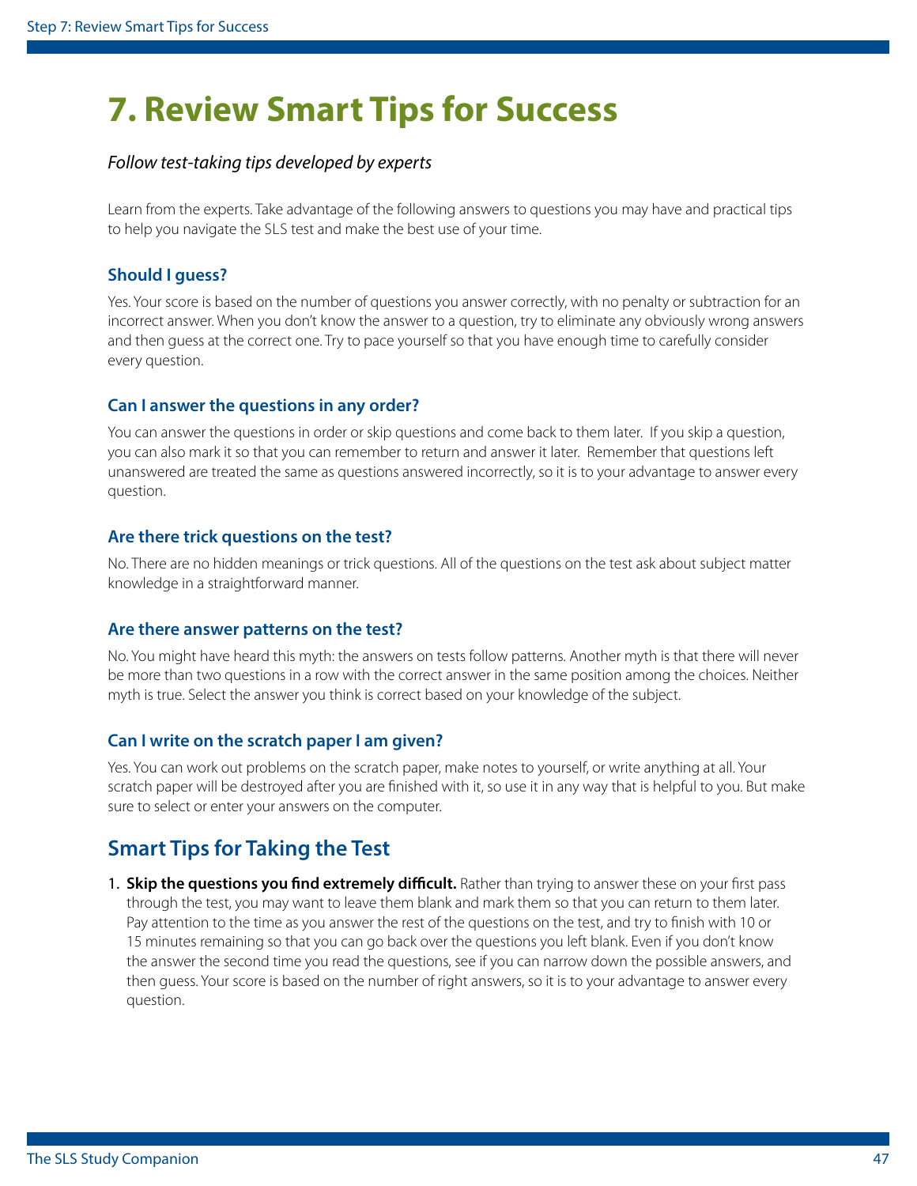# 7. Review Smart Tips for Success

*Follow test-taking tips developed by experts*

Learn from the experts. Take advantage of the following answers to questions you may have and practical tips to help you navigate the SLS test and make the best use of your time.

### Should I guess?

Yes. Your score is based on the number of questions you answer correctly, with no penalty or subtraction for an incorrect answer. When you don't know the answer to a question, try to eliminate any obviously wrong answers and then guess at the correct one. Try to pace yourself so that you have enough time to carefully consider every question.

### Can I answer the questions in any order?

You can answer the questions in order or skip questions and come back to them later. If you skip a question, you can also mark it so that you can remember to return and answer it later. Remember that questions left unanswered are treated the same as questions answered incorrectly, so it is to your advantage to answer every question.

### Are there trick questions on the test?

No. There are no hidden meanings or trick questions. All of the questions on the test ask about subject matter knowledge in a straightforward manner.

### Are there answer patterns on the test?

No. You might have heard this myth: the answers on tests follow patterns. Another myth is that there will never be more than two questions in a row with the correct answer in the same position among the choices. Neither myth is true. Select the answer you think is correct based on your knowledge of the subject.

### Can I write on the scratch paper I am given?

Yes. You can work out problems on the scratch paper, make notes to yourself, or write anything at all. Your scratch paper will be destroyed after you are finished with it, so use it in any way that is helpful to you. But make sure to select or enter your answers on the computer.

## Smart Tips for Taking the Test

1. **Skip the questions you find extremely difficult.** Rather than trying to answer these on your first pass through the test, you may want to leave them blank and mark them so that you can return to them later. Pay attention to the time as you answer the rest of the questions on the test, and try to finish with 10 or 15 minutes remaining so that you can go back over the questions you left blank. Even if you don't know the answer the second time you read the questions, see if you can narrow down the possible answers, and then guess. Your score is based on the number of right answers, so it is to your advantage to answer every question.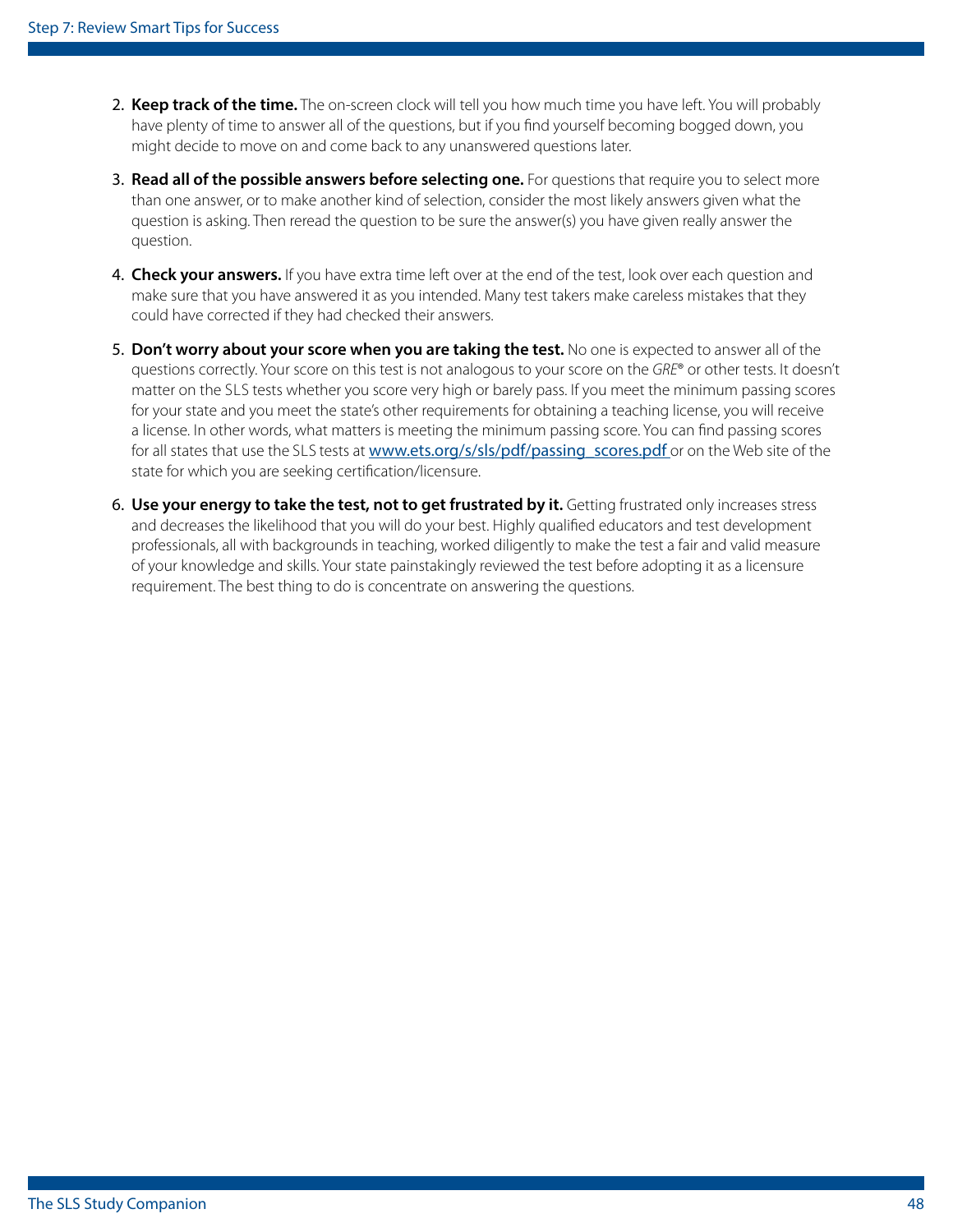2. **Keep track of the time.** The on-screen clock will tell you how much time you have left. You will probably have plenty of time to answer all of the questions, but if you find yourself becoming bogged down, you might decide to move on and come back to any unanswered questions later.

3. **Read all of the possible answers before selecting one.** For questions that require you to select more than one answer, or to make another kind of selection, consider the most likely answers given what the question is asking. Then reread the question to be sure the answer(s) you have given really answer the question.

4. **Check your answers.** If you have extra time left over at the end of the test, look over each question and make sure that you have answered it as you intended. Many test takers make careless mistakes that they could have corrected if they had checked their answers.

5. **Don't worry about your score when you are taking the test.** No one is expected to answer all of the questions correctly. Your score on this test is not analogous to your score on the *GRE*® or other tests. It doesn't matter on the SLS tests whether you score very high or barely pass. If you meet the minimum passing scores for your state and you meet the state's other requirements for obtaining a teaching license, you will receive a license. In other words, what matters is meeting the minimum passing score. You can find passing scores for all states that use the SLS tests at [www.ets.org/s/sls/pdf/passing_scores.pdf](http://www.ets.org/s/sls/pdf/passing_scores.pdf) or on the Web site of the state for which you are seeking certification/licensure.

6. **Use your energy to take the test, not to get frustrated by it.** Getting frustrated only increases stress and decreases the likelihood that you will do your best. Highly qualified educators and test development professionals, all with backgrounds in teaching, worked diligently to make the test a fair and valid measure of your knowledge and skills. Your state painstakingly reviewed the test before adopting it as a licensure requirement. The best thing to do is concentrate on answering the questions.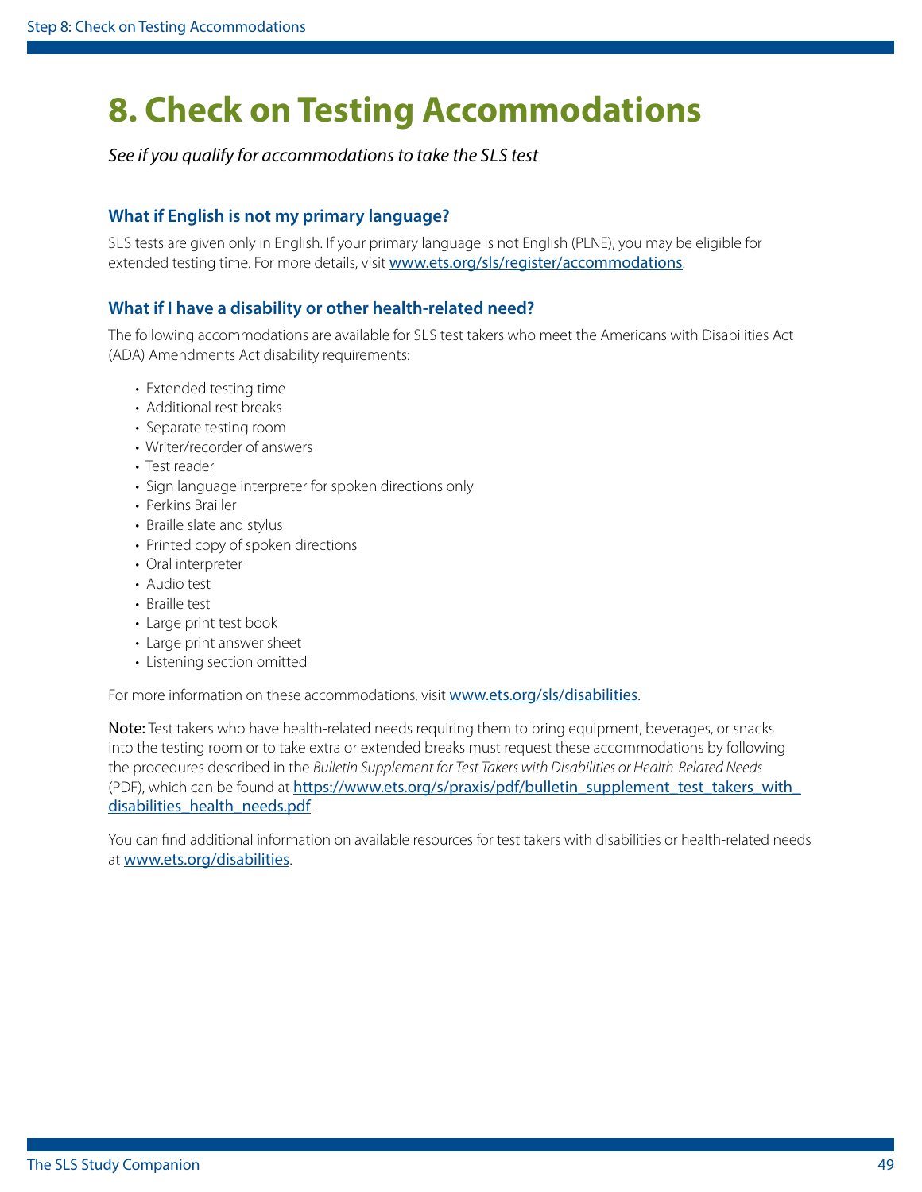# 8. Check on Testing Accommodations

*See if you qualify for accommodations to take the SLS test*

### What if English is not my primary language?

SLS tests are given only in English. If your primary language is not English (PLNE), you may be eligible for extended testing time. For more details, visit [www.ets.org/sls/register/accommodations](www.ets.org/sls/register/accommodations).

### What if I have a disability or other health-related need?

The following accommodations are available for SLS test takers who meet the Americans with Disabilities Act (ADA) Amendments Act disability requirements:

- Extended testing time
- Additional rest breaks
- Separate testing room
- Writer/recorder of answers
- Test reader
- Sign language interpreter for spoken directions only
- Perkins Brailler
- Braille slate and stylus
- Printed copy of spoken directions
- Oral interpreter
- Audio test
- Braille test
- Large print test book
- Large print answer sheet
- Listening section omitted

For more information on these accommodations, visit [www.ets.org/sls/disabilities](www.ets.org/sls/disabilities).

**Note:** Test takers who have health-related needs requiring them to bring equipment, beverages, or snacks into the testing room or to take extra or extended breaks must request these accommodations by following the procedures described in the *Bulletin Supplement for Test Takers with Disabilities or Health-Related Needs* (PDF), which can be found at [https://www.ets.org/s/praxis/pdf/bulletin_supplement_test_takers_with_disabilities_health_needs.pdf](https://www.ets.org/s/praxis/pdf/bulletin_supplement_test_takers_with_disabilities_health_needs.pdf).

You can find additional information on available resources for test takers with disabilities or health-related needs at [www.ets.org/disabilities](www.ets.org/disabilities).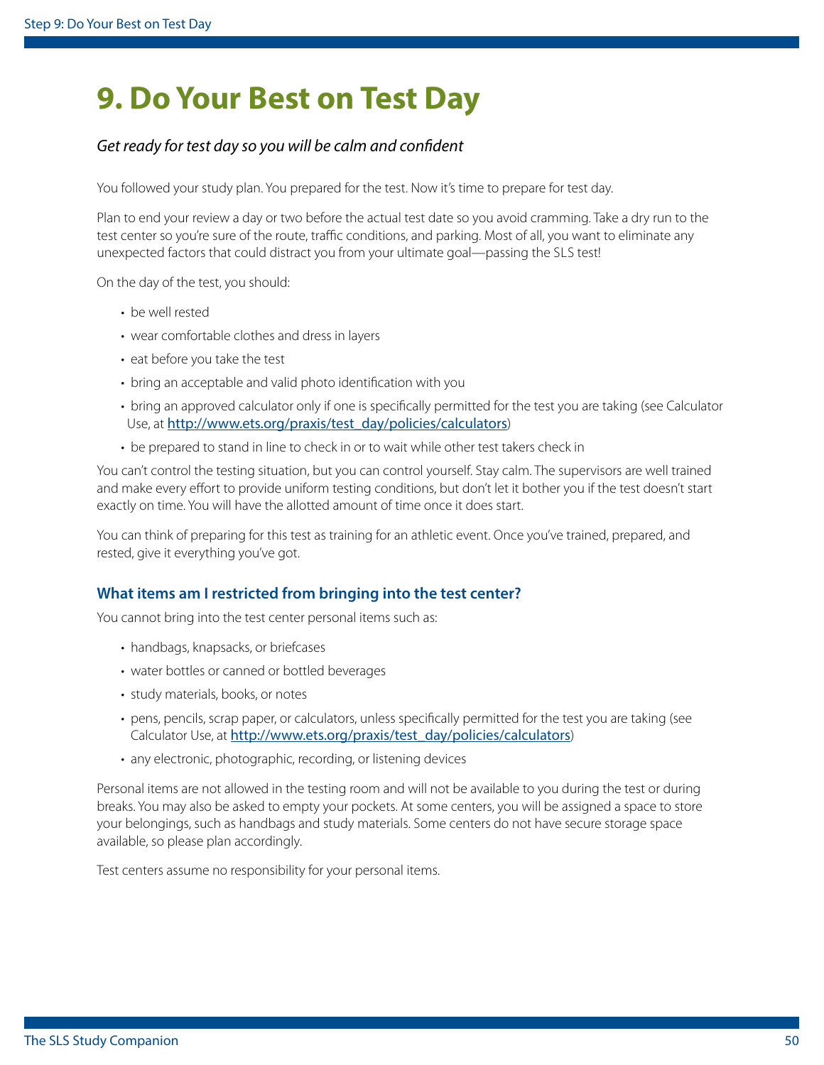# 9. Do Your Best on Test Day

*Get ready for test day so you will be calm and confident*

You followed your study plan. You prepared for the test. Now it's time to prepare for test day.

Plan to end your review a day or two before the actual test date so you avoid cramming. Take a dry run to the test center so you're sure of the route, traffic conditions, and parking. Most of all, you want to eliminate any unexpected factors that could distract you from your ultimate goal—passing the SLS test!

On the day of the test, you should:

- be well rested
- wear comfortable clothes and dress in layers
- eat before you take the test
- bring an acceptable and valid photo identification with you
- bring an approved calculator only if one is specifically permitted for the test you are taking (see Calculator Use, at [http://www.ets.org/praxis/test_day/policies/calculators](http://www.ets.org/praxis/test_day/policies/calculators))
- be prepared to stand in line to check in or to wait while other test takers check in

You can't control the testing situation, but you can control yourself. Stay calm. The supervisors are well trained and make every effort to provide uniform testing conditions, but don't let it bother you if the test doesn't start exactly on time. You will have the allotted amount of time once it does start.

You can think of preparing for this test as training for an athletic event. Once you've trained, prepared, and rested, give it everything you've got.

### What items am I restricted from bringing into the test center?

You cannot bring into the test center personal items such as:

- handbags, knapsacks, or briefcases
- water bottles or canned or bottled beverages
- study materials, books, or notes
- pens, pencils, scrap paper, or calculators, unless specifically permitted for the test you are taking (see Calculator Use, at [http://www.ets.org/praxis/test_day/policies/calculators](http://www.ets.org/praxis/test_day/policies/calculators))
- any electronic, photographic, recording, or listening devices

Personal items are not allowed in the testing room and will not be available to you during the test or during breaks. You may also be asked to empty your pockets. At some centers, you will be assigned a space to store your belongings, such as handbags and study materials. Some centers do not have secure storage space available, so please plan accordingly.

Test centers assume no responsibility for your personal items.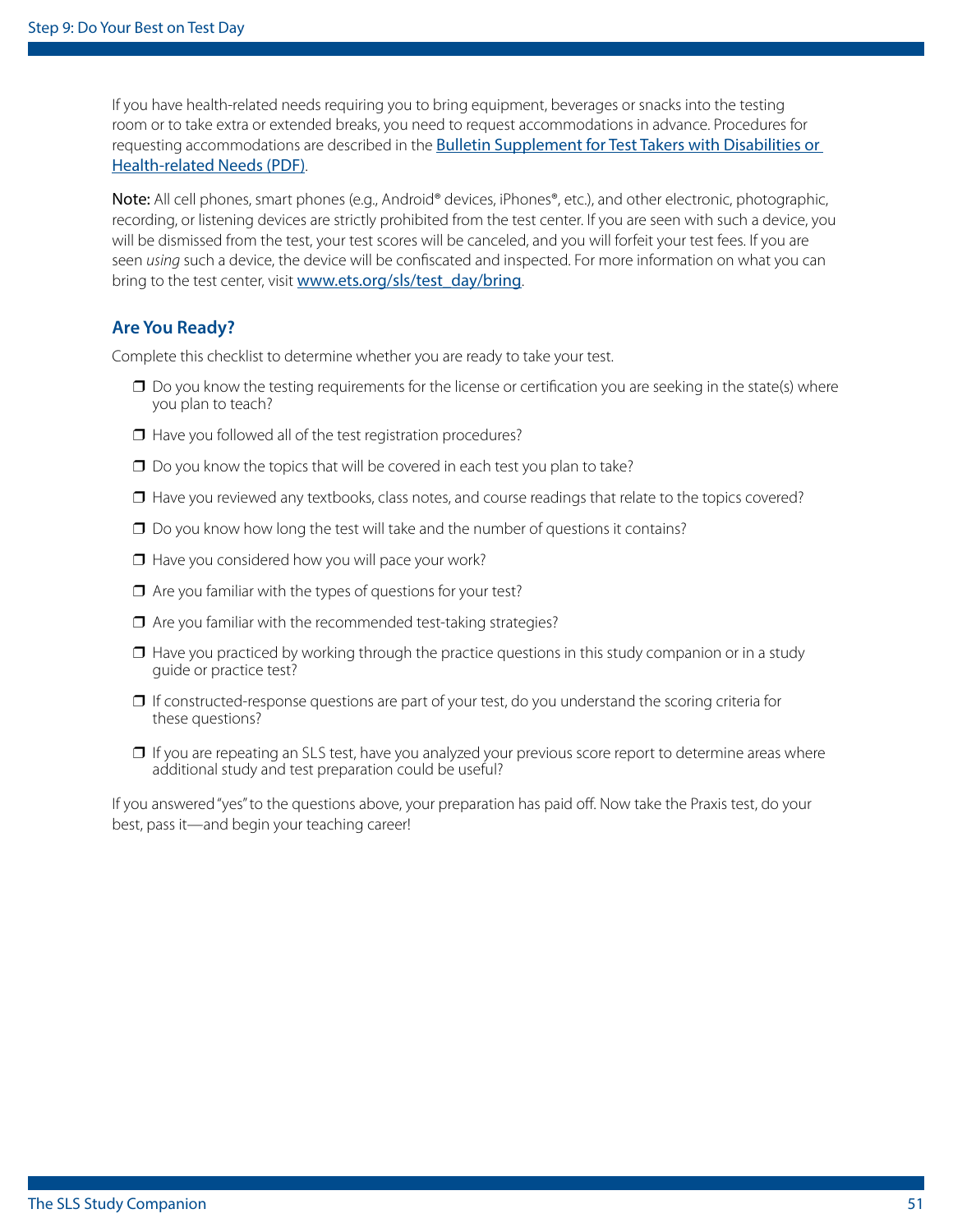If you have health-related needs requiring you to bring equipment, beverages or snacks into the testing room or to take extra or extended breaks, you need to request accommodations in advance. Procedures for requesting accommodations are described in the [Bulletin Supplement for Test Takers with Disabilities or Health-related Needs (PDF)](#).

**Note:** All cell phones, smart phones (e.g., Android® devices, iPhones®, etc.), and other electronic, photographic, recording, or listening devices are strictly prohibited from the test center. If you are seen with such a device, you will be dismissed from the test, your test scores will be canceled, and you will forfeit your test fees. If you are seen *using* such a device, the device will be confiscated and inspected. For more information on what you can bring to the test center, visit [www.ets.org/sls/test_day/bring](http://www.ets.org/sls/test_day/bring).

## Are You Ready?

Complete this checklist to determine whether you are ready to take your test.

- ❒ Do you know the testing requirements for the license or certification you are seeking in the state(s) where you plan to teach?
- ❒ Have you followed all of the test registration procedures?
- ❒ Do you know the topics that will be covered in each test you plan to take?
- ❒ Have you reviewed any textbooks, class notes, and course readings that relate to the topics covered?
- ❒ Do you know how long the test will take and the number of questions it contains?
- ❒ Have you considered how you will pace your work?
- ❒ Are you familiar with the types of questions for your test?
- ❒ Are you familiar with the recommended test-taking strategies?
- ❒ Have you practiced by working through the practice questions in this study companion or in a study guide or practice test?
- ❒ If constructed-response questions are part of your test, do you understand the scoring criteria for these questions?
- ❒ If you are repeating an SLS test, have you analyzed your previous score report to determine areas where additional study and test preparation could be useful?

If you answered "yes" to the questions above, your preparation has paid off. Now take the Praxis test, do your best, pass it—and begin your teaching career!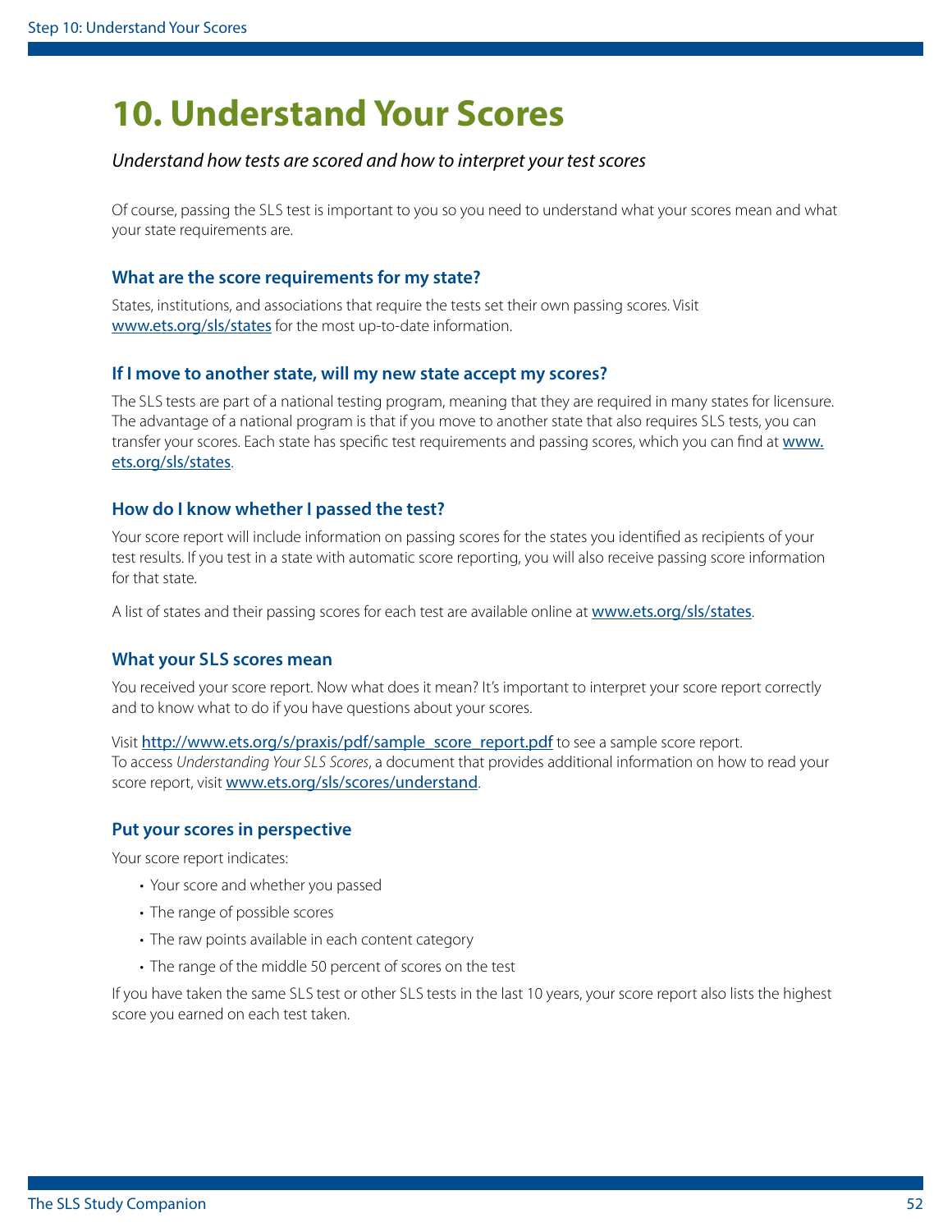# 10. Understand Your Scores

*Understand how tests are scored and how to interpret your test scores*

Of course, passing the SLS test is important to you so you need to understand what your scores mean and what your state requirements are.

### What are the score requirements for my state?

States, institutions, and associations that require the tests set their own passing scores. Visit www.ets.org/sls/states for the most up-to-date information.

### If I move to another state, will my new state accept my scores?

The SLS tests are part of a national testing program, meaning that they are required in many states for licensure. The advantage of a national program is that if you move to another state that also requires SLS tests, you can transfer your scores. Each state has specific test requirements and passing scores, which you can find at www.ets.org/sls/states.

### How do I know whether I passed the test?

Your score report will include information on passing scores for the states you identified as recipients of your test results. If you test in a state with automatic score reporting, you will also receive passing score information for that state.

A list of states and their passing scores for each test are available online at www.ets.org/sls/states.

### What your SLS scores mean

You received your score report. Now what does it mean? It's important to interpret your score report correctly and to know what to do if you have questions about your scores.

Visit http://www.ets.org/s/praxis/pdf/sample_score_report.pdf to see a sample score report.
To access *Understanding Your SLS Scores*, a document that provides additional information on how to read your score report, visit www.ets.org/sls/scores/understand.

### Put your scores in perspective

Your score report indicates:

- Your score and whether you passed
- The range of possible scores
- The raw points available in each content category
- The range of the middle 50 percent of scores on the test

If you have taken the same SLS test or other SLS tests in the last 10 years, your score report also lists the highest score you earned on each test taken.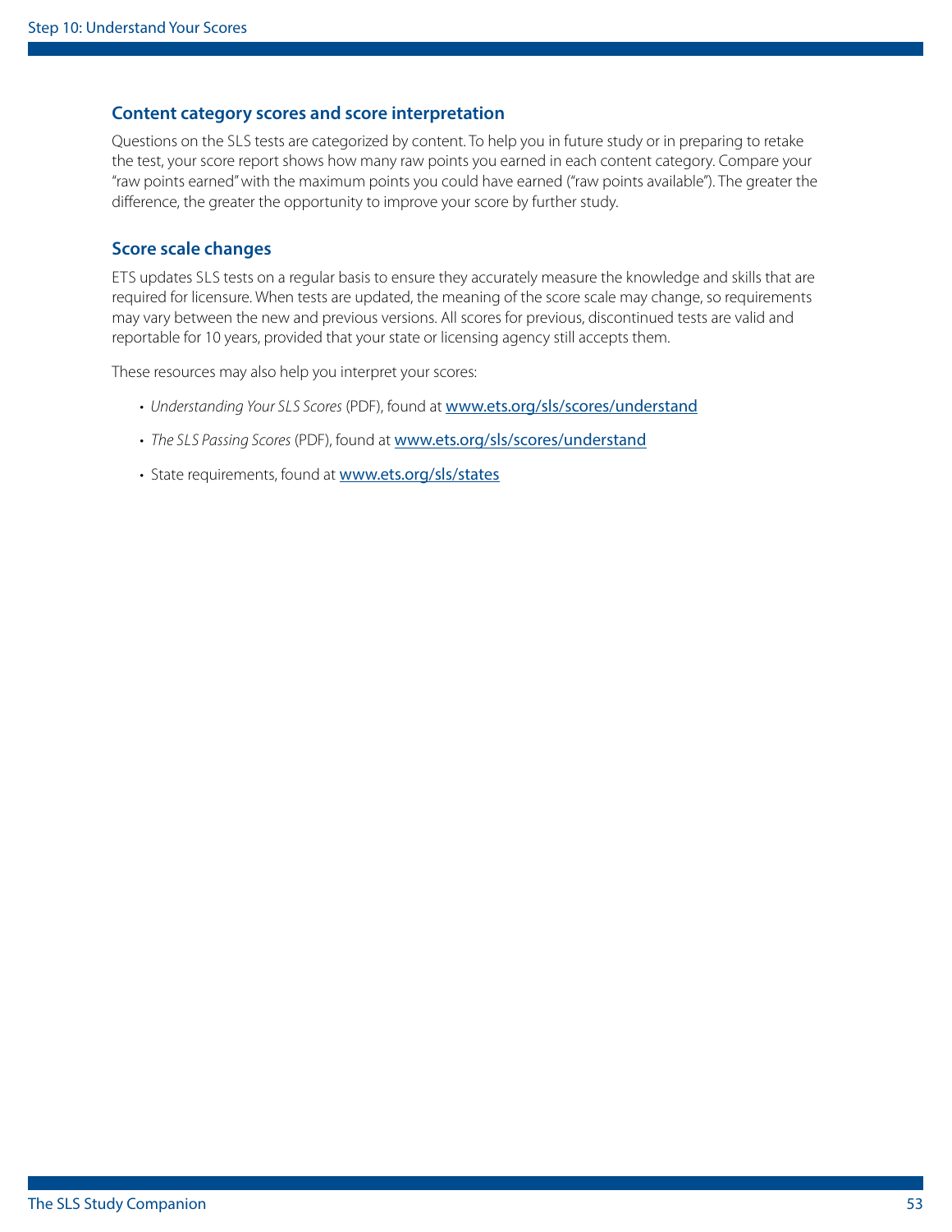## Content category scores and score interpretation

Questions on the SLS tests are categorized by content. To help you in future study or in preparing to retake the test, your score report shows how many raw points you earned in each content category. Compare your "raw points earned" with the maximum points you could have earned ("raw points available"). The greater the difference, the greater the opportunity to improve your score by further study.

## Score scale changes

ETS updates SLS tests on a regular basis to ensure they accurately measure the knowledge and skills that are required for licensure. When tests are updated, the meaning of the score scale may change, so requirements may vary between the new and previous versions. All scores for previous, discontinued tests are valid and reportable for 10 years, provided that your state or licensing agency still accepts them.

These resources may also help you interpret your scores:

- *Understanding Your SLS Scores* (PDF), found at [www.ets.org/sls/scores/understand](http://www.ets.org/sls/scores/understand)
- *The SLS Passing Scores* (PDF), found at [www.ets.org/sls/scores/understand](http://www.ets.org/sls/scores/understand)
- State requirements, found at [www.ets.org/sls/states](http://www.ets.org/sls/states)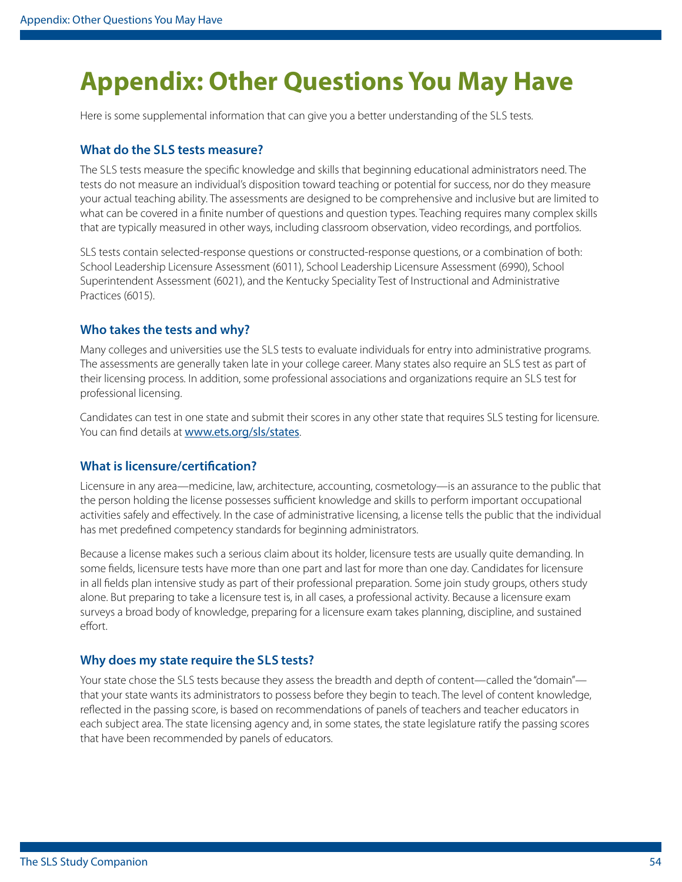# Appendix: Other Questions You May Have

Here is some supplemental information that can give you a better understanding of the SLS tests.

### What do the SLS tests measure?

The SLS tests measure the specific knowledge and skills that beginning educational administrators need. The tests do not measure an individual's disposition toward teaching or potential for success, nor do they measure your actual teaching ability. The assessments are designed to be comprehensive and inclusive but are limited to what can be covered in a finite number of questions and question types. Teaching requires many complex skills that are typically measured in other ways, including classroom observation, video recordings, and portfolios.

SLS tests contain selected-response questions or constructed-response questions, or a combination of both: School Leadership Licensure Assessment (6011), School Leadership Licensure Assessment (6990), School Superintendent Assessment (6021), and the Kentucky Speciality Test of Instructional and Administrative Practices (6015).

### Who takes the tests and why?

Many colleges and universities use the SLS tests to evaluate individuals for entry into administrative programs. The assessments are generally taken late in your college career. Many states also require an SLS test as part of their licensing process. In addition, some professional associations and organizations require an SLS test for professional licensing.

Candidates can test in one state and submit their scores in any other state that requires SLS testing for licensure. You can find details at www.ets.org/sls/states.

### What is licensure/certification?

Licensure in any area—medicine, law, architecture, accounting, cosmetology—is an assurance to the public that the person holding the license possesses sufficient knowledge and skills to perform important occupational activities safely and effectively. In the case of administrative licensing, a license tells the public that the individual has met predefined competency standards for beginning administrators.

Because a license makes such a serious claim about its holder, licensure tests are usually quite demanding. In some fields, licensure tests have more than one part and last for more than one day. Candidates for licensure in all fields plan intensive study as part of their professional preparation. Some join study groups, others study alone. But preparing to take a licensure test is, in all cases, a professional activity. Because a licensure exam surveys a broad body of knowledge, preparing for a licensure exam takes planning, discipline, and sustained effort.

### Why does my state require the SLS tests?

Your state chose the SLS tests because they assess the breadth and depth of content—called the "domain"—that your state wants its administrators to possess before they begin to teach. The level of content knowledge, reflected in the passing score, is based on recommendations of panels of teachers and teacher educators in each subject area. The state licensing agency and, in some states, the state legislature ratify the passing scores that have been recommended by panels of educators.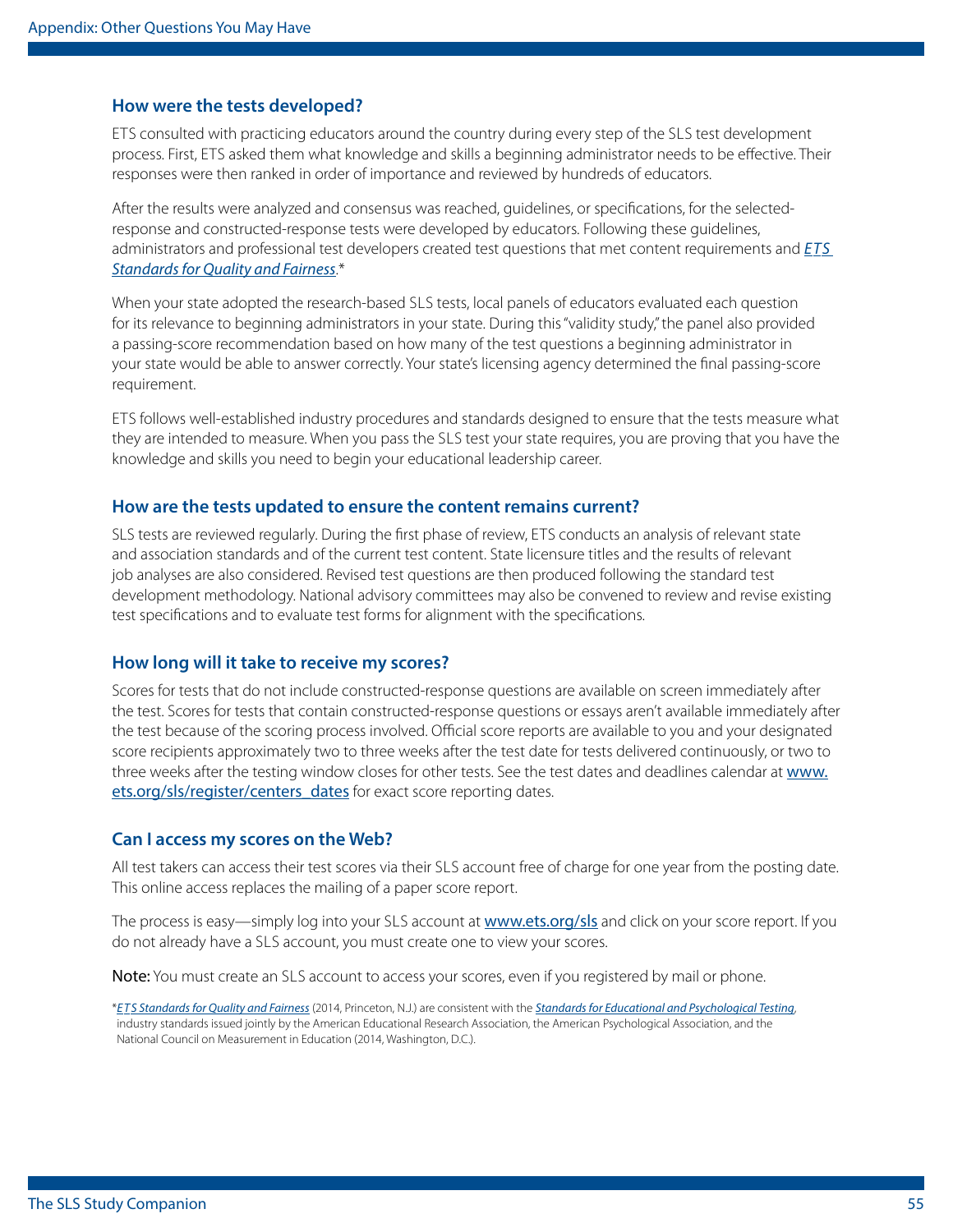## How were the tests developed?

ETS consulted with practicing educators around the country during every step of the SLS test development process. First, ETS asked them what knowledge and skills a beginning administrator needs to be effective. Their responses were then ranked in order of importance and reviewed by hundreds of educators.

After the results were analyzed and consensus was reached, guidelines, or specifications, for the selected-response and constructed-response tests were developed by educators. Following these guidelines, administrators and professional test developers created test questions that met content requirements and *ETS Standards for Quality and Fairness*.*

When your state adopted the research-based SLS tests, local panels of educators evaluated each question for its relevance to beginning administrators in your state. During this "validity study," the panel also provided a passing-score recommendation based on how many of the test questions a beginning administrator in your state would be able to answer correctly. Your state's licensing agency determined the final passing-score requirement.

ETS follows well-established industry procedures and standards designed to ensure that the tests measure what they are intended to measure. When you pass the SLS test your state requires, you are proving that you have the knowledge and skills you need to begin your educational leadership career.

## How are the tests updated to ensure the content remains current?

SLS tests are reviewed regularly. During the first phase of review, ETS conducts an analysis of relevant state and association standards and of the current test content. State licensure titles and the results of relevant job analyses are also considered. Revised test questions are then produced following the standard test development methodology. National advisory committees may also be convened to review and revise existing test specifications and to evaluate test forms for alignment with the specifications.

## How long will it take to receive my scores?

Scores for tests that do not include constructed-response questions are available on screen immediately after the test. Scores for tests that contain constructed-response questions or essays aren't available immediately after the test because of the scoring process involved. Official score reports are available to you and your designated score recipients approximately two to three weeks after the test date for tests delivered continuously, or two to three weeks after the testing window closes for other tests. See the test dates and deadlines calendar at www.ets.org/sls/register/centers_dates for exact score reporting dates.

## Can I access my scores on the Web?

All test takers can access their test scores via their SLS account free of charge for one year from the posting date. This online access replaces the mailing of a paper score report.

The process is easy—simply log into your SLS account at www.ets.org/sls and click on your score report. If you do not already have a SLS account, you must create one to view your scores.

**Note:** You must create an SLS account to access your scores, even if you registered by mail or phone.

\**ETS Standards for Quality and Fairness* (2014, Princeton, N.J.) are consistent with the *Standards for Educational and Psychological Testing*, industry standards issued jointly by the American Educational Research Association, the American Psychological Association, and the National Council on Measurement in Education (2014, Washington, D.C.).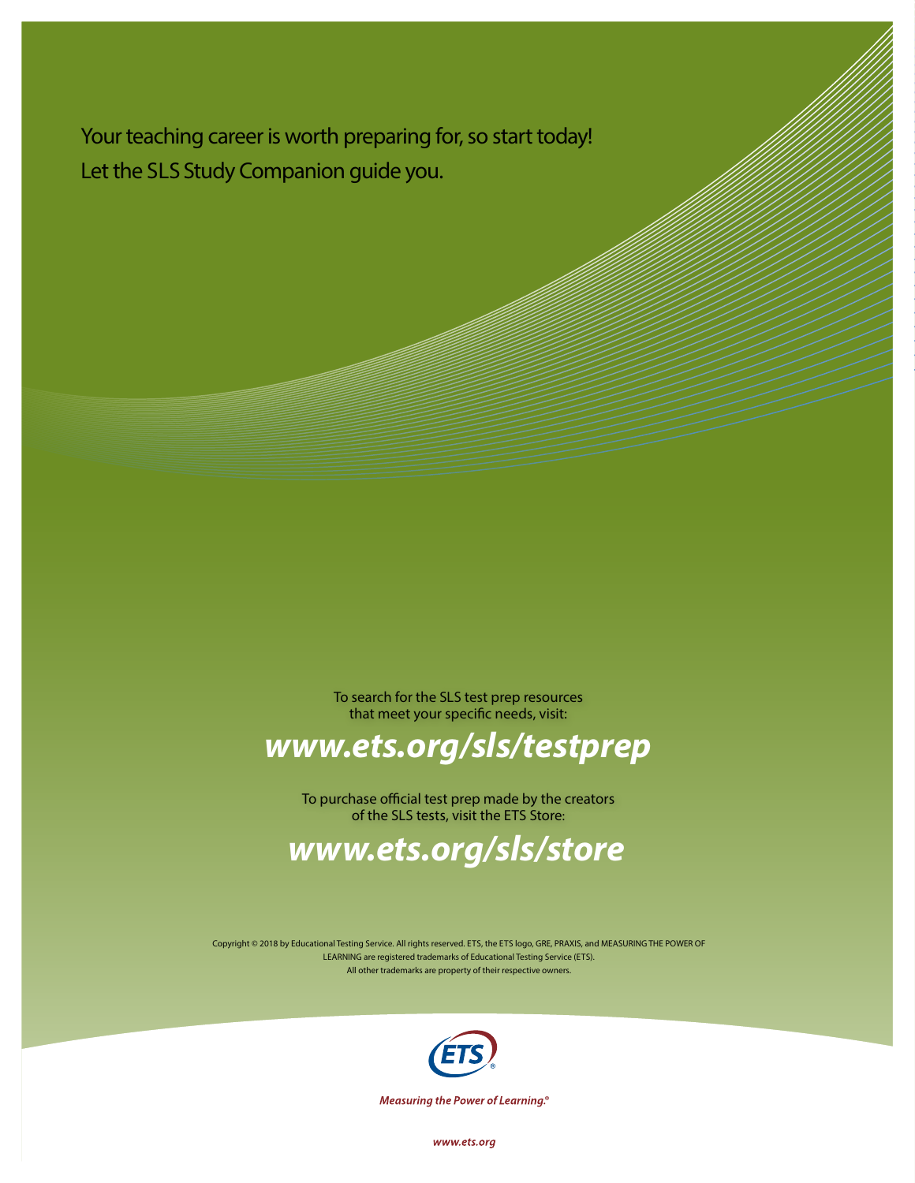Your teaching career is worth preparing for, so start today!
Let the SLS Study Companion guide you.

To search for the SLS test prep resources that meet your specific needs, visit:

***www.ets.org/sls/testprep***

To purchase official test prep made by the creators of the SLS tests, visit the ETS Store:

***www.ets.org/sls/store***

Copyright © 2018 by Educational Testing Service. All rights reserved. ETS, the ETS logo, GRE, PRAXIS, and MEASURING THE POWER OF LEARNING are registered trademarks of Educational Testing Service (ETS).
All other trademarks are property of their respective owners.

ETS®

*Measuring the Power of Learning.®*

*www.ets.org*